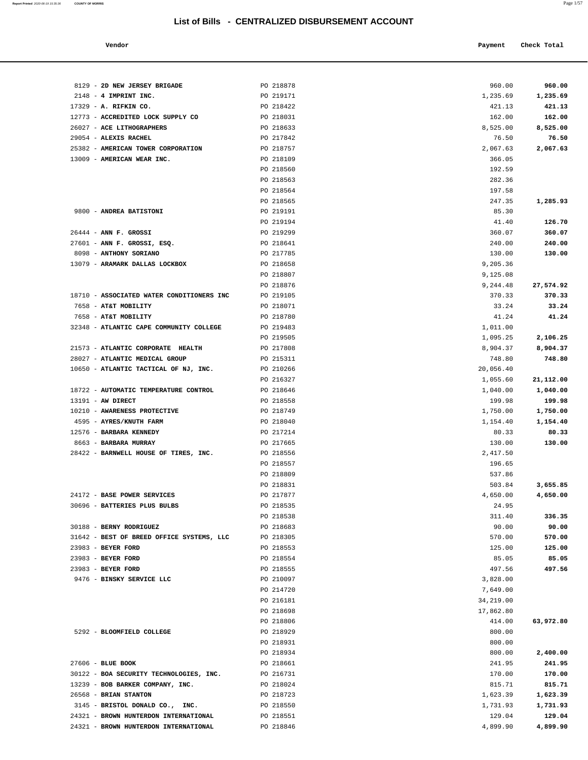# List of Bills - CENTRALIZED DISBURSEMENT ACCOUNT

| Vendor | | Payment | Check Total |
|---|---|---|---|
| 8129 - **2D NEW JERSEY BRIGADE** | PO 218878 | 960.00 | **960.00** |
| 2148 - **4 IMPRINT INC.** | PO 219171 | 1,235.69 | **1,235.69** |
| 17329 - **A. RIFKIN CO.** | PO 218422 | 421.13 | **421.13** |
| 12773 - **ACCREDITED LOCK SUPPLY CO** | PO 218031 | 162.00 | **162.00** |
| 26027 - **ACE LITHOGRAPHERS** | PO 218633 | 8,525.00 | **8,525.00** |
| 29054 - **ALEXIS RACHEL** | PO 217842 | 76.50 | **76.50** |
| 25382 - **AMERICAN TOWER CORPORATION** | PO 218757 | 2,067.63 | **2,067.63** |
| 13009 - **AMERICAN WEAR INC.** | PO 218109 | 366.05 | |
| | PO 218560 | 192.59 | |
| | PO 218563 | 282.36 | |
| | PO 218564 | 197.58 | |
| | PO 218565 | 247.35 | **1,285.93** |
| 9800 - **ANDREA BATISTONI** | PO 219191 | 85.30 | |
| | PO 219194 | 41.40 | **126.70** |
| 26444 - **ANN F. GROSSI** | PO 219299 | 360.07 | **360.07** |
| 27601 - **ANN F. GROSSI, ESQ.** | PO 218641 | 240.00 | **240.00** |
| 8098 - **ANTHONY SORIANO** | PO 217785 | 130.00 | **130.00** |
| 13079 - **ARAMARK DALLAS LOCKBOX** | PO 218658 | 9,205.36 | |
| | PO 218807 | 9,125.08 | |
| | PO 218876 | 9,244.48 | **27,574.92** |
| 18710 - **ASSOCIATED WATER CONDITIONERS INC** | PO 219105 | 370.33 | **370.33** |
| 7658 - **AT&T MOBILITY** | PO 218071 | 33.24 | **33.24** |
| 7658 - **AT&T MOBILITY** | PO 218780 | 41.24 | **41.24** |
| 32348 - **ATLANTIC CAPE COMMUNITY COLLEGE** | PO 219483 | 1,011.00 | |
| | PO 219505 | 1,095.25 | **2,106.25** |
| 21573 - **ATLANTIC CORPORATE HEALTH** | PO 217808 | 8,904.37 | **8,904.37** |
| 28027 - **ATLANTIC MEDICAL GROUP** | PO 215311 | 748.80 | **748.80** |
| 10650 - **ATLANTIC TACTICAL OF NJ, INC.** | PO 210266 | 20,056.40 | |
| | PO 216327 | 1,055.60 | **21,112.00** |
| 18722 - **AUTOMATIC TEMPERATURE CONTROL** | PO 218646 | 1,040.00 | **1,040.00** |
| 13191 - **AW DIRECT** | PO 218558 | 199.98 | **199.98** |
| 10210 - **AWARENESS PROTECTIVE** | PO 218749 | 1,750.00 | **1,750.00** |
| 4595 - **AYRES/KNUTH FARM** | PO 218040 | 1,154.40 | **1,154.40** |
| 12576 - **BARBARA KENNEDY** | PO 217214 | 80.33 | **80.33** |
| 8663 - **BARBARA MURRAY** | PO 217665 | 130.00 | **130.00** |
| 28422 - **BARNWELL HOUSE OF TIRES, INC.** | PO 218556 | 2,417.50 | |
| | PO 218557 | 196.65 | |
| | PO 218809 | 537.86 | |
| | PO 218831 | 503.84 | **3,655.85** |
| 24172 - **BASE POWER SERVICES** | PO 217877 | 4,650.00 | **4,650.00** |
| 30696 - **BATTERIES PLUS BULBS** | PO 218535 | 24.95 | |
| | PO 218538 | 311.40 | **336.35** |
| 30188 - **BERNY RODRIGUEZ** | PO 218683 | 90.00 | **90.00** |
| 31642 - **BEST OF BREED OFFICE SYSTEMS, LLC** | PO 218305 | 570.00 | **570.00** |
| 23983 - **BEYER FORD** | PO 218553 | 125.00 | **125.00** |
| 23983 - **BEYER FORD** | PO 218554 | 85.05 | **85.05** |
| 23983 - **BEYER FORD** | PO 218555 | 497.56 | **497.56** |
| 9476 - **BINSKY SERVICE LLC** | PO 210097 | 3,828.00 | |
| | PO 214720 | 7,649.00 | |
| | PO 216181 | 34,219.00 | |
| | PO 218698 | 17,862.80 | |
| | PO 218806 | 414.00 | **63,972.80** |
| 5292 - **BLOOMFIELD COLLEGE** | PO 218929 | 800.00 | |
| | PO 218931 | 800.00 | |
| | PO 218934 | 800.00 | **2,400.00** |
| 27606 - **BLUE BOOK** | PO 218661 | 241.95 | **241.95** |
| 30122 - **BOA SECURITY TECHNOLOGIES, INC.** | PO 216731 | 170.00 | **170.00** |
| 13239 - **BOB BARKER COMPANY, INC.** | PO 218024 | 815.71 | **815.71** |
| 26568 - **BRIAN STANTON** | PO 218723 | 1,623.39 | **1,623.39** |
| 3145 - **BRISTOL DONALD CO., INC.** | PO 218550 | 1,731.93 | **1,731.93** |
| 24321 - **BROWN HUNTERDON INTERNATIONAL** | PO 218551 | 129.04 | **129.04** |
| 24321 - **BROWN HUNTERDON INTERNATIONAL** | PO 218846 | 4,899.90 | **4,899.90** |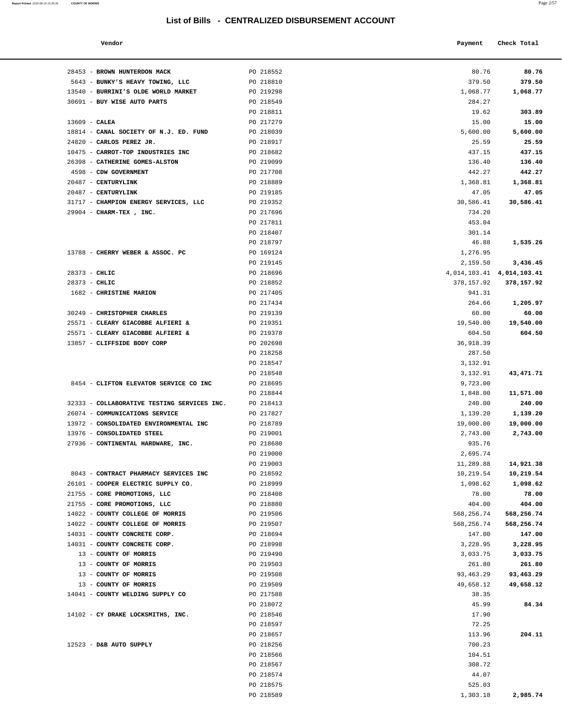## List of Bills - CENTRALIZED DISBURSEMENT ACCOUNT

| Vendor | | Payment | Check Total |
|---|---|---|---|
| 28453 - **BROWN HUNTERDON MACK** | PO 218552 | 80.76 | **80.76** |
| 5643 - **BUNKY'S HEAVY TOWING, LLC** | PO 218810 | 379.50 | **379.50** |
| 13540 - **BURRINI'S OLDE WORLD MARKET** | PO 219298 | 1,068.77 | **1,068.77** |
| 30691 - **BUY WISE AUTO PARTS** | PO 218549 | 284.27 | |
| | PO 218811 | 19.62 | **303.89** |
| 13609 - **CALEA** | PO 217279 | 15.00 | **15.00** |
| 18814 - **CANAL SOCIETY OF N.J. ED. FUND** | PO 218039 | 5,600.00 | **5,600.00** |
| 24820 - **CARLOS PEREZ JR.** | PO 218917 | 25.59 | **25.59** |
| 10475 - **CARROT-TOP INDUSTRIES INC** | PO 218682 | 437.15 | **437.15** |
| 26398 - **CATHERINE GOMES-ALSTON** | PO 219099 | 136.40 | **136.40** |
| 4598 - **CDW GOVERNMENT** | PO 217708 | 442.27 | **442.27** |
| 20487 - **CENTURYLINK** | PO 218889 | 1,368.81 | **1,368.81** |
| 20487 - **CENTURYLINK** | PO 219185 | 47.05 | **47.05** |
| 31717 - **CHAMPION ENERGY SERVICES, LLC** | PO 219352 | 30,586.41 | **30,586.41** |
| 29904 - **CHARM-TEX , INC.** | PO 217696 | 734.20 | |
| | PO 217811 | 453.04 | |
| | PO 218407 | 301.14 | |
| | PO 218797 | 46.88 | **1,535.26** |
| 13788 - **CHERRY WEBER & ASSOC. PC** | PO 169124 | 1,276.95 | |
| | PO 219145 | 2,159.50 | **3,436.45** |
| 28373 - **CHLIC** | PO 218696 | 4,014,103.41 | **4,014,103.41** |
| 28373 - **CHLIC** | PO 218852 | 378,157.92 | **378,157.92** |
| 1682 - **CHRISTINE MARION** | PO 217405 | 941.31 | |
| | PO 217434 | 264.66 | **1,205.97** |
| 30249 - **CHRISTOPHER CHARLES** | PO 219139 | 60.00 | **60.00** |
| 25571 - **CLEARY GIACOBBE ALFIERI &** | PO 219351 | 19,540.00 | **19,540.00** |
| 25571 - **CLEARY GIACOBBE ALFIERI &** | PO 219378 | 604.50 | **604.50** |
| 13857 - **CLIFFSIDE BODY CORP** | PO 202698 | 36,918.39 | |
| | PO 218258 | 287.50 | |
| | PO 218547 | 3,132.91 | |
| | PO 218548 | 3,132.91 | **43,471.71** |
| 8454 - **CLIFTON ELEVATOR SERVICE CO INC** | PO 218695 | 9,723.00 | |
| | PO 218844 | 1,848.00 | **11,571.00** |
| 32333 - **COLLABORATIVE TESTING SERVICES INC.** | PO 218413 | 240.00 | **240.00** |
| 26074 - **COMMUNICATIONS SERVICE** | PO 217827 | 1,139.20 | **1,139.20** |
| 13972 - **CONSOLIDATED ENVIRONMENTAL INC** | PO 218789 | 19,000.00 | **19,000.00** |
| 13976 - **CONSOLIDATED STEEL** | PO 219001 | 2,743.00 | **2,743.00** |
| 27936 - **CONTINENTAL HARDWARE, INC.** | PO 218680 | 935.76 | |
| | PO 219000 | 2,695.74 | |
| | PO 219003 | 11,289.88 | **14,921.38** |
| 8043 - **CONTRACT PHARMACY SERVICES INC** | PO 218592 | 10,219.54 | **10,219.54** |
| 26101 - **COOPER ELECTRIC SUPPLY CO.** | PO 218999 | 1,098.62 | **1,098.62** |
| 21755 - **CORE PROMOTIONS, LLC** | PO 218408 | 78.00 | **78.00** |
| 21755 - **CORE PROMOTIONS, LLC** | PO 218880 | 404.00 | **404.00** |
| 14022 - **COUNTY COLLEGE OF MORRIS** | PO 219506 | 568,256.74 | **568,256.74** |
| 14022 - **COUNTY COLLEGE OF MORRIS** | PO 219507 | 568,256.74 | **568,256.74** |
| 14031 - **COUNTY CONCRETE CORP.** | PO 218694 | 147.00 | **147.00** |
| 14031 - **COUNTY CONCRETE CORP.** | PO 218998 | 3,228.95 | **3,228.95** |
| 13 - **COUNTY OF MORRIS** | PO 219490 | 3,033.75 | **3,033.75** |
| 13 - **COUNTY OF MORRIS** | PO 219503 | 261.80 | **261.80** |
| 13 - **COUNTY OF MORRIS** | PO 219508 | 93,463.29 | **93,463.29** |
| 13 - **COUNTY OF MORRIS** | PO 219509 | 49,658.12 | **49,658.12** |
| 14041 - **COUNTY WELDING SUPPLY CO** | PO 217588 | 38.35 | |
| | PO 218072 | 45.99 | **84.34** |
| 14102 - **CY DRAKE LOCKSMITHS, INC.** | PO 218546 | 17.90 | |
| | PO 218597 | 72.25 | |
| | PO 218657 | 113.96 | **204.11** |
| 12523 - **D&B AUTO SUPPLY** | PO 218256 | 700.23 | |
| | PO 218566 | 104.51 | |
| | PO 218567 | 308.72 | |
| | PO 218574 | 44.07 | |
| | PO 218575 | 525.03 | |
| | PO 218589 | 1,303.18 | **2,985.74** |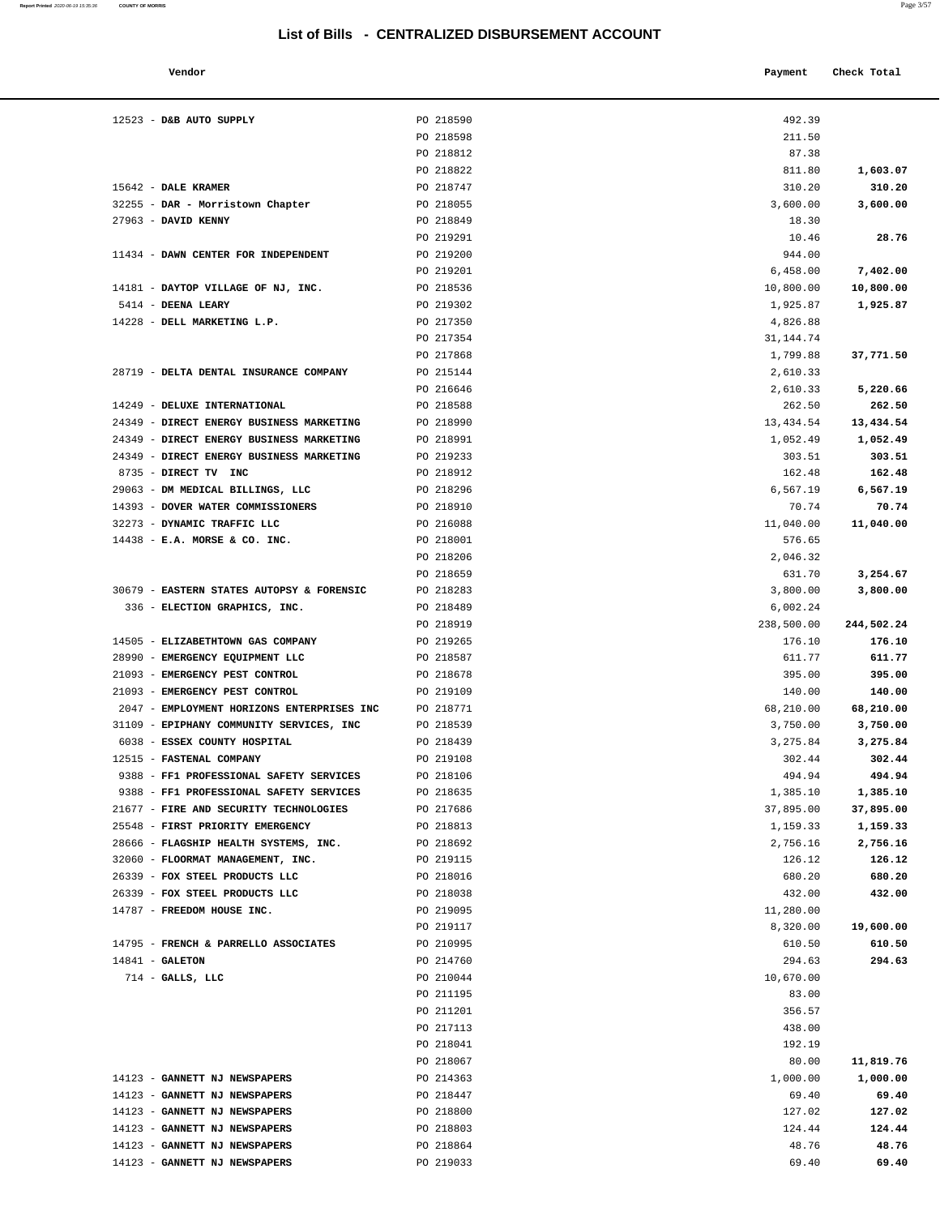## List of Bills - CENTRALIZED DISBURSEMENT ACCOUNT

| Vendor | | Payment | Check Total |
|---|---|---|---|
| 12523 - **D&B AUTO SUPPLY** | PO 218590 | 492.39 | |
| | PO 218598 | 211.50 | |
| | PO 218812 | 87.38 | |
| | PO 218822 | 811.80 | **1,603.07** |
| 15642 - **DALE KRAMER** | PO 218747 | 310.20 | **310.20** |
| 32255 - **DAR - Morristown Chapter** | PO 218055 | 3,600.00 | **3,600.00** |
| 27963 - **DAVID KENNY** | PO 218849 | 18.30 | |
| | PO 219291 | 10.46 | **28.76** |
| 11434 - **DAWN CENTER FOR INDEPENDENT** | PO 219200 | 944.00 | |
| | PO 219201 | 6,458.00 | **7,402.00** |
| 14181 - **DAYTOP VILLAGE OF NJ, INC.** | PO 218536 | 10,800.00 | **10,800.00** |
| 5414 - **DEENA LEARY** | PO 219302 | 1,925.87 | **1,925.87** |
| 14228 - **DELL MARKETING L.P.** | PO 217350 | 4,826.88 | |
| | PO 217354 | 31,144.74 | |
| | PO 217868 | 1,799.88 | **37,771.50** |
| 28719 - **DELTA DENTAL INSURANCE COMPANY** | PO 215144 | 2,610.33 | |
| | PO 216646 | 2,610.33 | **5,220.66** |
| 14249 - **DELUXE INTERNATIONAL** | PO 218588 | 262.50 | **262.50** |
| 24349 - **DIRECT ENERGY BUSINESS MARKETING** | PO 218990 | 13,434.54 | **13,434.54** |
| 24349 - **DIRECT ENERGY BUSINESS MARKETING** | PO 218991 | 1,052.49 | **1,052.49** |
| 24349 - **DIRECT ENERGY BUSINESS MARKETING** | PO 219233 | 303.51 | **303.51** |
| 8735 - **DIRECT TV INC** | PO 218912 | 162.48 | **162.48** |
| 29063 - **DM MEDICAL BILLINGS, LLC** | PO 218296 | 6,567.19 | **6,567.19** |
| 14393 - **DOVER WATER COMMISSIONERS** | PO 218910 | 70.74 | **70.74** |
| 32273 - **DYNAMIC TRAFFIC LLC** | PO 216088 | 11,040.00 | **11,040.00** |
| 14438 - **E.A. MORSE & CO. INC.** | PO 218001 | 576.65 | |
| | PO 218206 | 2,046.32 | |
| | PO 218659 | 631.70 | **3,254.67** |
| 30679 - **EASTERN STATES AUTOPSY & FORENSIC** | PO 218283 | 3,800.00 | **3,800.00** |
| 336 - **ELECTION GRAPHICS, INC.** | PO 218489 | 6,002.24 | |
| | PO 218919 | 238,500.00 | **244,502.24** |
| 14505 - **ELIZABETHTOWN GAS COMPANY** | PO 219265 | 176.10 | **176.10** |
| 28990 - **EMERGENCY EQUIPMENT LLC** | PO 218587 | 611.77 | **611.77** |
| 21093 - **EMERGENCY PEST CONTROL** | PO 218678 | 395.00 | **395.00** |
| 21093 - **EMERGENCY PEST CONTROL** | PO 219109 | 140.00 | **140.00** |
| 2047 - **EMPLOYMENT HORIZONS ENTERPRISES INC** | PO 218771 | 68,210.00 | **68,210.00** |
| 31109 - **EPIPHANY COMMUNITY SERVICES, INC** | PO 218539 | 3,750.00 | **3,750.00** |
| 6038 - **ESSEX COUNTY HOSPITAL** | PO 218439 | 3,275.84 | **3,275.84** |
| 12515 - **FASTENAL COMPANY** | PO 219108 | 302.44 | **302.44** |
| 9388 - **FF1 PROFESSIONAL SAFETY SERVICES** | PO 218106 | 494.94 | **494.94** |
| 9388 - **FF1 PROFESSIONAL SAFETY SERVICES** | PO 218635 | 1,385.10 | **1,385.10** |
| 21677 - **FIRE AND SECURITY TECHNOLOGIES** | PO 217686 | 37,895.00 | **37,895.00** |
| 25548 - **FIRST PRIORITY EMERGENCY** | PO 218813 | 1,159.33 | **1,159.33** |
| 28666 - **FLAGSHIP HEALTH SYSTEMS, INC.** | PO 218692 | 2,756.16 | **2,756.16** |
| 32060 - **FLOORMAT MANAGEMENT, INC.** | PO 219115 | 126.12 | **126.12** |
| 26339 - **FOX STEEL PRODUCTS LLC** | PO 218016 | 680.20 | **680.20** |
| 26339 - **FOX STEEL PRODUCTS LLC** | PO 218038 | 432.00 | **432.00** |
| 14787 - **FREEDOM HOUSE INC.** | PO 219095 | 11,280.00 | |
| | PO 219117 | 8,320.00 | **19,600.00** |
| 14795 - **FRENCH & PARRELLO ASSOCIATES** | PO 210995 | 610.50 | **610.50** |
| 14841 - **GALETON** | PO 214760 | 294.63 | **294.63** |
| 714 - **GALLS, LLC** | PO 210044 | 10,670.00 | |
| | PO 211195 | 83.00 | |
| | PO 211201 | 356.57 | |
| | PO 217113 | 438.00 | |
| | PO 218041 | 192.19 | |
| | PO 218067 | 80.00 | **11,819.76** |
| 14123 - **GANNETT NJ NEWSPAPERS** | PO 214363 | 1,000.00 | **1,000.00** |
| 14123 - **GANNETT NJ NEWSPAPERS** | PO 218447 | 69.40 | **69.40** |
| 14123 - **GANNETT NJ NEWSPAPERS** | PO 218800 | 127.02 | **127.02** |
| 14123 - **GANNETT NJ NEWSPAPERS** | PO 218803 | 124.44 | **124.44** |
| 14123 - **GANNETT NJ NEWSPAPERS** | PO 218864 | 48.76 | **48.76** |
| 14123 - **GANNETT NJ NEWSPAPERS** | PO 219033 | 69.40 | **69.40** |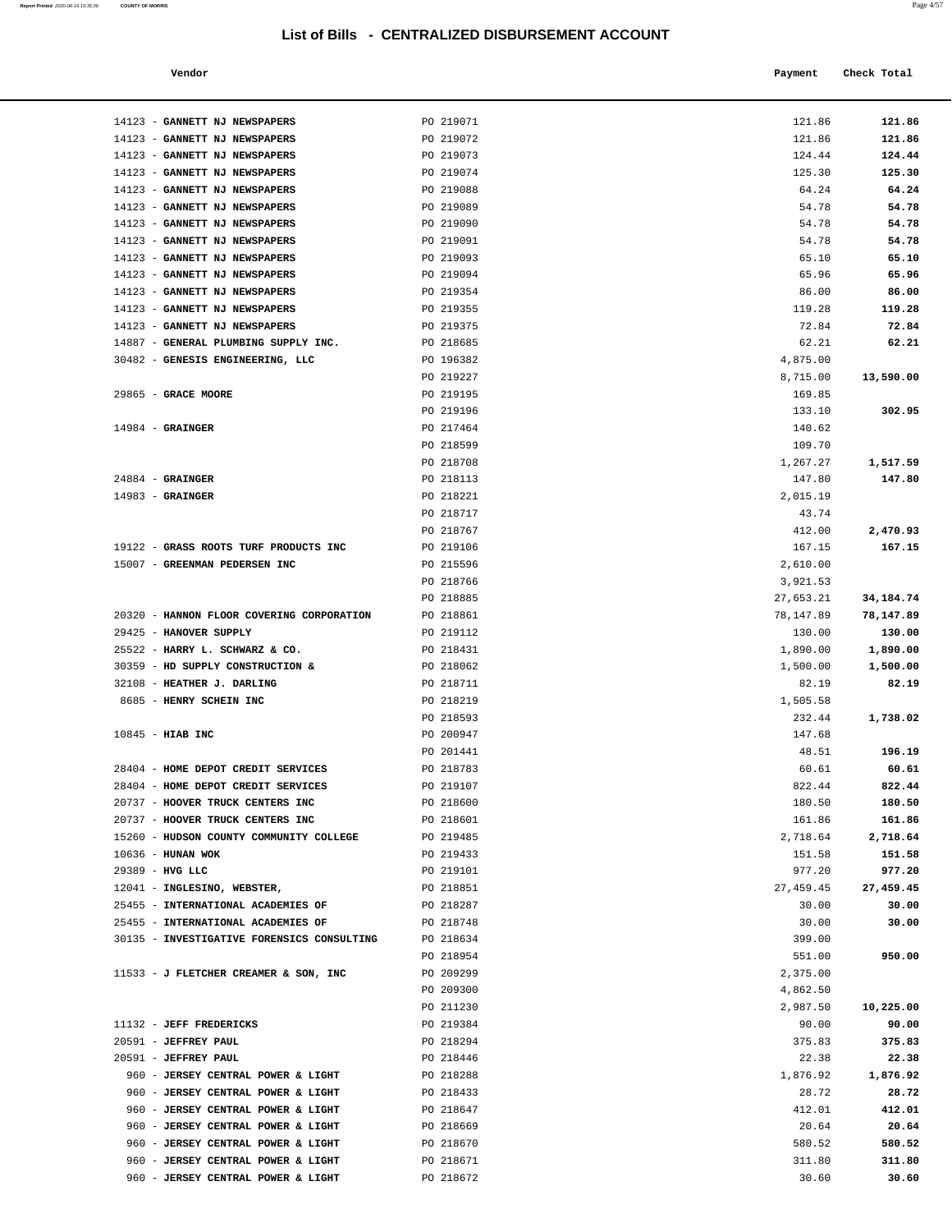# List of Bills - CENTRALIZED DISBURSEMENT ACCOUNT

| Vendor | | Payment | Check Total |
|---|---|---|---|
| 14123 - **GANNETT NJ NEWSPAPERS** | PO 219071 | 121.86 | **121.86** |
| 14123 - **GANNETT NJ NEWSPAPERS** | PO 219072 | 121.86 | **121.86** |
| 14123 - **GANNETT NJ NEWSPAPERS** | PO 219073 | 124.44 | **124.44** |
| 14123 - **GANNETT NJ NEWSPAPERS** | PO 219074 | 125.30 | **125.30** |
| 14123 - **GANNETT NJ NEWSPAPERS** | PO 219088 | 64.24 | **64.24** |
| 14123 - **GANNETT NJ NEWSPAPERS** | PO 219089 | 54.78 | **54.78** |
| 14123 - **GANNETT NJ NEWSPAPERS** | PO 219090 | 54.78 | **54.78** |
| 14123 - **GANNETT NJ NEWSPAPERS** | PO 219091 | 54.78 | **54.78** |
| 14123 - **GANNETT NJ NEWSPAPERS** | PO 219093 | 65.10 | **65.10** |
| 14123 - **GANNETT NJ NEWSPAPERS** | PO 219094 | 65.96 | **65.96** |
| 14123 - **GANNETT NJ NEWSPAPERS** | PO 219354 | 86.00 | **86.00** |
| 14123 - **GANNETT NJ NEWSPAPERS** | PO 219355 | 119.28 | **119.28** |
| 14123 - **GANNETT NJ NEWSPAPERS** | PO 219375 | 72.84 | **72.84** |
| 14887 - **GENERAL PLUMBING SUPPLY INC.** | PO 218685 | 62.21 | **62.21** |
| 30482 - **GENESIS ENGINEERING, LLC** | PO 196382 | 4,875.00 | |
| | PO 219227 | 8,715.00 | **13,590.00** |
| 29865 - **GRACE MOORE** | PO 219195 | 169.85 | |
| | PO 219196 | 133.10 | **302.95** |
| 14984 - **GRAINGER** | PO 217464 | 140.62 | |
| | PO 218599 | 109.70 | |
| | PO 218708 | 1,267.27 | **1,517.59** |
| 24884 - **GRAINGER** | PO 218113 | 147.80 | **147.80** |
| 14983 - **GRAINGER** | PO 218221 | 2,015.19 | |
| | PO 218717 | 43.74 | |
| | PO 218767 | 412.00 | **2,470.93** |
| 19122 - **GRASS ROOTS TURF PRODUCTS INC** | PO 219106 | 167.15 | **167.15** |
| 15007 - **GREENMAN PEDERSEN INC** | PO 215596 | 2,610.00 | |
| | PO 218766 | 3,921.53 | |
| | PO 218885 | 27,653.21 | **34,184.74** |
| 20320 - **HANNON FLOOR COVERING CORPORATION** | PO 218861 | 78,147.89 | **78,147.89** |
| 29425 - **HANOVER SUPPLY** | PO 219112 | 130.00 | **130.00** |
| 25522 - **HARRY L. SCHWARZ & CO.** | PO 218431 | 1,890.00 | **1,890.00** |
| 30359 - **HD SUPPLY CONSTRUCTION &** | PO 218062 | 1,500.00 | **1,500.00** |
| 32108 - **HEATHER J. DARLING** | PO 218711 | 82.19 | **82.19** |
| 8685 - **HENRY SCHEIN INC** | PO 218219 | 1,505.58 | |
| | PO 218593 | 232.44 | **1,738.02** |
| 10845 - **HIAB INC** | PO 200947 | 147.68 | |
| | PO 201441 | 48.51 | **196.19** |
| 28404 - **HOME DEPOT CREDIT SERVICES** | PO 218783 | 60.61 | **60.61** |
| 28404 - **HOME DEPOT CREDIT SERVICES** | PO 219107 | 822.44 | **822.44** |
| 20737 - **HOOVER TRUCK CENTERS INC** | PO 218600 | 180.50 | **180.50** |
| 20737 - **HOOVER TRUCK CENTERS INC** | PO 218601 | 161.86 | **161.86** |
| 15260 - **HUDSON COUNTY COMMUNITY COLLEGE** | PO 219485 | 2,718.64 | **2,718.64** |
| 10636 - **HUNAN WOK** | PO 219433 | 151.58 | **151.58** |
| 29389 - **HVG LLC** | PO 219101 | 977.20 | **977.20** |
| 12041 - **INGLESINO, WEBSTER,** | PO 218851 | 27,459.45 | **27,459.45** |
| 25455 - **INTERNATIONAL ACADEMIES OF** | PO 218287 | 30.00 | **30.00** |
| 25455 - **INTERNATIONAL ACADEMIES OF** | PO 218748 | 30.00 | **30.00** |
| 30135 - **INVESTIGATIVE FORENSICS CONSULTING** | PO 218634 | 399.00 | |
| | PO 218954 | 551.00 | **950.00** |
| 11533 - **J FLETCHER CREAMER & SON, INC** | PO 209299 | 2,375.00 | |
| | PO 209300 | 4,862.50 | |
| | PO 211230 | 2,987.50 | **10,225.00** |
| 11132 - **JEFF FREDERICKS** | PO 219384 | 90.00 | **90.00** |
| 20591 - **JEFFREY PAUL** | PO 218294 | 375.83 | **375.83** |
| 20591 - **JEFFREY PAUL** | PO 218446 | 22.38 | **22.38** |
| 960 - **JERSEY CENTRAL POWER & LIGHT** | PO 218288 | 1,876.92 | **1,876.92** |
| 960 - **JERSEY CENTRAL POWER & LIGHT** | PO 218433 | 28.72 | **28.72** |
| 960 - **JERSEY CENTRAL POWER & LIGHT** | PO 218647 | 412.01 | **412.01** |
| 960 - **JERSEY CENTRAL POWER & LIGHT** | PO 218669 | 20.64 | **20.64** |
| 960 - **JERSEY CENTRAL POWER & LIGHT** | PO 218670 | 580.52 | **580.52** |
| 960 - **JERSEY CENTRAL POWER & LIGHT** | PO 218671 | 311.80 | **311.80** |
| 960 - **JERSEY CENTRAL POWER & LIGHT** | PO 218672 | 30.60 | **30.60** |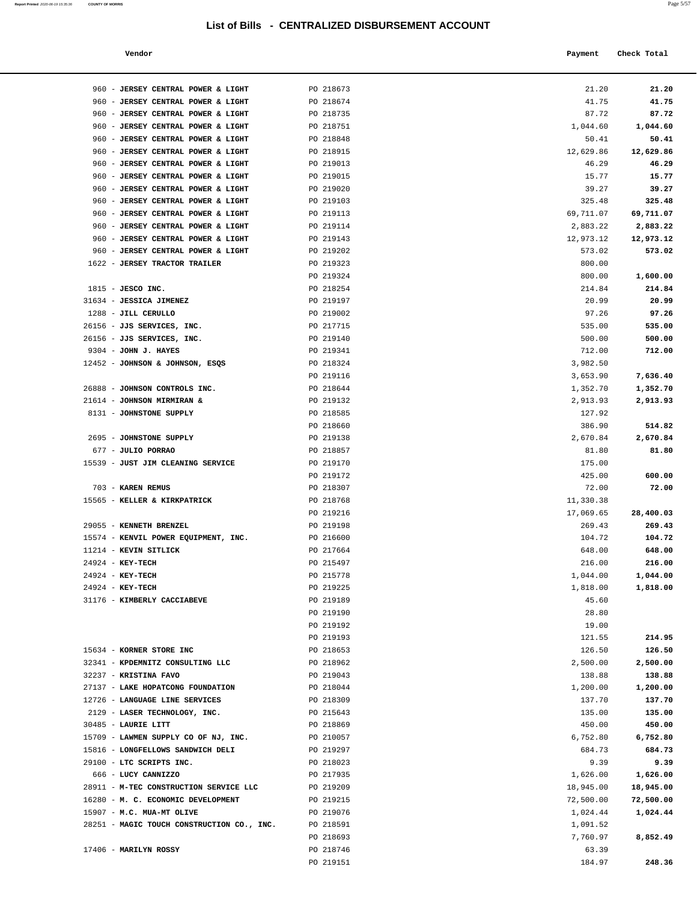# List of Bills - CENTRALIZED DISBURSEMENT ACCOUNT

| Vendor | | Payment | Check Total |
|---|---|---|---|
| 960 - **JERSEY CENTRAL POWER & LIGHT** | PO 218673 | 21.20 | **21.20** |
| 960 - **JERSEY CENTRAL POWER & LIGHT** | PO 218674 | 41.75 | **41.75** |
| 960 - **JERSEY CENTRAL POWER & LIGHT** | PO 218735 | 87.72 | **87.72** |
| 960 - **JERSEY CENTRAL POWER & LIGHT** | PO 218751 | 1,044.60 | **1,044.60** |
| 960 - **JERSEY CENTRAL POWER & LIGHT** | PO 218848 | 50.41 | **50.41** |
| 960 - **JERSEY CENTRAL POWER & LIGHT** | PO 218915 | 12,629.86 | **12,629.86** |
| 960 - **JERSEY CENTRAL POWER & LIGHT** | PO 219013 | 46.29 | **46.29** |
| 960 - **JERSEY CENTRAL POWER & LIGHT** | PO 219015 | 15.77 | **15.77** |
| 960 - **JERSEY CENTRAL POWER & LIGHT** | PO 219020 | 39.27 | **39.27** |
| 960 - **JERSEY CENTRAL POWER & LIGHT** | PO 219103 | 325.48 | **325.48** |
| 960 - **JERSEY CENTRAL POWER & LIGHT** | PO 219113 | 69,711.07 | **69,711.07** |
| 960 - **JERSEY CENTRAL POWER & LIGHT** | PO 219114 | 2,883.22 | **2,883.22** |
| 960 - **JERSEY CENTRAL POWER & LIGHT** | PO 219143 | 12,973.12 | **12,973.12** |
| 960 - **JERSEY CENTRAL POWER & LIGHT** | PO 219202 | 573.02 | **573.02** |
| 1622 - **JERSEY TRACTOR TRAILER** | PO 219323 | 800.00 | |
| | PO 219324 | 800.00 | **1,600.00** |
| 1815 - **JESCO INC.** | PO 218254 | 214.84 | **214.84** |
| 31634 - **JESSICA JIMENEZ** | PO 219197 | 20.99 | **20.99** |
| 1288 - **JILL CERULLO** | PO 219002 | 97.26 | **97.26** |
| 26156 - **JJS SERVICES, INC.** | PO 217715 | 535.00 | **535.00** |
| 26156 - **JJS SERVICES, INC.** | PO 219140 | 500.00 | **500.00** |
| 9304 - **JOHN J. HAYES** | PO 219341 | 712.00 | **712.00** |
| 12452 - **JOHNSON & JOHNSON, ESQS** | PO 218324 | 3,982.50 | |
| | PO 219116 | 3,653.90 | **7,636.40** |
| 26888 - **JOHNSON CONTROLS INC.** | PO 218644 | 1,352.70 | **1,352.70** |
| 21614 - **JOHNSON MIRMIRAN &** | PO 219132 | 2,913.93 | **2,913.93** |
| 8131 - **JOHNSTONE SUPPLY** | PO 218585 | 127.92 | |
| | PO 218660 | 386.90 | **514.82** |
| 2695 - **JOHNSTONE SUPPLY** | PO 219138 | 2,670.84 | **2,670.84** |
| 677 - **JULIO PORRAO** | PO 218857 | 81.80 | **81.80** |
| 15539 - **JUST JIM CLEANING SERVICE** | PO 219170 | 175.00 | |
| | PO 219172 | 425.00 | **600.00** |
| 703 - **KAREN REMUS** | PO 218307 | 72.00 | **72.00** |
| 15565 - **KELLER & KIRKPATRICK** | PO 218768 | 11,330.38 | |
| | PO 219216 | 17,069.65 | **28,400.03** |
| 29055 - **KENNETH BRENZEL** | PO 219198 | 269.43 | **269.43** |
| 15574 - **KENVIL POWER EQUIPMENT, INC.** | PO 216600 | 104.72 | **104.72** |
| 11214 - **KEVIN SITLICK** | PO 217664 | 648.00 | **648.00** |
| 24924 - **KEY-TECH** | PO 215497 | 216.00 | **216.00** |
| 24924 - **KEY-TECH** | PO 215778 | 1,044.00 | **1,044.00** |
| 24924 - **KEY-TECH** | PO 219225 | 1,818.00 | **1,818.00** |
| 31176 - **KIMBERLY CACCIABEVE** | PO 219189 | 45.60 | |
| | PO 219190 | 28.80 | |
| | PO 219192 | 19.00 | |
| | PO 219193 | 121.55 | **214.95** |
| 15634 - **KORNER STORE INC** | PO 218653 | 126.50 | **126.50** |
| 32341 - **KPDEMNITZ CONSULTING LLC** | PO 218962 | 2,500.00 | **2,500.00** |
| 32237 - **KRISTINA FAVO** | PO 219043 | 138.88 | **138.88** |
| 27137 - **LAKE HOPATCONG FOUNDATION** | PO 218044 | 1,200.00 | **1,200.00** |
| 12726 - **LANGUAGE LINE SERVICES** | PO 218309 | 137.70 | **137.70** |
| 2129 - **LASER TECHNOLOGY, INC.** | PO 215643 | 135.00 | **135.00** |
| 30485 - **LAURIE LITT** | PO 218869 | 450.00 | **450.00** |
| 15709 - **LAWMEN SUPPLY CO OF NJ, INC.** | PO 210057 | 6,752.80 | **6,752.80** |
| 15816 - **LONGFELLOWS SANDWICH DELI** | PO 219297 | 684.73 | **684.73** |
| 29100 - **LTC SCRIPTS INC.** | PO 218023 | 9.39 | **9.39** |
| 666 - **LUCY CANNIZZO** | PO 217935 | 1,626.00 | **1,626.00** |
| 28911 - **M-TEC CONSTRUCTION SERVICE LLC** | PO 219209 | 18,945.00 | **18,945.00** |
| 16280 - **M. C. ECONOMIC DEVELOPMENT** | PO 219215 | 72,500.00 | **72,500.00** |
| 15907 - **M.C. MUA-MT OLIVE** | PO 219076 | 1,024.44 | **1,024.44** |
| 28251 - **MAGIC TOUCH CONSTRUCTION CO., INC.** | PO 218591 | 1,091.52 | |
| | PO 218693 | 7,760.97 | **8,852.49** |
| 17406 - **MARILYN ROSSY** | PO 218746 | 63.39 | |
| | PO 219151 | 184.97 | **248.36** |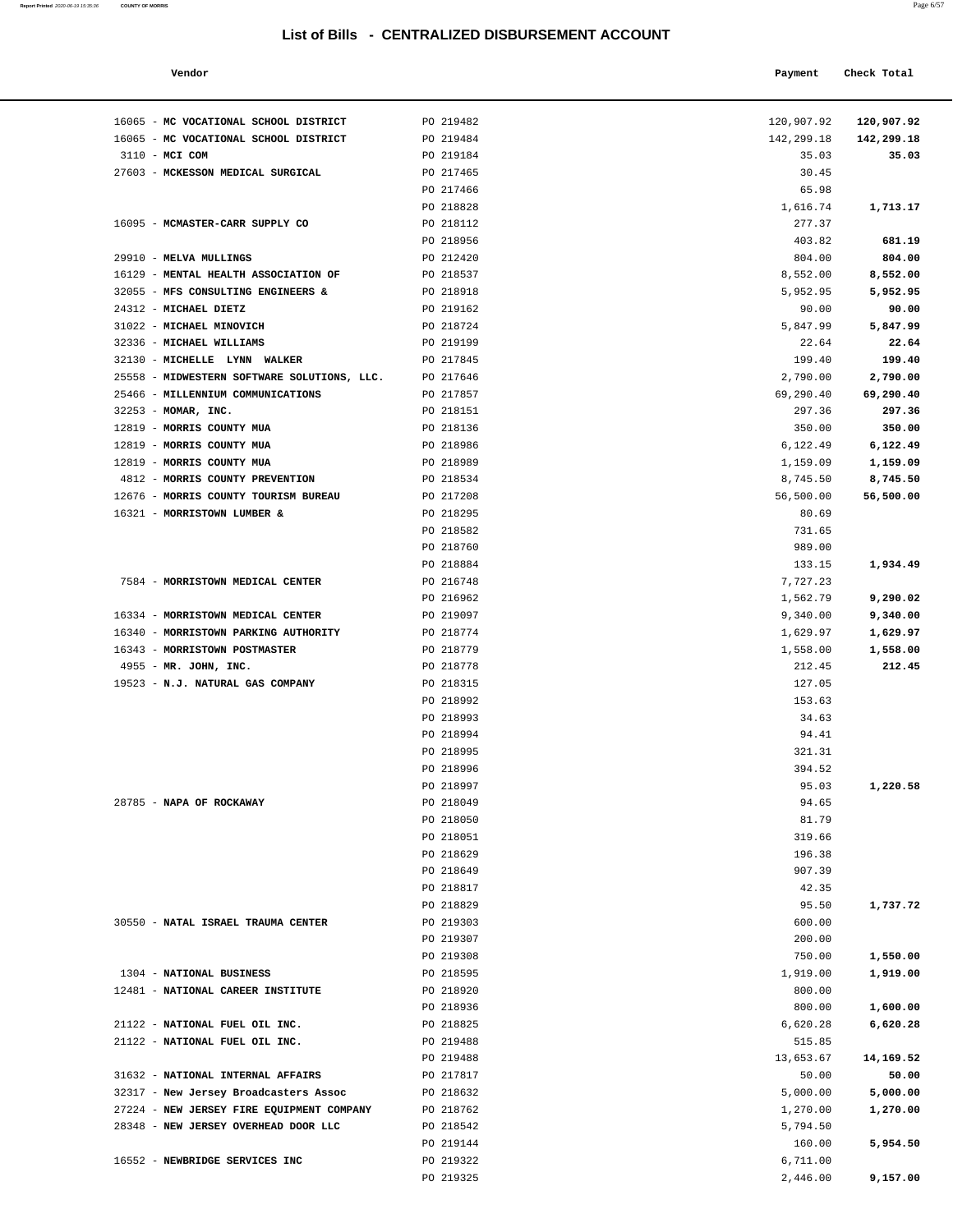# List of Bills - CENTRALIZED DISBURSEMENT ACCOUNT

| Vendor | | Payment | Check Total |
|---|---|---|---|
| 16065 - **MC VOCATIONAL SCHOOL DISTRICT** | PO 219482 | 120,907.92 | **120,907.92** |
| 16065 - **MC VOCATIONAL SCHOOL DISTRICT** | PO 219484 | 142,299.18 | **142,299.18** |
| 3110 - **MCI COM** | PO 219184 | 35.03 | **35.03** |
| 27603 - **MCKESSON MEDICAL SURGICAL** | PO 217465 | 30.45 | |
| | PO 217466 | 65.98 | |
| | PO 218828 | 1,616.74 | **1,713.17** |
| 16095 - **MCMASTER-CARR SUPPLY CO** | PO 218112 | 277.37 | |
| | PO 218956 | 403.82 | **681.19** |
| 29910 - **MELVA MULLINGS** | PO 212420 | 804.00 | **804.00** |
| 16129 - **MENTAL HEALTH ASSOCIATION OF** | PO 218537 | 8,552.00 | **8,552.00** |
| 32055 - **MFS CONSULTING ENGINEERS &** | PO 218918 | 5,952.95 | **5,952.95** |
| 24312 - **MICHAEL DIETZ** | PO 219162 | 90.00 | **90.00** |
| 31022 - **MICHAEL MINOVICH** | PO 218724 | 5,847.99 | **5,847.99** |
| 32336 - **MICHAEL WILLIAMS** | PO 219199 | 22.64 | **22.64** |
| 32130 - **MICHELLE LYNN WALKER** | PO 217845 | 199.40 | **199.40** |
| 25558 - **MIDWESTERN SOFTWARE SOLUTIONS, LLC.** | PO 217646 | 2,790.00 | **2,790.00** |
| 25466 - **MILLENNIUM COMMUNICATIONS** | PO 217857 | 69,290.40 | **69,290.40** |
| 32253 - **MOMAR, INC.** | PO 218151 | 297.36 | **297.36** |
| 12819 - **MORRIS COUNTY MUA** | PO 218136 | 350.00 | **350.00** |
| 12819 - **MORRIS COUNTY MUA** | PO 218986 | 6,122.49 | **6,122.49** |
| 12819 - **MORRIS COUNTY MUA** | PO 218989 | 1,159.09 | **1,159.09** |
| 4812 - **MORRIS COUNTY PREVENTION** | PO 218534 | 8,745.50 | **8,745.50** |
| 12676 - **MORRIS COUNTY TOURISM BUREAU** | PO 217208 | 56,500.00 | **56,500.00** |
| 16321 - **MORRISTOWN LUMBER &** | PO 218295 | 80.69 | |
| | PO 218582 | 731.65 | |
| | PO 218760 | 989.00 | |
| | PO 218884 | 133.15 | **1,934.49** |
| 7584 - **MORRISTOWN MEDICAL CENTER** | PO 216748 | 7,727.23 | |
| | PO 216962 | 1,562.79 | **9,290.02** |
| 16334 - **MORRISTOWN MEDICAL CENTER** | PO 219097 | 9,340.00 | **9,340.00** |
| 16340 - **MORRISTOWN PARKING AUTHORITY** | PO 218774 | 1,629.97 | **1,629.97** |
| 16343 - **MORRISTOWN POSTMASTER** | PO 218779 | 1,558.00 | **1,558.00** |
| 4955 - **MR. JOHN, INC.** | PO 218778 | 212.45 | **212.45** |
| 19523 - **N.J. NATURAL GAS COMPANY** | PO 218315 | 127.05 | |
| | PO 218992 | 153.63 | |
| | PO 218993 | 34.63 | |
| | PO 218994 | 94.41 | |
| | PO 218995 | 321.31 | |
| | PO 218996 | 394.52 | |
| | PO 218997 | 95.03 | **1,220.58** |
| 28785 - **NAPA OF ROCKAWAY** | PO 218049 | 94.65 | |
| | PO 218050 | 81.79 | |
| | PO 218051 | 319.66 | |
| | PO 218629 | 196.38 | |
| | PO 218649 | 907.39 | |
| | PO 218817 | 42.35 | |
| | PO 218829 | 95.50 | **1,737.72** |
| 30550 - **NATAL ISRAEL TRAUMA CENTER** | PO 219303 | 600.00 | |
| | PO 219307 | 200.00 | |
| | PO 219308 | 750.00 | **1,550.00** |
| 1304 - **NATIONAL BUSINESS** | PO 218595 | 1,919.00 | **1,919.00** |
| 12481 - **NATIONAL CAREER INSTITUTE** | PO 218920 | 800.00 | |
| | PO 218936 | 800.00 | **1,600.00** |
| 21122 - **NATIONAL FUEL OIL INC.** | PO 218825 | 6,620.28 | **6,620.28** |
| 21122 - **NATIONAL FUEL OIL INC.** | PO 219488 | 515.85 | |
| | PO 219488 | 13,653.67 | **14,169.52** |
| 31632 - **NATIONAL INTERNAL AFFAIRS** | PO 217817 | 50.00 | **50.00** |
| 32317 - **New Jersey Broadcasters Assoc** | PO 218632 | 5,000.00 | **5,000.00** |
| 27224 - **NEW JERSEY FIRE EQUIPMENT COMPANY** | PO 218762 | 1,270.00 | **1,270.00** |
| 28348 - **NEW JERSEY OVERHEAD DOOR LLC** | PO 218542 | 5,794.50 | |
| | PO 219144 | 160.00 | **5,954.50** |
| 16552 - **NEWBRIDGE SERVICES INC** | PO 219322 | 6,711.00 | |
| | PO 219325 | 2,446.00 | **9,157.00** |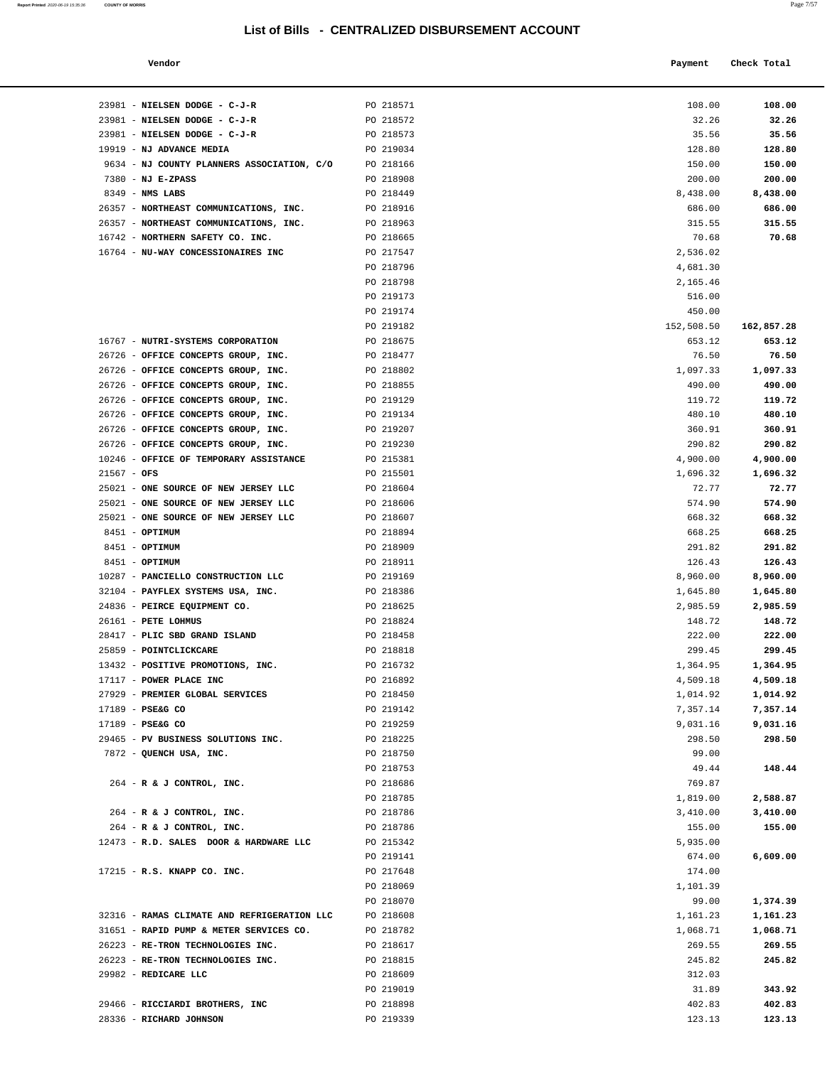# List of Bills - CENTRALIZED DISBURSEMENT ACCOUNT

| Vendor | | Payment | Check Total |
|---|---|---|---|
| 23981 - **NIELSEN DODGE - C-J-R** | PO 218571 | 108.00 | **108.00** |
| 23981 - **NIELSEN DODGE - C-J-R** | PO 218572 | 32.26 | **32.26** |
| 23981 - **NIELSEN DODGE - C-J-R** | PO 218573 | 35.56 | **35.56** |
| 19919 - **NJ ADVANCE MEDIA** | PO 219034 | 128.80 | **128.80** |
| 9634 - **NJ COUNTY PLANNERS ASSOCIATION, C/O** | PO 218166 | 150.00 | **150.00** |
| 7380 - **NJ E-ZPASS** | PO 218908 | 200.00 | **200.00** |
| 8349 - **NMS LABS** | PO 218449 | 8,438.00 | **8,438.00** |
| 26357 - **NORTHEAST COMMUNICATIONS, INC.** | PO 218916 | 686.00 | **686.00** |
| 26357 - **NORTHEAST COMMUNICATIONS, INC.** | PO 218963 | 315.55 | **315.55** |
| 16742 - **NORTHERN SAFETY CO. INC.** | PO 218665 | 70.68 | **70.68** |
| 16764 - **NU-WAY CONCESSIONAIRES INC** | PO 217547 | 2,536.02 | |
| | PO 218796 | 4,681.30 | |
| | PO 218798 | 2,165.46 | |
| | PO 219173 | 516.00 | |
| | PO 219174 | 450.00 | |
| | PO 219182 | 152,508.50 | **162,857.28** |
| 16767 - **NUTRI-SYSTEMS CORPORATION** | PO 218675 | 653.12 | **653.12** |
| 26726 - **OFFICE CONCEPTS GROUP, INC.** | PO 218477 | 76.50 | **76.50** |
| 26726 - **OFFICE CONCEPTS GROUP, INC.** | PO 218802 | 1,097.33 | **1,097.33** |
| 26726 - **OFFICE CONCEPTS GROUP, INC.** | PO 218855 | 490.00 | **490.00** |
| 26726 - **OFFICE CONCEPTS GROUP, INC.** | PO 219129 | 119.72 | **119.72** |
| 26726 - **OFFICE CONCEPTS GROUP, INC.** | PO 219134 | 480.10 | **480.10** |
| 26726 - **OFFICE CONCEPTS GROUP, INC.** | PO 219207 | 360.91 | **360.91** |
| 26726 - **OFFICE CONCEPTS GROUP, INC.** | PO 219230 | 290.82 | **290.82** |
| 10246 - **OFFICE OF TEMPORARY ASSISTANCE** | PO 215381 | 4,900.00 | **4,900.00** |
| 21567 - **OFS** | PO 215501 | 1,696.32 | **1,696.32** |
| 25021 - **ONE SOURCE OF NEW JERSEY LLC** | PO 218604 | 72.77 | **72.77** |
| 25021 - **ONE SOURCE OF NEW JERSEY LLC** | PO 218606 | 574.90 | **574.90** |
| 25021 - **ONE SOURCE OF NEW JERSEY LLC** | PO 218607 | 668.32 | **668.32** |
| 8451 - **OPTIMUM** | PO 218894 | 668.25 | **668.25** |
| 8451 - **OPTIMUM** | PO 218909 | 291.82 | **291.82** |
| 8451 - **OPTIMUM** | PO 218911 | 126.43 | **126.43** |
| 10287 - **PANCIELLO CONSTRUCTION LLC** | PO 219169 | 8,960.00 | **8,960.00** |
| 32104 - **PAYFLEX SYSTEMS USA, INC.** | PO 218386 | 1,645.80 | **1,645.80** |
| 24836 - **PEIRCE EQUIPMENT CO.** | PO 218625 | 2,985.59 | **2,985.59** |
| 26161 - **PETE LOHMUS** | PO 218824 | 148.72 | **148.72** |
| 28417 - **PLIC SBD GRAND ISLAND** | PO 218458 | 222.00 | **222.00** |
| 25859 - **POINTCLICKCARE** | PO 218818 | 299.45 | **299.45** |
| 13432 - **POSITIVE PROMOTIONS, INC.** | PO 216732 | 1,364.95 | **1,364.95** |
| 17117 - **POWER PLACE INC** | PO 216892 | 4,509.18 | **4,509.18** |
| 27929 - **PREMIER GLOBAL SERVICES** | PO 218450 | 1,014.92 | **1,014.92** |
| 17189 - **PSE&G CO** | PO 219142 | 7,357.14 | **7,357.14** |
| 17189 - **PSE&G CO** | PO 219259 | 9,031.16 | **9,031.16** |
| 29465 - **PV BUSINESS SOLUTIONS INC.** | PO 218225 | 298.50 | **298.50** |
| 7872 - **QUENCH USA, INC.** | PO 218750 | 99.00 | |
| | PO 218753 | 49.44 | **148.44** |
| 264 - **R & J CONTROL, INC.** | PO 218686 | 769.87 | |
| | PO 218785 | 1,819.00 | **2,588.87** |
| 264 - **R & J CONTROL, INC.** | PO 218786 | 3,410.00 | **3,410.00** |
| 264 - **R & J CONTROL, INC.** | PO 218786 | 155.00 | **155.00** |
| 12473 - **R.D. SALES DOOR & HARDWARE LLC** | PO 215342 | 5,935.00 | |
| | PO 219141 | 674.00 | **6,609.00** |
| 17215 - **R.S. KNAPP CO. INC.** | PO 217648 | 174.00 | |
| | PO 218069 | 1,101.39 | |
| | PO 218070 | 99.00 | **1,374.39** |
| 32316 - **RAMAS CLIMATE AND REFRIGERATION LLC** | PO 218608 | 1,161.23 | **1,161.23** |
| 31651 - **RAPID PUMP & METER SERVICES CO.** | PO 218782 | 1,068.71 | **1,068.71** |
| 26223 - **RE-TRON TECHNOLOGIES INC.** | PO 218617 | 269.55 | **269.55** |
| 26223 - **RE-TRON TECHNOLOGIES INC.** | PO 218815 | 245.82 | **245.82** |
| 29982 - **REDICARE LLC** | PO 218609 | 312.03 | |
| | PO 219019 | 31.89 | **343.92** |
| 29466 - **RICCIARDI BROTHERS, INC** | PO 218898 | 402.83 | **402.83** |
| 28336 - **RICHARD JOHNSON** | PO 219339 | 123.13 | **123.13** |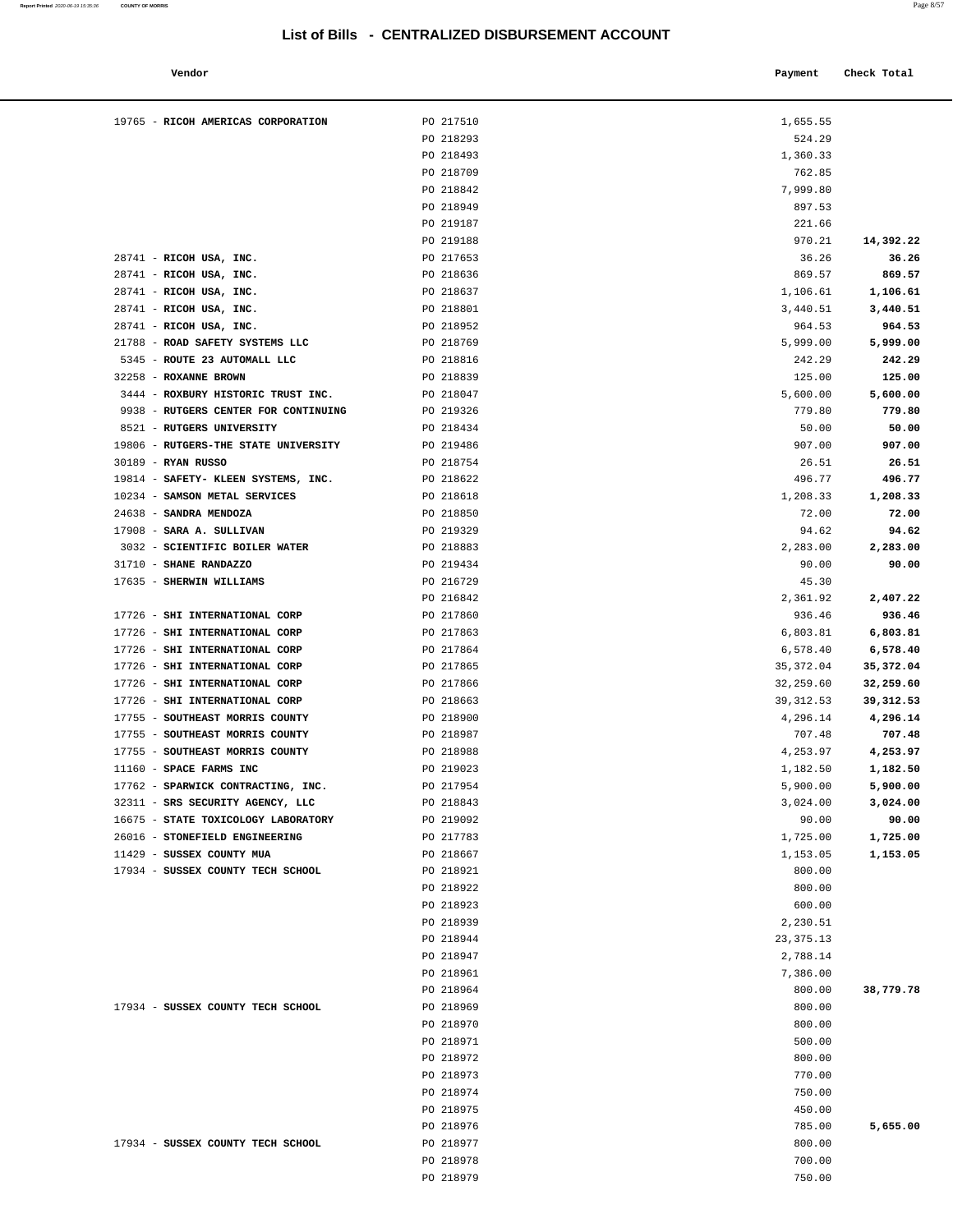## List of Bills - CENTRALIZED DISBURSEMENT ACCOUNT

| Vendor | | Payment | Check Total |
|---|---|---|---|
| 19765 - **RICOH AMERICAS CORPORATION** | PO 217510 | 1,655.55 | |
| | PO 218293 | 524.29 | |
| | PO 218493 | 1,360.33 | |
| | PO 218709 | 762.85 | |
| | PO 218842 | 7,999.80 | |
| | PO 218949 | 897.53 | |
| | PO 219187 | 221.66 | |
| | PO 219188 | 970.21 | **14,392.22** |
| 28741 - **RICOH USA, INC.** | PO 217653 | 36.26 | **36.26** |
| 28741 - **RICOH USA, INC.** | PO 218636 | 869.57 | **869.57** |
| 28741 - **RICOH USA, INC.** | PO 218637 | 1,106.61 | **1,106.61** |
| 28741 - **RICOH USA, INC.** | PO 218801 | 3,440.51 | **3,440.51** |
| 28741 - **RICOH USA, INC.** | PO 218952 | 964.53 | **964.53** |
| 21788 - **ROAD SAFETY SYSTEMS LLC** | PO 218769 | 5,999.00 | **5,999.00** |
| 5345 - **ROUTE 23 AUTOMALL LLC** | PO 218816 | 242.29 | **242.29** |
| 32258 - **ROXANNE BROWN** | PO 218839 | 125.00 | **125.00** |
| 3444 - **ROXBURY HISTORIC TRUST INC.** | PO 218047 | 5,600.00 | **5,600.00** |
| 9938 - **RUTGERS CENTER FOR CONTINUING** | PO 219326 | 779.80 | **779.80** |
| 8521 - **RUTGERS UNIVERSITY** | PO 218434 | 50.00 | **50.00** |
| 19806 - **RUTGERS-THE STATE UNIVERSITY** | PO 219486 | 907.00 | **907.00** |
| 30189 - **RYAN RUSSO** | PO 218754 | 26.51 | **26.51** |
| 19814 - **SAFETY- KLEEN SYSTEMS, INC.** | PO 218622 | 496.77 | **496.77** |
| 10234 - **SAMSON METAL SERVICES** | PO 218618 | 1,208.33 | **1,208.33** |
| 24638 - **SANDRA MENDOZA** | PO 218850 | 72.00 | **72.00** |
| 17908 - **SARA A. SULLIVAN** | PO 219329 | 94.62 | **94.62** |
| 3032 - **SCIENTIFIC BOILER WATER** | PO 218883 | 2,283.00 | **2,283.00** |
| 31710 - **SHANE RANDAZZO** | PO 219434 | 90.00 | **90.00** |
| 17635 - **SHERWIN WILLIAMS** | PO 216729 | 45.30 | |
| | PO 216842 | 2,361.92 | **2,407.22** |
| 17726 - **SHI INTERNATIONAL CORP** | PO 217860 | 936.46 | **936.46** |
| 17726 - **SHI INTERNATIONAL CORP** | PO 217863 | 6,803.81 | **6,803.81** |
| 17726 - **SHI INTERNATIONAL CORP** | PO 217864 | 6,578.40 | **6,578.40** |
| 17726 - **SHI INTERNATIONAL CORP** | PO 217865 | 35,372.04 | **35,372.04** |
| 17726 - **SHI INTERNATIONAL CORP** | PO 217866 | 32,259.60 | **32,259.60** |
| 17726 - **SHI INTERNATIONAL CORP** | PO 218663 | 39,312.53 | **39,312.53** |
| 17755 - **SOUTHEAST MORRIS COUNTY** | PO 218900 | 4,296.14 | **4,296.14** |
| 17755 - **SOUTHEAST MORRIS COUNTY** | PO 218987 | 707.48 | **707.48** |
| 17755 - **SOUTHEAST MORRIS COUNTY** | PO 218988 | 4,253.97 | **4,253.97** |
| 11160 - **SPACE FARMS INC** | PO 219023 | 1,182.50 | **1,182.50** |
| 17762 - **SPARWICK CONTRACTING, INC.** | PO 217954 | 5,900.00 | **5,900.00** |
| 32311 - **SRS SECURITY AGENCY, LLC** | PO 218843 | 3,024.00 | **3,024.00** |
| 16675 - **STATE TOXICOLOGY LABORATORY** | PO 219092 | 90.00 | **90.00** |
| 26016 - **STONEFIELD ENGINEERING** | PO 217783 | 1,725.00 | **1,725.00** |
| 11429 - **SUSSEX COUNTY MUA** | PO 218667 | 1,153.05 | **1,153.05** |
| 17934 - **SUSSEX COUNTY TECH SCHOOL** | PO 218921 | 800.00 | |
| | PO 218922 | 800.00 | |
| | PO 218923 | 600.00 | |
| | PO 218939 | 2,230.51 | |
| | PO 218944 | 23,375.13 | |
| | PO 218947 | 2,788.14 | |
| | PO 218961 | 7,386.00 | |
| | PO 218964 | 800.00 | **38,779.78** |
| 17934 - **SUSSEX COUNTY TECH SCHOOL** | PO 218969 | 800.00 | |
| | PO 218970 | 800.00 | |
| | PO 218971 | 500.00 | |
| | PO 218972 | 800.00 | |
| | PO 218973 | 770.00 | |
| | PO 218974 | 750.00 | |
| | PO 218975 | 450.00 | |
| | PO 218976 | 785.00 | **5,655.00** |
| 17934 - **SUSSEX COUNTY TECH SCHOOL** | PO 218977 | 800.00 | |
| | PO 218978 | 700.00 | |
| | PO 218979 | 750.00 | |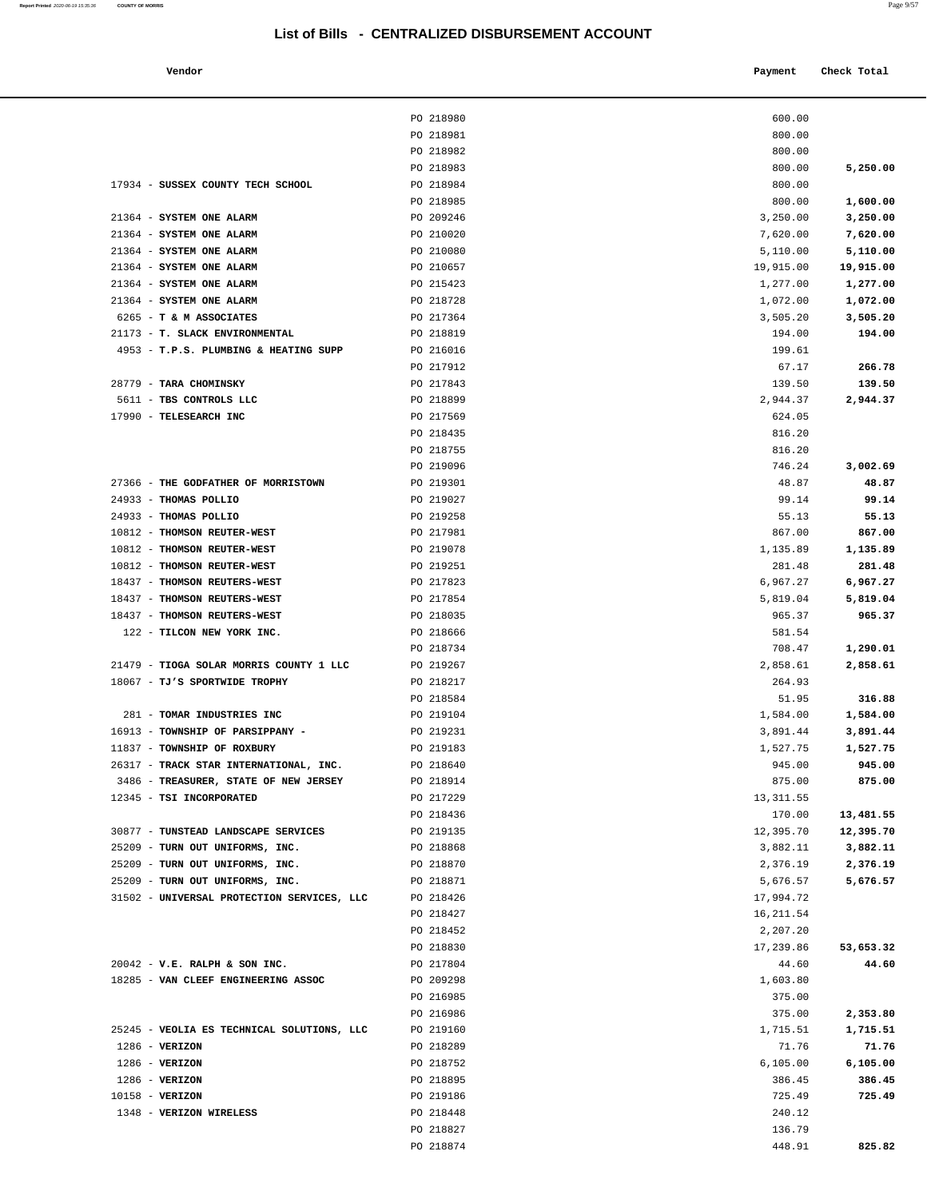# List of Bills - CENTRALIZED DISBURSEMENT ACCOUNT

| Vendor | | Payment | Check Total |
|---|---|---|---|
| | PO 218980 | 600.00 | |
| | PO 218981 | 800.00 | |
| | PO 218982 | 800.00 | |
| | PO 218983 | 800.00 | **5,250.00** |
| 17934 - **SUSSEX COUNTY TECH SCHOOL** | PO 218984 | 800.00 | |
| | PO 218985 | 800.00 | **1,600.00** |
| 21364 - **SYSTEM ONE ALARM** | PO 209246 | 3,250.00 | **3,250.00** |
| 21364 - **SYSTEM ONE ALARM** | PO 210020 | 7,620.00 | **7,620.00** |
| 21364 - **SYSTEM ONE ALARM** | PO 210080 | 5,110.00 | **5,110.00** |
| 21364 - **SYSTEM ONE ALARM** | PO 210657 | 19,915.00 | **19,915.00** |
| 21364 - **SYSTEM ONE ALARM** | PO 215423 | 1,277.00 | **1,277.00** |
| 21364 - **SYSTEM ONE ALARM** | PO 218728 | 1,072.00 | **1,072.00** |
| 6265 - **T & M ASSOCIATES** | PO 217364 | 3,505.20 | **3,505.20** |
| 21173 - **T. SLACK ENVIRONMENTAL** | PO 218819 | 194.00 | **194.00** |
| 4953 - **T.P.S. PLUMBING & HEATING SUPP** | PO 216016 | 199.61 | |
| | PO 217912 | 67.17 | **266.78** |
| 28779 - **TARA CHOMINSKY** | PO 217843 | 139.50 | **139.50** |
| 5611 - **TBS CONTROLS LLC** | PO 218899 | 2,944.37 | **2,944.37** |
| 17990 - **TELESEARCH INC** | PO 217569 | 624.05 | |
| | PO 218435 | 816.20 | |
| | PO 218755 | 816.20 | |
| | PO 219096 | 746.24 | **3,002.69** |
| 27366 - **THE GODFATHER OF MORRISTOWN** | PO 219301 | 48.87 | **48.87** |
| 24933 - **THOMAS POLLIO** | PO 219027 | 99.14 | **99.14** |
| 24933 - **THOMAS POLLIO** | PO 219258 | 55.13 | **55.13** |
| 10812 - **THOMSON REUTER-WEST** | PO 217981 | 867.00 | **867.00** |
| 10812 - **THOMSON REUTER-WEST** | PO 219078 | 1,135.89 | **1,135.89** |
| 10812 - **THOMSON REUTER-WEST** | PO 219251 | 281.48 | **281.48** |
| 18437 - **THOMSON REUTERS-WEST** | PO 217823 | 6,967.27 | **6,967.27** |
| 18437 - **THOMSON REUTERS-WEST** | PO 217854 | 5,819.04 | **5,819.04** |
| 18437 - **THOMSON REUTERS-WEST** | PO 218035 | 965.37 | **965.37** |
| 122 - **TILCON NEW YORK INC.** | PO 218666 | 581.54 | |
| | PO 218734 | 708.47 | **1,290.01** |
| 21479 - **TIOGA SOLAR MORRIS COUNTY 1 LLC** | PO 219267 | 2,858.61 | **2,858.61** |
| 18067 - **TJ'S SPORTWIDE TROPHY** | PO 218217 | 264.93 | |
| | PO 218584 | 51.95 | **316.88** |
| 281 - **TOMAR INDUSTRIES INC** | PO 219104 | 1,584.00 | **1,584.00** |
| 16913 - **TOWNSHIP OF PARSIPPANY -** | PO 219231 | 3,891.44 | **3,891.44** |
| 11837 - **TOWNSHIP OF ROXBURY** | PO 219183 | 1,527.75 | **1,527.75** |
| 26317 - **TRACK STAR INTERNATIONAL, INC.** | PO 218640 | 945.00 | **945.00** |
| 3486 - **TREASURER, STATE OF NEW JERSEY** | PO 218914 | 875.00 | **875.00** |
| 12345 - **TSI INCORPORATED** | PO 217229 | 13,311.55 | |
| | PO 218436 | 170.00 | **13,481.55** |
| 30877 - **TUNSTEAD LANDSCAPE SERVICES** | PO 219135 | 12,395.70 | **12,395.70** |
| 25209 - **TURN OUT UNIFORMS, INC.** | PO 218868 | 3,882.11 | **3,882.11** |
| 25209 - **TURN OUT UNIFORMS, INC.** | PO 218870 | 2,376.19 | **2,376.19** |
| 25209 - **TURN OUT UNIFORMS, INC.** | PO 218871 | 5,676.57 | **5,676.57** |
| 31502 - **UNIVERSAL PROTECTION SERVICES, LLC** | PO 218426 | 17,994.72 | |
| | PO 218427 | 16,211.54 | |
| | PO 218452 | 2,207.20 | |
| | PO 218830 | 17,239.86 | **53,653.32** |
| 20042 - **V.E. RALPH & SON INC.** | PO 217804 | 44.60 | **44.60** |
| 18285 - **VAN CLEEF ENGINEERING ASSOC** | PO 209298 | 1,603.80 | |
| | PO 216985 | 375.00 | |
| | PO 216986 | 375.00 | **2,353.80** |
| 25245 - **VEOLIA ES TECHNICAL SOLUTIONS, LLC** | PO 219160 | 1,715.51 | **1,715.51** |
| 1286 - **VERIZON** | PO 218289 | 71.76 | **71.76** |
| 1286 - **VERIZON** | PO 218752 | 6,105.00 | **6,105.00** |
| 1286 - **VERIZON** | PO 218895 | 386.45 | **386.45** |
| 10158 - **VERIZON** | PO 219186 | 725.49 | **725.49** |
| 1348 - **VERIZON WIRELESS** | PO 218448 | 240.12 | |
| | PO 218827 | 136.79 | |
| | PO 218874 | 448.91 | **825.82** |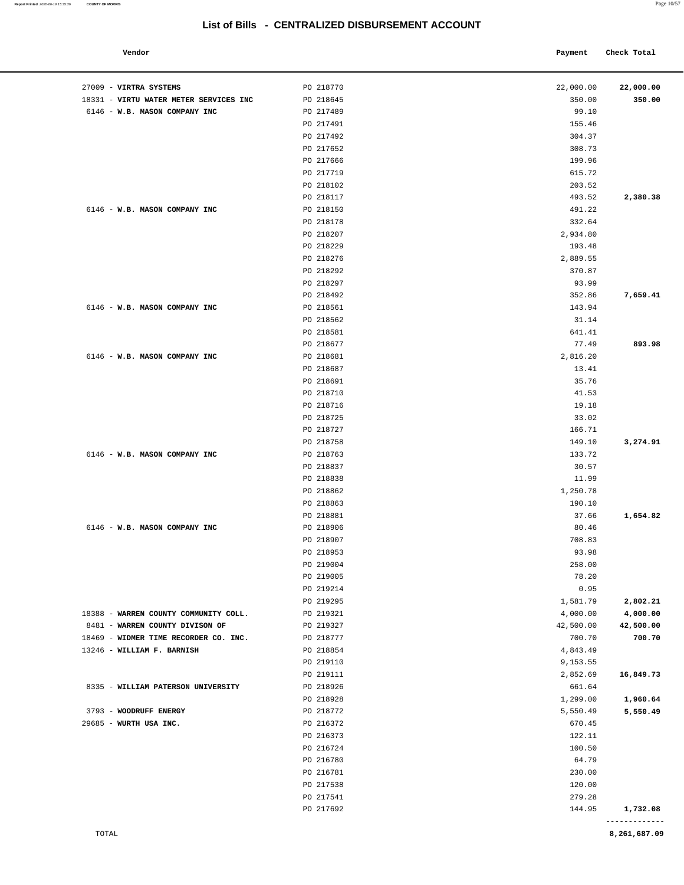## List of Bills - CENTRALIZED DISBURSEMENT ACCOUNT

| Vendor | | Payment | Check Total |
|---|---|---|---|
| 27009 - **VIRTRA SYSTEMS** | PO 218770 | 22,000.00 | **22,000.00** |
| 18331 - **VIRTU WATER METER SERVICES INC** | PO 218645 | 350.00 | **350.00** |
| 6146 - **W.B. MASON COMPANY INC** | PO 217489 | 99.10 | |
| | PO 217491 | 155.46 | |
| | PO 217492 | 304.37 | |
| | PO 217652 | 308.73 | |
| | PO 217666 | 199.96 | |
| | PO 217719 | 615.72 | |
| | PO 218102 | 203.52 | |
| | PO 218117 | 493.52 | **2,380.38** |
| 6146 - **W.B. MASON COMPANY INC** | PO 218150 | 491.22 | |
| | PO 218178 | 332.64 | |
| | PO 218207 | 2,934.80 | |
| | PO 218229 | 193.48 | |
| | PO 218276 | 2,889.55 | |
| | PO 218292 | 370.87 | |
| | PO 218297 | 93.99 | |
| | PO 218492 | 352.86 | **7,659.41** |
| 6146 - **W.B. MASON COMPANY INC** | PO 218561 | 143.94 | |
| | PO 218562 | 31.14 | |
| | PO 218581 | 641.41 | |
| | PO 218677 | 77.49 | **893.98** |
| 6146 - **W.B. MASON COMPANY INC** | PO 218681 | 2,816.20 | |
| | PO 218687 | 13.41 | |
| | PO 218691 | 35.76 | |
| | PO 218710 | 41.53 | |
| | PO 218716 | 19.18 | |
| | PO 218725 | 33.02 | |
| | PO 218727 | 166.71 | |
| | PO 218758 | 149.10 | **3,274.91** |
| 6146 - **W.B. MASON COMPANY INC** | PO 218763 | 133.72 | |
| | PO 218837 | 30.57 | |
| | PO 218838 | 11.99 | |
| | PO 218862 | 1,250.78 | |
| | PO 218863 | 190.10 | |
| | PO 218881 | 37.66 | **1,654.82** |
| 6146 - **W.B. MASON COMPANY INC** | PO 218906 | 80.46 | |
| | PO 218907 | 708.83 | |
| | PO 218953 | 93.98 | |
| | PO 219004 | 258.00 | |
| | PO 219005 | 78.20 | |
| | PO 219214 | 0.95 | |
| | PO 219295 | 1,581.79 | **2,802.21** |
| 18388 - **WARREN COUNTY COMMUNITY COLL.** | PO 219321 | 4,000.00 | **4,000.00** |
| 8481 - **WARREN COUNTY DIVISON OF** | PO 219327 | 42,500.00 | **42,500.00** |
| 18469 - **WIDMER TIME RECORDER CO. INC.** | PO 218777 | 700.70 | **700.70** |
| 13246 - **WILLIAM F. BARNISH** | PO 218854 | 4,843.49 | |
| | PO 219110 | 9,153.55 | |
| | PO 219111 | 2,852.69 | **16,849.73** |
| 8335 - **WILLIAM PATERSON UNIVERSITY** | PO 218926 | 661.64 | |
| | PO 218928 | 1,299.00 | **1,960.64** |
| 3793 - **WOODRUFF ENERGY** | PO 218772 | 5,550.49 | **5,550.49** |
| 29685 - **WURTH USA INC.** | PO 216372 | 670.45 | |
| | PO 216373 | 122.11 | |
| | PO 216724 | 100.50 | |
| | PO 216780 | 64.79 | |
| | PO 216781 | 230.00 | |
| | PO 217538 | 120.00 | |
| | PO 217541 | 279.28 | |
| | PO 217692 | 144.95 | **1,732.08** |
| TOTAL | | | **8,261,687.09** |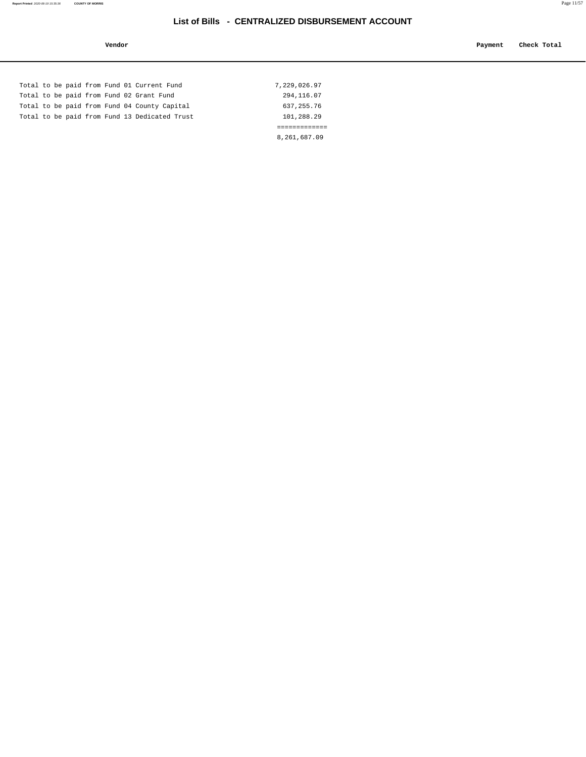# List of Bills - CENTRALIZED DISBURSEMENT ACCOUNT

| Vendor | Payment | Check Total |
|---|---|---|

| | |
|---|---|
| Total to be paid from Fund 01 Current Fund | 7,229,026.97 |
| Total to be paid from Fund 02 Grant Fund | 294,116.07 |
| Total to be paid from Fund 04 County Capital | 637,255.76 |
| Total to be paid from Fund 13 Dedicated Trust | 101,288.29 |
| | ============= |
| | 8,261,687.09 |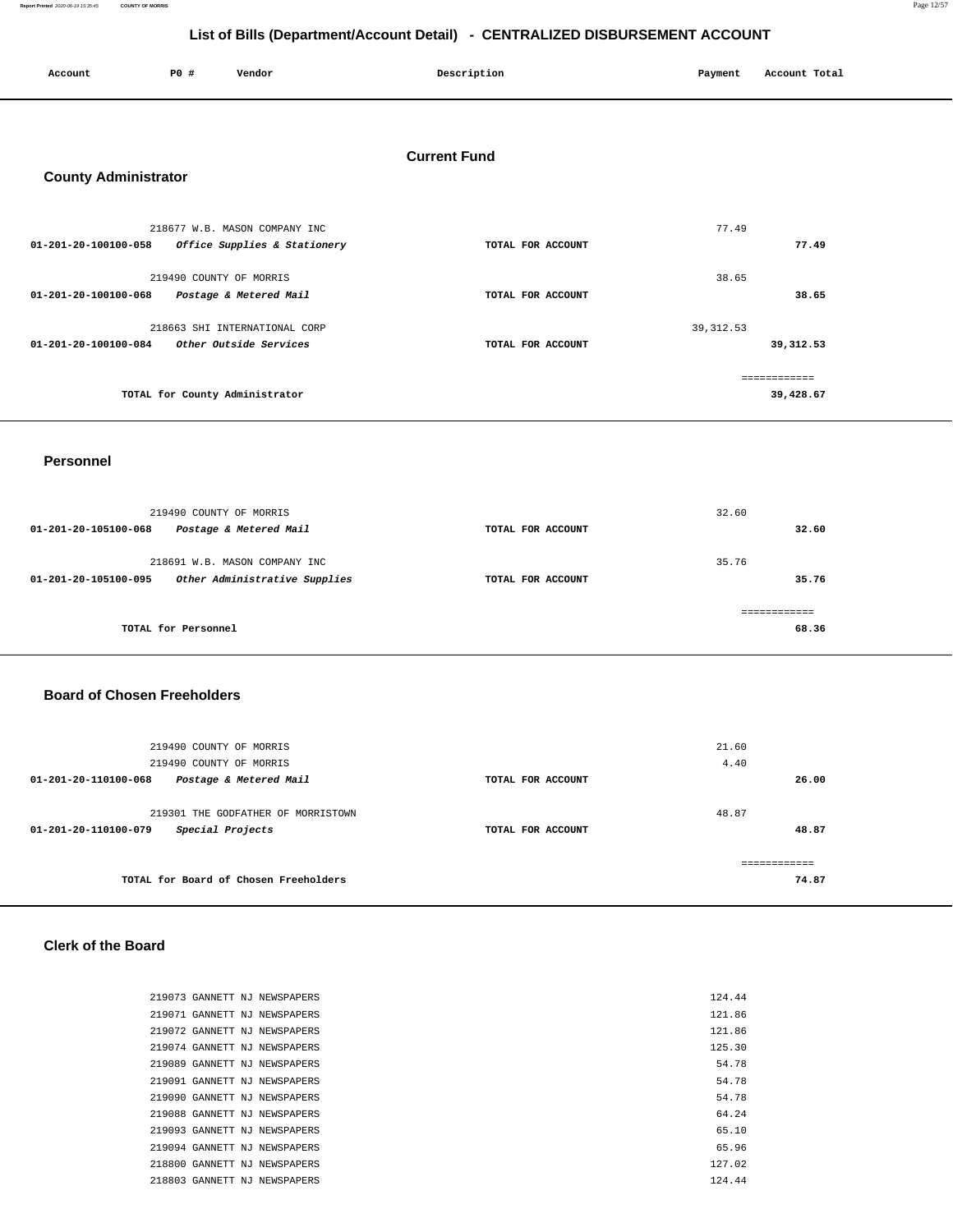# List of Bills (Department/Account Detail) - CENTRALIZED DISBURSEMENT ACCOUNT

| Account | PO # | Vendor | Description | Payment | Account Total |
|---|---|---|---|---|---|

## Current Fund

### County Administrator

| Account | PO # | Vendor | Description | Payment | Account Total |
|---|---|---|---|---|---|
| | 218677 | W.B. MASON COMPANY INC | | 77.49 | |
| 01-201-20-100100-058 | | *Office Supplies & Stationery* | TOTAL FOR ACCOUNT | | 77.49 |
| | 219490 | COUNTY OF MORRIS | | 38.65 | |
| 01-201-20-100100-068 | | *Postage & Metered Mail* | TOTAL FOR ACCOUNT | | 38.65 |
| | 218663 | SHI INTERNATIONAL CORP | | 39,312.53 | |
| 01-201-20-100100-084 | | *Other Outside Services* | TOTAL FOR ACCOUNT | | 39,312.53 |
| | | | | | ============ |
| | | TOTAL for County Administrator | | | 39,428.67 |

### Personnel

| Account | PO # | Vendor | Description | Payment | Account Total |
|---|---|---|---|---|---|
| | 219490 | COUNTY OF MORRIS | | 32.60 | |
| 01-201-20-105100-068 | | *Postage & Metered Mail* | TOTAL FOR ACCOUNT | | 32.60 |
| | 218691 | W.B. MASON COMPANY INC | | 35.76 | |
| 01-201-20-105100-095 | | *Other Administrative Supplies* | TOTAL FOR ACCOUNT | | 35.76 |
| | | | | | ============ |
| | | TOTAL for Personnel | | | 68.36 |

### Board of Chosen Freeholders

| Account | PO # | Vendor | Description | Payment | Account Total |
|---|---|---|---|---|---|
| | 219490 | COUNTY OF MORRIS | | 21.60 | |
| | 219490 | COUNTY OF MORRIS | | 4.40 | |
| 01-201-20-110100-068 | | *Postage & Metered Mail* | TOTAL FOR ACCOUNT | | 26.00 |
| | 219301 | THE GODFATHER OF MORRISTOWN | | 48.87 | |
| 01-201-20-110100-079 | | *Special Projects* | TOTAL FOR ACCOUNT | | 48.87 |
| | | | | | ============ |
| | | TOTAL for Board of Chosen Freeholders | | | 74.87 |

### Clerk of the Board

| Account | PO # | Vendor | Description | Payment | Account Total |
|---|---|---|---|---|---|
| | 219073 | GANNETT NJ NEWSPAPERS | | 124.44 | |
| | 219071 | GANNETT NJ NEWSPAPERS | | 121.86 | |
| | 219072 | GANNETT NJ NEWSPAPERS | | 121.86 | |
| | 219074 | GANNETT NJ NEWSPAPERS | | 125.30 | |
| | 219089 | GANNETT NJ NEWSPAPERS | | 54.78 | |
| | 219091 | GANNETT NJ NEWSPAPERS | | 54.78 | |
| | 219090 | GANNETT NJ NEWSPAPERS | | 54.78 | |
| | 219088 | GANNETT NJ NEWSPAPERS | | 64.24 | |
| | 219093 | GANNETT NJ NEWSPAPERS | | 65.10 | |
| | 219094 | GANNETT NJ NEWSPAPERS | | 65.96 | |
| | 218800 | GANNETT NJ NEWSPAPERS | | 127.02 | |
| | 218803 | GANNETT NJ NEWSPAPERS | | 124.44 | |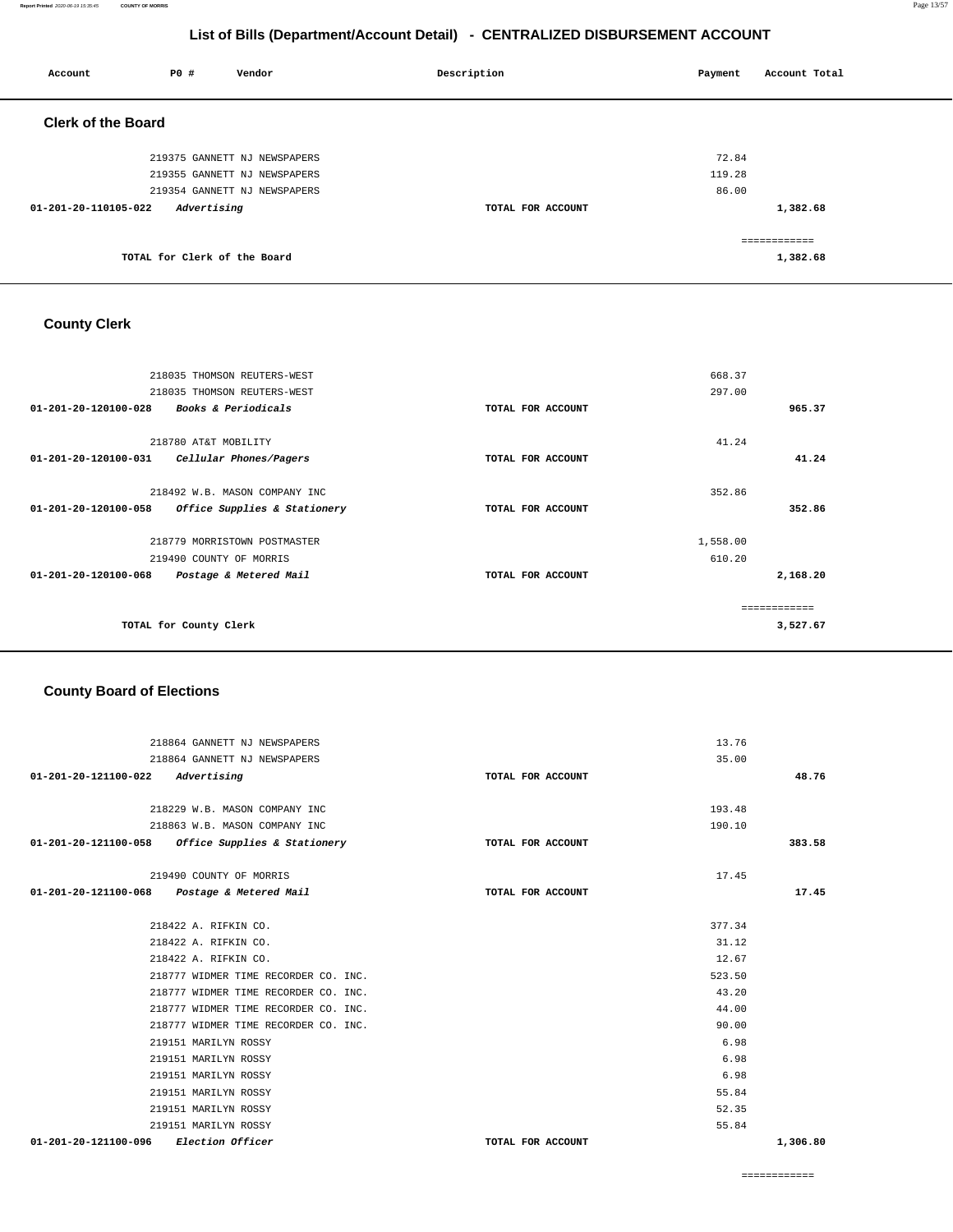# List of Bills (Department/Account Detail) - CENTRALIZED DISBURSEMENT ACCOUNT

| Account | PO # | Vendor | Description | Payment | Account Total |
|---|---|---|---|---|---|

## Clerk of the Board

| Account | PO # | Vendor | Description | Payment | Account Total |
|---|---|---|---|---|---|
| | 219375 | GANNETT NJ NEWSPAPERS | | 72.84 | |
| | 219355 | GANNETT NJ NEWSPAPERS | | 119.28 | |
| | 219354 | GANNETT NJ NEWSPAPERS | | 86.00 | |
| 01-201-20-110105-022 | | *Advertising* | TOTAL FOR ACCOUNT | | 1,382.68 |
| | | | | | ============ |
| | | TOTAL for Clerk of the Board | | | 1,382.68 |

## County Clerk

| Account | PO # | Vendor | Description | Payment | Account Total |
|---|---|---|---|---|---|
| | 218035 | THOMSON REUTERS-WEST | | 668.37 | |
| | 218035 | THOMSON REUTERS-WEST | | 297.00 | |
| 01-201-20-120100-028 | | *Books & Periodicals* | TOTAL FOR ACCOUNT | | 965.37 |
| | 218780 | AT&T MOBILITY | | 41.24 | |
| 01-201-20-120100-031 | | *Cellular Phones/Pagers* | TOTAL FOR ACCOUNT | | 41.24 |
| | 218492 | W.B. MASON COMPANY INC | | 352.86 | |
| 01-201-20-120100-058 | | *Office Supplies & Stationery* | TOTAL FOR ACCOUNT | | 352.86 |
| | 218779 | MORRISTOWN POSTMASTER | | 1,558.00 | |
| | 219490 | COUNTY OF MORRIS | | 610.20 | |
| 01-201-20-120100-068 | | *Postage & Metered Mail* | TOTAL FOR ACCOUNT | | 2,168.20 |
| | | | | | ============ |
| | | TOTAL for County Clerk | | | 3,527.67 |

## County Board of Elections

| Account | PO # | Vendor | Description | Payment | Account Total |
|---|---|---|---|---|---|
| | 218864 | GANNETT NJ NEWSPAPERS | | 13.76 | |
| | 218864 | GANNETT NJ NEWSPAPERS | | 35.00 | |
| 01-201-20-121100-022 | | *Advertising* | TOTAL FOR ACCOUNT | | 48.76 |
| | 218229 | W.B. MASON COMPANY INC | | 193.48 | |
| | 218863 | W.B. MASON COMPANY INC | | 190.10 | |
| 01-201-20-121100-058 | | *Office Supplies & Stationery* | TOTAL FOR ACCOUNT | | 383.58 |
| | 219490 | COUNTY OF MORRIS | | 17.45 | |
| 01-201-20-121100-068 | | *Postage & Metered Mail* | TOTAL FOR ACCOUNT | | 17.45 |
| | 218422 | A. RIFKIN CO. | | 377.34 | |
| | 218422 | A. RIFKIN CO. | | 31.12 | |
| | 218422 | A. RIFKIN CO. | | 12.67 | |
| | 218777 | WIDMER TIME RECORDER CO. INC. | | 523.50 | |
| | 218777 | WIDMER TIME RECORDER CO. INC. | | 43.20 | |
| | 218777 | WIDMER TIME RECORDER CO. INC. | | 44.00 | |
| | 218777 | WIDMER TIME RECORDER CO. INC. | | 90.00 | |
| | 219151 | MARILYN ROSSY | | 6.98 | |
| | 219151 | MARILYN ROSSY | | 6.98 | |
| | 219151 | MARILYN ROSSY | | 6.98 | |
| | 219151 | MARILYN ROSSY | | 55.84 | |
| | 219151 | MARILYN ROSSY | | 52.35 | |
| | 219151 | MARILYN ROSSY | | 55.84 | |
| 01-201-20-121100-096 | | *Election Officer* | TOTAL FOR ACCOUNT | | 1,306.80 |
| | | | | | ============ |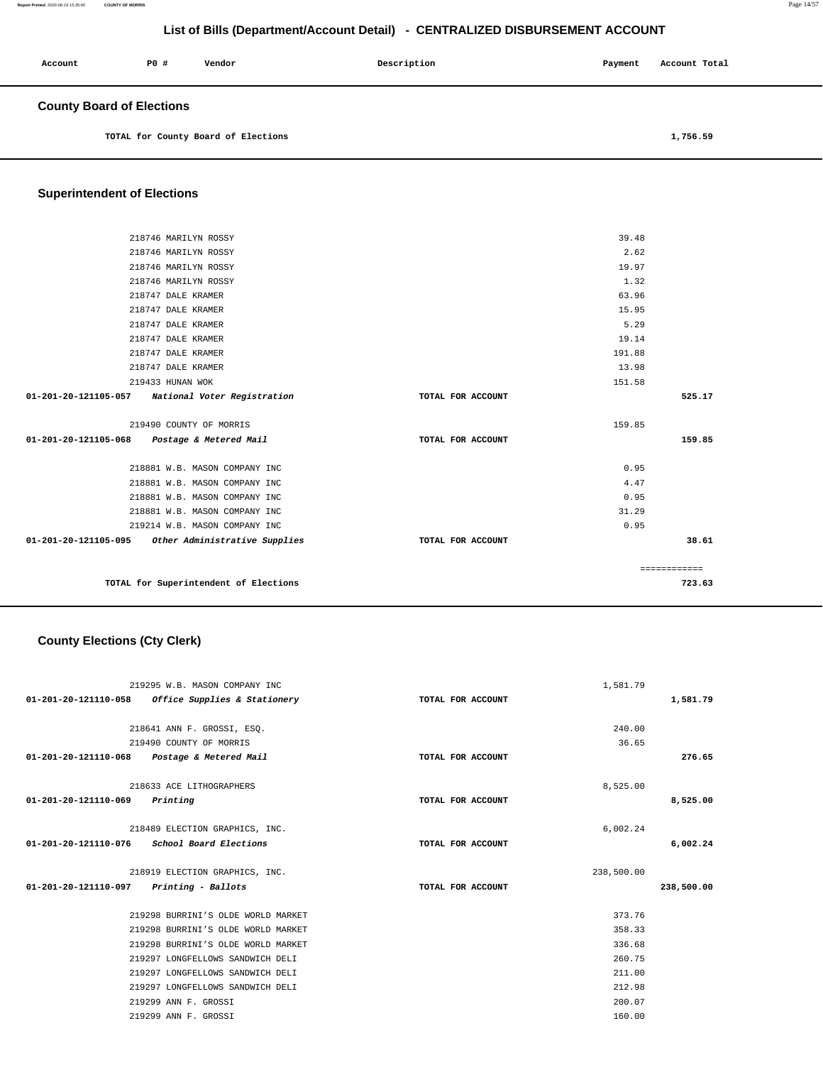# List of Bills (Department/Account Detail) - CENTRALIZED DISBURSEMENT ACCOUNT

| Account | PO # | Vendor | Description | Payment | Account Total |
|---|---|---|---|---|---|

## County Board of Elections

| | | | | | |
|---|---|---|---|---|---|
| | | TOTAL for County Board of Elections | | | 1,756.59 |

## Superintendent of Elections

| Account | PO # | Vendor | Description | Payment | Account Total |
|---|---|---|---|---|---|
| | 218746 | MARILYN ROSSY | | 39.48 | |
| | 218746 | MARILYN ROSSY | | 2.62 | |
| | 218746 | MARILYN ROSSY | | 19.97 | |
| | 218746 | MARILYN ROSSY | | 1.32 | |
| | 218747 | DALE KRAMER | | 63.96 | |
| | 218747 | DALE KRAMER | | 15.95 | |
| | 218747 | DALE KRAMER | | 5.29 | |
| | 218747 | DALE KRAMER | | 19.14 | |
| | 218747 | DALE KRAMER | | 191.88 | |
| | 218747 | DALE KRAMER | | 13.98 | |
| | 219433 | HUNAN WOK | | 151.58 | |
| 01-201-20-121105-057 | *National Voter Registration* | | TOTAL FOR ACCOUNT | | 525.17 |
| | 219490 | COUNTY OF MORRIS | | 159.85 | |
| 01-201-20-121105-068 | *Postage & Metered Mail* | | TOTAL FOR ACCOUNT | | 159.85 |
| | 218881 | W.B. MASON COMPANY INC | | 0.95 | |
| | 218881 | W.B. MASON COMPANY INC | | 4.47 | |
| | 218881 | W.B. MASON COMPANY INC | | 0.95 | |
| | 218881 | W.B. MASON COMPANY INC | | 31.29 | |
| | 219214 | W.B. MASON COMPANY INC | | 0.95 | |
| 01-201-20-121105-095 | *Other Administrative Supplies* | | TOTAL FOR ACCOUNT | | 38.61 |
| | | | | | ============ |
| | | TOTAL for Superintendent of Elections | | | 723.63 |

## County Elections (Cty Clerk)

| Account | PO # | Vendor | Description | Payment | Account Total |
|---|---|---|---|---|---|
| | 219295 | W.B. MASON COMPANY INC | | 1,581.79 | |
| 01-201-20-121110-058 | *Office Supplies & Stationery* | | TOTAL FOR ACCOUNT | | 1,581.79 |
| | 218641 | ANN F. GROSSI, ESQ. | | 240.00 | |
| | 219490 | COUNTY OF MORRIS | | 36.65 | |
| 01-201-20-121110-068 | *Postage & Metered Mail* | | TOTAL FOR ACCOUNT | | 276.65 |
| | 218633 | ACE LITHOGRAPHERS | | 8,525.00 | |
| 01-201-20-121110-069 | *Printing* | | TOTAL FOR ACCOUNT | | 8,525.00 |
| | 218489 | ELECTION GRAPHICS, INC. | | 6,002.24 | |
| 01-201-20-121110-076 | *School Board Elections* | | TOTAL FOR ACCOUNT | | 6,002.24 |
| | 218919 | ELECTION GRAPHICS, INC. | | 238,500.00 | |
| 01-201-20-121110-097 | *Printing - Ballots* | | TOTAL FOR ACCOUNT | | 238,500.00 |
| | 219298 | BURRINI'S OLDE WORLD MARKET | | 373.76 | |
| | 219298 | BURRINI'S OLDE WORLD MARKET | | 358.33 | |
| | 219298 | BURRINI'S OLDE WORLD MARKET | | 336.68 | |
| | 219297 | LONGFELLOWS SANDWICH DELI | | 260.75 | |
| | 219297 | LONGFELLOWS SANDWICH DELI | | 211.00 | |
| | 219297 | LONGFELLOWS SANDWICH DELI | | 212.98 | |
| | 219299 | ANN F. GROSSI | | 200.07 | |
| | 219299 | ANN F. GROSSI | | 160.00 | |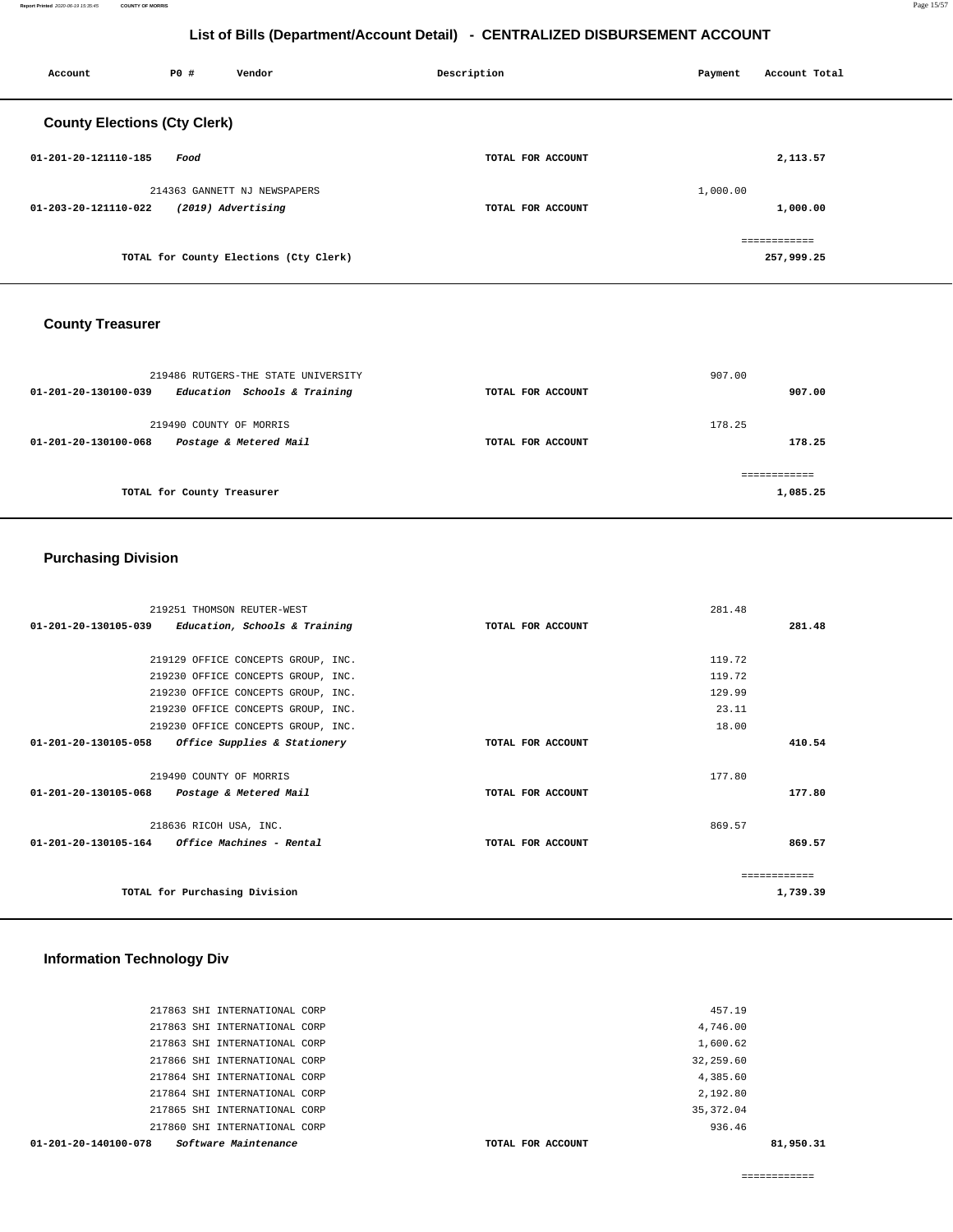## List of Bills (Department/Account Detail) - CENTRALIZED DISBURSEMENT ACCOUNT

| Account | PO # | Vendor | Description | Payment | Account Total |
|---|---|---|---|---|---|

### County Elections (Cty Clerk)

| Account | PO # | Vendor | Description | Payment | Account Total |
|---|---|---|---|---|---|
| 01-201-20-121110-185 | | *Food* | TOTAL FOR ACCOUNT | | 2,113.57 |
| | 214363 | GANNETT NJ NEWSPAPERS | | 1,000.00 | |
| 01-203-20-121110-022 | | *(2019) Advertising* | TOTAL FOR ACCOUNT | | 1,000.00 |
| | | | | | ============ |
| | | TOTAL for County Elections (Cty Clerk) | | | 257,999.25 |

### County Treasurer

| Account | PO # | Vendor | Description | Payment | Account Total |
|---|---|---|---|---|---|
| | 219486 | RUTGERS-THE STATE UNIVERSITY | | 907.00 | |
| 01-201-20-130100-039 | | *Education Schools & Training* | TOTAL FOR ACCOUNT | | 907.00 |
| | 219490 | COUNTY OF MORRIS | | 178.25 | |
| 01-201-20-130100-068 | | *Postage & Metered Mail* | TOTAL FOR ACCOUNT | | 178.25 |
| | | | | | ============ |
| | | TOTAL for County Treasurer | | | 1,085.25 |

### Purchasing Division

| Account | PO # | Vendor | Description | Payment | Account Total |
|---|---|---|---|---|---|
| | 219251 | THOMSON REUTER-WEST | | 281.48 | |
| 01-201-20-130105-039 | | *Education, Schools & Training* | TOTAL FOR ACCOUNT | | 281.48 |
| | 219129 | OFFICE CONCEPTS GROUP, INC. | | 119.72 | |
| | 219230 | OFFICE CONCEPTS GROUP, INC. | | 119.72 | |
| | 219230 | OFFICE CONCEPTS GROUP, INC. | | 129.99 | |
| | 219230 | OFFICE CONCEPTS GROUP, INC. | | 23.11 | |
| | 219230 | OFFICE CONCEPTS GROUP, INC. | | 18.00 | |
| 01-201-20-130105-058 | | *Office Supplies & Stationery* | TOTAL FOR ACCOUNT | | 410.54 |
| | 219490 | COUNTY OF MORRIS | | 177.80 | |
| 01-201-20-130105-068 | | *Postage & Metered Mail* | TOTAL FOR ACCOUNT | | 177.80 |
| | 218636 | RICOH USA, INC. | | 869.57 | |
| 01-201-20-130105-164 | | *Office Machines - Rental* | TOTAL FOR ACCOUNT | | 869.57 |
| | | | | | ============ |
| | | TOTAL for Purchasing Division | | | 1,739.39 |

### Information Technology Div

| Account | PO # | Vendor | Description | Payment | Account Total |
|---|---|---|---|---|---|
| | 217863 | SHI INTERNATIONAL CORP | | 457.19 | |
| | 217863 | SHI INTERNATIONAL CORP | | 4,746.00 | |
| | 217863 | SHI INTERNATIONAL CORP | | 1,600.62 | |
| | 217866 | SHI INTERNATIONAL CORP | | 32,259.60 | |
| | 217864 | SHI INTERNATIONAL CORP | | 4,385.60 | |
| | 217864 | SHI INTERNATIONAL CORP | | 2,192.80 | |
| | 217865 | SHI INTERNATIONAL CORP | | 35,372.04 | |
| | 217860 | SHI INTERNATIONAL CORP | | 936.46 | |
| 01-201-20-140100-078 | | *Software Maintenance* | TOTAL FOR ACCOUNT | | 81,950.31 |
| | | | | | ============ |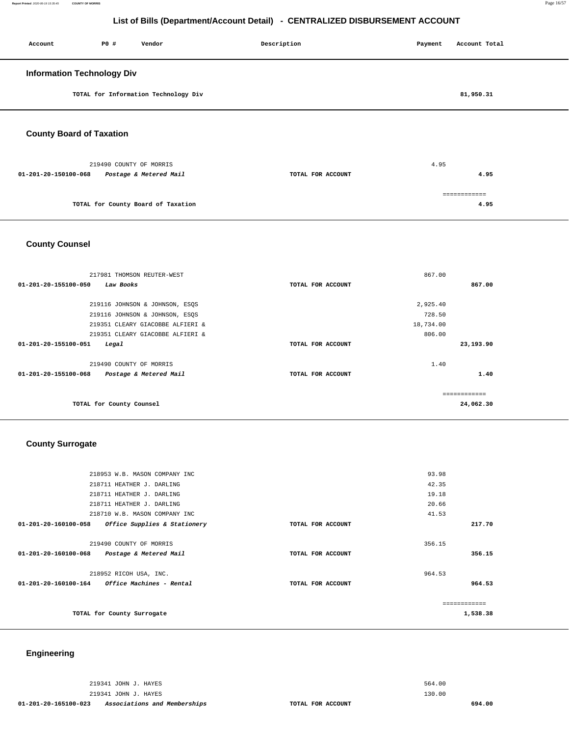# List of Bills (Department/Account Detail) - CENTRALIZED DISBURSEMENT ACCOUNT

| Account | PO # | Vendor | Description | Payment | Account Total |
|---|---|---|---|---|---|

## Information Technology Div

| | | | | |
|---|---|---|---|---|
| TOTAL for Information Technology Div | | | | 81,950.31 |

## County Board of Taxation

| Account | PO # Vendor | Description | Payment | Account Total |
|---|---|---|---|---|
| | 219490 COUNTY OF MORRIS | | 4.95 | |
| 01-201-20-150100-068 | *Postage & Metered Mail* | TOTAL FOR ACCOUNT | | 4.95 |
| | | | | ============ |
| | TOTAL for County Board of Taxation | | | 4.95 |

## County Counsel

| Account | PO # Vendor | Description | Payment | Account Total |
|---|---|---|---|---|
| | 217981 THOMSON REUTER-WEST | | 867.00 | |
| 01-201-20-155100-050 | *Law Books* | TOTAL FOR ACCOUNT | | 867.00 |
| | 219116 JOHNSON & JOHNSON, ESQS | | 2,925.40 | |
| | 219116 JOHNSON & JOHNSON, ESQS | | 728.50 | |
| | 219351 CLEARY GIACOBBE ALFIERI & | | 18,734.00 | |
| | 219351 CLEARY GIACOBBE ALFIERI & | | 806.00 | |
| 01-201-20-155100-051 | *Legal* | TOTAL FOR ACCOUNT | | 23,193.90 |
| | 219490 COUNTY OF MORRIS | | 1.40 | |
| 01-201-20-155100-068 | *Postage & Metered Mail* | TOTAL FOR ACCOUNT | | 1.40 |
| | | | | ============ |
| | TOTAL for County Counsel | | | 24,062.30 |

## County Surrogate

| Account | PO # Vendor | Description | Payment | Account Total |
|---|---|---|---|---|
| | 218953 W.B. MASON COMPANY INC | | 93.98 | |
| | 218711 HEATHER J. DARLING | | 42.35 | |
| | 218711 HEATHER J. DARLING | | 19.18 | |
| | 218711 HEATHER J. DARLING | | 20.66 | |
| | 218710 W.B. MASON COMPANY INC | | 41.53 | |
| 01-201-20-160100-058 | *Office Supplies & Stationery* | TOTAL FOR ACCOUNT | | 217.70 |
| | 219490 COUNTY OF MORRIS | | 356.15 | |
| 01-201-20-160100-068 | *Postage & Metered Mail* | TOTAL FOR ACCOUNT | | 356.15 |
| | 218952 RICOH USA, INC. | | 964.53 | |
| 01-201-20-160100-164 | *Office Machines - Rental* | TOTAL FOR ACCOUNT | | 964.53 |
| | | | | ============ |
| | TOTAL for County Surrogate | | | 1,538.38 |

## Engineering

| Account | PO # Vendor | Description | Payment | Account Total |
|---|---|---|---|---|
| | 219341 JOHN J. HAYES | | 564.00 | |
| | 219341 JOHN J. HAYES | | 130.00 | |
| 01-201-20-165100-023 | *Associations and Memberships* | TOTAL FOR ACCOUNT | | 694.00 |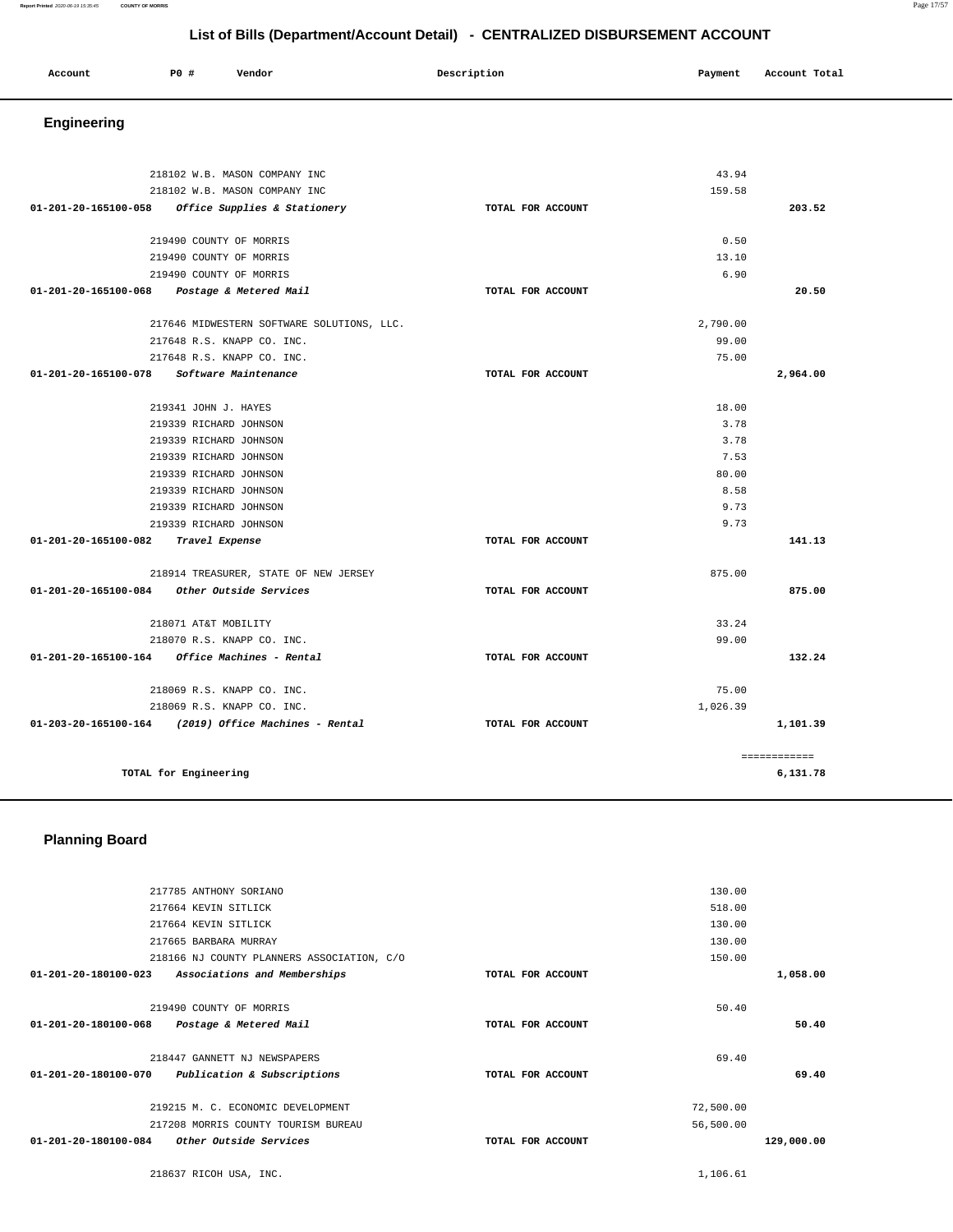# List of Bills (Department/Account Detail) - CENTRALIZED DISBURSEMENT ACCOUNT

| Account | PO # | Vendor | Description | Payment | Account Total |
|---|---|---|---|---|---|

## Engineering

| Account | PO # | Vendor | Description | Payment | Account Total |
|---|---|---|---|---|---|
| | 218102 | W.B. MASON COMPANY INC | | 43.94 | |
| | 218102 | W.B. MASON COMPANY INC | | 159.58 | |
| 01-201-20-165100-058 | | *Office Supplies & Stationery* | TOTAL FOR ACCOUNT | | **203.52** |
| | 219490 | COUNTY OF MORRIS | | 0.50 | |
| | 219490 | COUNTY OF MORRIS | | 13.10 | |
| | 219490 | COUNTY OF MORRIS | | 6.90 | |
| 01-201-20-165100-068 | | *Postage & Metered Mail* | TOTAL FOR ACCOUNT | | **20.50** |
| | 217646 | MIDWESTERN SOFTWARE SOLUTIONS, LLC. | | 2,790.00 | |
| | 217648 | R.S. KNAPP CO. INC. | | 99.00 | |
| | 217648 | R.S. KNAPP CO. INC. | | 75.00 | |
| 01-201-20-165100-078 | | *Software Maintenance* | TOTAL FOR ACCOUNT | | **2,964.00** |
| | 219341 | JOHN J. HAYES | | 18.00 | |
| | 219339 | RICHARD JOHNSON | | 3.78 | |
| | 219339 | RICHARD JOHNSON | | 3.78 | |
| | 219339 | RICHARD JOHNSON | | 7.53 | |
| | 219339 | RICHARD JOHNSON | | 80.00 | |
| | 219339 | RICHARD JOHNSON | | 8.58 | |
| | 219339 | RICHARD JOHNSON | | 9.73 | |
| | 219339 | RICHARD JOHNSON | | 9.73 | |
| 01-201-20-165100-082 | | *Travel Expense* | TOTAL FOR ACCOUNT | | **141.13** |
| | 218914 | TREASURER, STATE OF NEW JERSEY | | 875.00 | |
| 01-201-20-165100-084 | | *Other Outside Services* | TOTAL FOR ACCOUNT | | **875.00** |
| | 218071 | AT&T MOBILITY | | 33.24 | |
| | 218070 | R.S. KNAPP CO. INC. | | 99.00 | |
| 01-201-20-165100-164 | | *Office Machines - Rental* | TOTAL FOR ACCOUNT | | **132.24** |
| | 218069 | R.S. KNAPP CO. INC. | | 75.00 | |
| | 218069 | R.S. KNAPP CO. INC. | | 1,026.39 | |
| 01-203-20-165100-164 | | *(2019) Office Machines - Rental* | TOTAL FOR ACCOUNT | | **1,101.39** |
| | | | | | ============ |
| **TOTAL for Engineering** | | | | | **6,131.78** |

## Planning Board

| Account | PO # | Vendor | Description | Payment | Account Total |
|---|---|---|---|---|---|
| | 217785 | ANTHONY SORIANO | | 130.00 | |
| | 217664 | KEVIN SITLICK | | 518.00 | |
| | 217664 | KEVIN SITLICK | | 130.00 | |
| | 217665 | BARBARA MURRAY | | 130.00 | |
| | 218166 | NJ COUNTY PLANNERS ASSOCIATION, C/O | | 150.00 | |
| 01-201-20-180100-023 | | *Associations and Memberships* | TOTAL FOR ACCOUNT | | **1,058.00** |
| | 219490 | COUNTY OF MORRIS | | 50.40 | |
| 01-201-20-180100-068 | | *Postage & Metered Mail* | TOTAL FOR ACCOUNT | | **50.40** |
| | 218447 | GANNETT NJ NEWSPAPERS | | 69.40 | |
| 01-201-20-180100-070 | | *Publication & Subscriptions* | TOTAL FOR ACCOUNT | | **69.40** |
| | 219215 | M. C. ECONOMIC DEVELOPMENT | | 72,500.00 | |
| | 217208 | MORRIS COUNTY TOURISM BUREAU | | 56,500.00 | |
| 01-201-20-180100-084 | | *Other Outside Services* | TOTAL FOR ACCOUNT | | **129,000.00** |
| | 218637 | RICOH USA, INC. | | 1,106.61 | |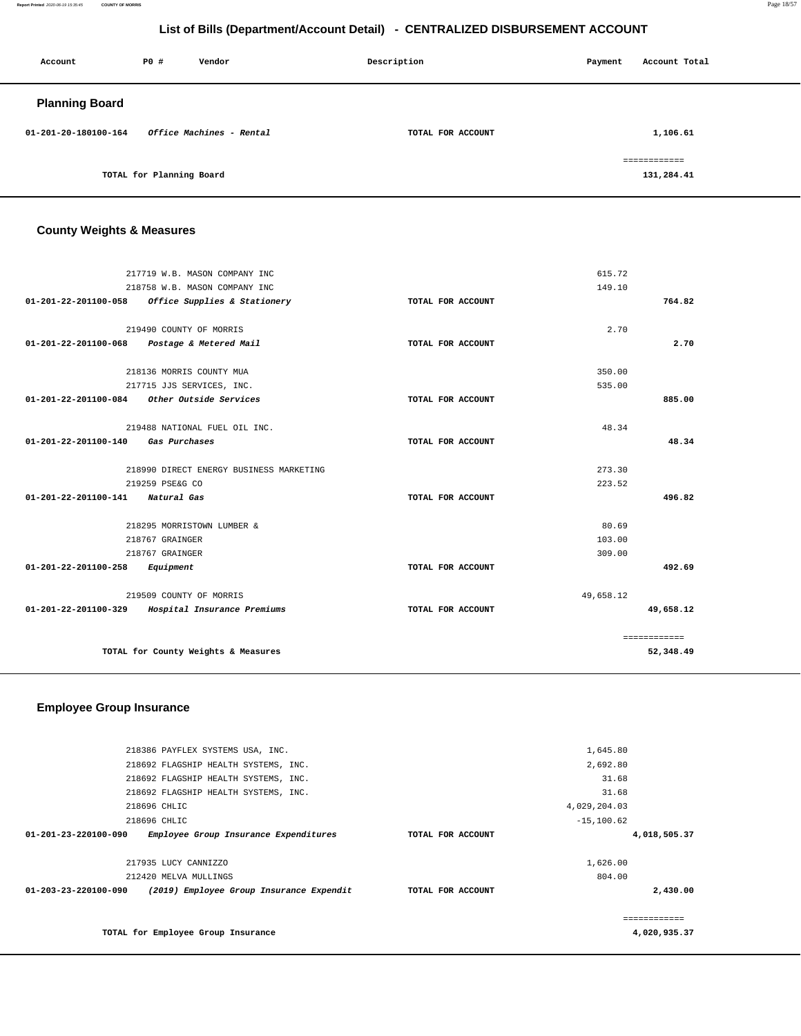# List of Bills (Department/Account Detail) - CENTRALIZED DISBURSEMENT ACCOUNT

| Account | PO # | Vendor | Description | Payment | Account Total |
|---|---|---|---|---|---|

## Planning Board

| Account | PO # | Vendor | Description | Payment | Account Total |
|---|---|---|---|---|---|
| 01-201-20-180100-164 | | *Office Machines - Rental* | TOTAL FOR ACCOUNT | | 1,106.61 |
| | | | | | ============ |
| | | TOTAL for Planning Board | | | 131,284.41 |

## County Weights & Measures

| Account | PO # | Vendor | Description | Payment | Account Total |
|---|---|---|---|---|---|
| | 217719 | W.B. MASON COMPANY INC | | 615.72 | |
| | 218758 | W.B. MASON COMPANY INC | | 149.10 | |
| 01-201-22-201100-058 | | *Office Supplies & Stationery* | TOTAL FOR ACCOUNT | | 764.82 |
| | 219490 | COUNTY OF MORRIS | | 2.70 | |
| 01-201-22-201100-068 | | *Postage & Metered Mail* | TOTAL FOR ACCOUNT | | 2.70 |
| | 218136 | MORRIS COUNTY MUA | | 350.00 | |
| | 217715 | JJS SERVICES, INC. | | 535.00 | |
| 01-201-22-201100-084 | | *Other Outside Services* | TOTAL FOR ACCOUNT | | 885.00 |
| | 219488 | NATIONAL FUEL OIL INC. | | 48.34 | |
| 01-201-22-201100-140 | | *Gas Purchases* | TOTAL FOR ACCOUNT | | 48.34 |
| | 218990 | DIRECT ENERGY BUSINESS MARKETING | | 273.30 | |
| | 219259 | PSE&G CO | | 223.52 | |
| 01-201-22-201100-141 | | *Natural Gas* | TOTAL FOR ACCOUNT | | 496.82 |
| | 218295 | MORRISTOWN LUMBER & | | 80.69 | |
| | 218767 | GRAINGER | | 103.00 | |
| | 218767 | GRAINGER | | 309.00 | |
| 01-201-22-201100-258 | | *Equipment* | TOTAL FOR ACCOUNT | | 492.69 |
| | 219509 | COUNTY OF MORRIS | | 49,658.12 | |
| 01-201-22-201100-329 | | *Hospital Insurance Premiums* | TOTAL FOR ACCOUNT | | 49,658.12 |
| | | | | | ============ |
| | | TOTAL for County Weights & Measures | | | 52,348.49 |

## Employee Group Insurance

| Account | PO # | Vendor | Description | Payment | Account Total |
|---|---|---|---|---|---|
| | 218386 | PAYFLEX SYSTEMS USA, INC. | | 1,645.80 | |
| | 218692 | FLAGSHIP HEALTH SYSTEMS, INC. | | 2,692.80 | |
| | 218692 | FLAGSHIP HEALTH SYSTEMS, INC. | | 31.68 | |
| | 218692 | FLAGSHIP HEALTH SYSTEMS, INC. | | 31.68 | |
| | 218696 | CHLIC | | 4,029,204.03 | |
| | 218696 | CHLIC | | -15,100.62 | |
| 01-201-23-220100-090 | | *Employee Group Insurance Expenditures* | TOTAL FOR ACCOUNT | | 4,018,505.37 |
| | 217935 | LUCY CANNIZZO | | 1,626.00 | |
| | 212420 | MELVA MULLINGS | | 804.00 | |
| 01-203-23-220100-090 | | *(2019) Employee Group Insurance Expendit* | TOTAL FOR ACCOUNT | | 2,430.00 |
| | | | | | ============ |
| | | TOTAL for Employee Group Insurance | | | 4,020,935.37 |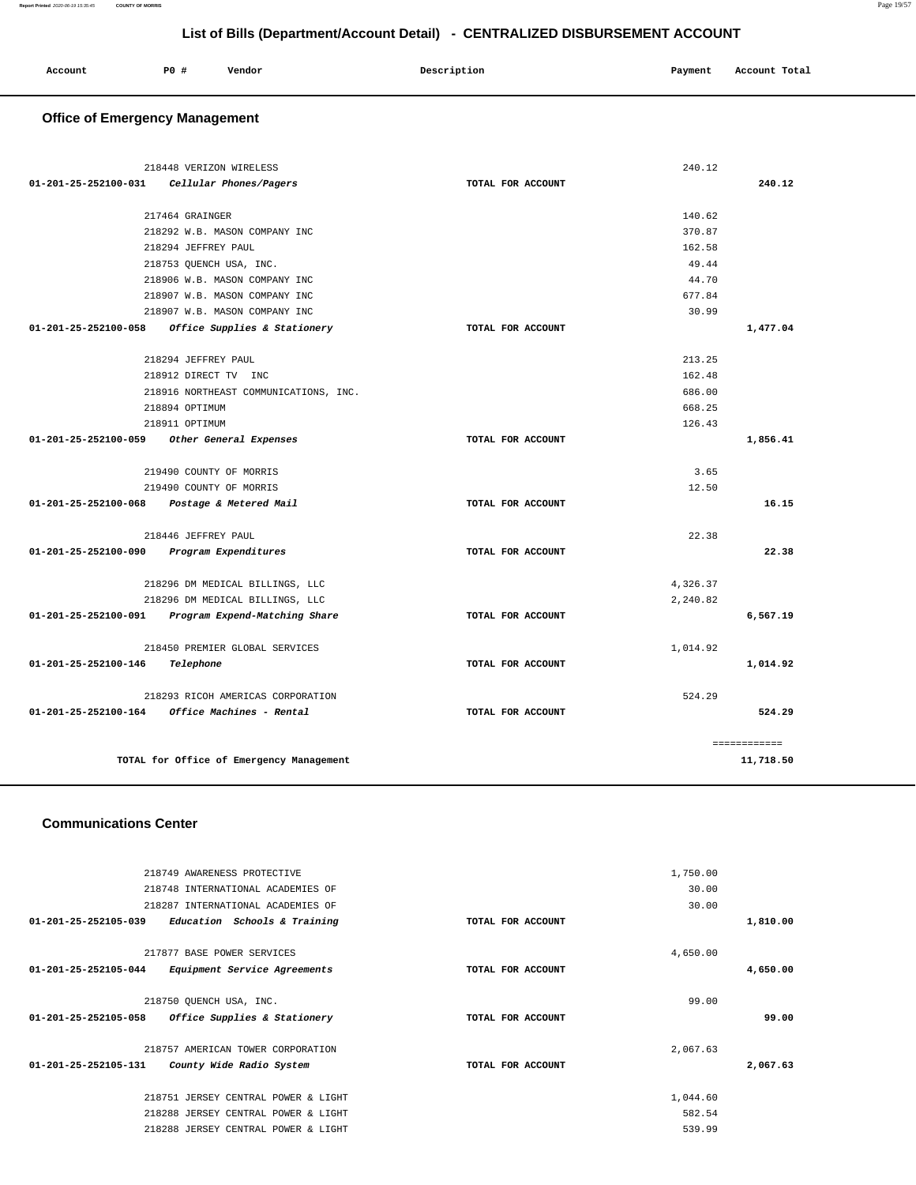# List of Bills (Department/Account Detail) - CENTRALIZED DISBURSEMENT ACCOUNT

| Account | PO # | Vendor | Description | Payment | Account Total |
|---|---|---|---|---|---|

## Office of Emergency Management

| Account | PO # | Vendor | Description | Payment | Account Total |
|---|---|---|---|---|---|
| | 218448 | VERIZON WIRELESS | | 240.12 | |
| 01-201-25-252100-031 | | *Cellular Phones/Pagers* | TOTAL FOR ACCOUNT | | 240.12 |
| | 217464 | GRAINGER | | 140.62 | |
| | 218292 | W.B. MASON COMPANY INC | | 370.87 | |
| | 218294 | JEFFREY PAUL | | 162.58 | |
| | 218753 | QUENCH USA, INC. | | 49.44 | |
| | 218906 | W.B. MASON COMPANY INC | | 44.70 | |
| | 218907 | W.B. MASON COMPANY INC | | 677.84 | |
| | 218907 | W.B. MASON COMPANY INC | | 30.99 | |
| 01-201-25-252100-058 | | *Office Supplies & Stationery* | TOTAL FOR ACCOUNT | | 1,477.04 |
| | 218294 | JEFFREY PAUL | | 213.25 | |
| | 218912 | DIRECT TV INC | | 162.48 | |
| | 218916 | NORTHEAST COMMUNICATIONS, INC. | | 686.00 | |
| | 218894 | OPTIMUM | | 668.25 | |
| | 218911 | OPTIMUM | | 126.43 | |
| 01-201-25-252100-059 | | *Other General Expenses* | TOTAL FOR ACCOUNT | | 1,856.41 |
| | 219490 | COUNTY OF MORRIS | | 3.65 | |
| | 219490 | COUNTY OF MORRIS | | 12.50 | |
| 01-201-25-252100-068 | | *Postage & Metered Mail* | TOTAL FOR ACCOUNT | | 16.15 |
| | 218446 | JEFFREY PAUL | | 22.38 | |
| 01-201-25-252100-090 | | *Program Expenditures* | TOTAL FOR ACCOUNT | | 22.38 |
| | 218296 | DM MEDICAL BILLINGS, LLC | | 4,326.37 | |
| | 218296 | DM MEDICAL BILLINGS, LLC | | 2,240.82 | |
| 01-201-25-252100-091 | | *Program Expend-Matching Share* | TOTAL FOR ACCOUNT | | 6,567.19 |
| | 218450 | PREMIER GLOBAL SERVICES | | 1,014.92 | |
| 01-201-25-252100-146 | | *Telephone* | TOTAL FOR ACCOUNT | | 1,014.92 |
| | 218293 | RICOH AMERICAS CORPORATION | | 524.29 | |
| 01-201-25-252100-164 | | *Office Machines - Rental* | TOTAL FOR ACCOUNT | | 524.29 |
| | | | | | ============ |
| | | TOTAL for Office of Emergency Management | | | 11,718.50 |

## Communications Center

| Account | PO # | Vendor | Description | Payment | Account Total |
|---|---|---|---|---|---|
| | 218749 | AWARENESS PROTECTIVE | | 1,750.00 | |
| | 218748 | INTERNATIONAL ACADEMIES OF | | 30.00 | |
| | 218287 | INTERNATIONAL ACADEMIES OF | | 30.00 | |
| 01-201-25-252105-039 | | *Education Schools & Training* | TOTAL FOR ACCOUNT | | 1,810.00 |
| | 217877 | BASE POWER SERVICES | | 4,650.00 | |
| 01-201-25-252105-044 | | *Equipment Service Agreements* | TOTAL FOR ACCOUNT | | 4,650.00 |
| | 218750 | QUENCH USA, INC. | | 99.00 | |
| 01-201-25-252105-058 | | *Office Supplies & Stationery* | TOTAL FOR ACCOUNT | | 99.00 |
| | 218757 | AMERICAN TOWER CORPORATION | | 2,067.63 | |
| 01-201-25-252105-131 | | *County Wide Radio System* | TOTAL FOR ACCOUNT | | 2,067.63 |
| | 218751 | JERSEY CENTRAL POWER & LIGHT | | 1,044.60 | |
| | 218288 | JERSEY CENTRAL POWER & LIGHT | | 582.54 | |
| | 218288 | JERSEY CENTRAL POWER & LIGHT | | 539.99 | |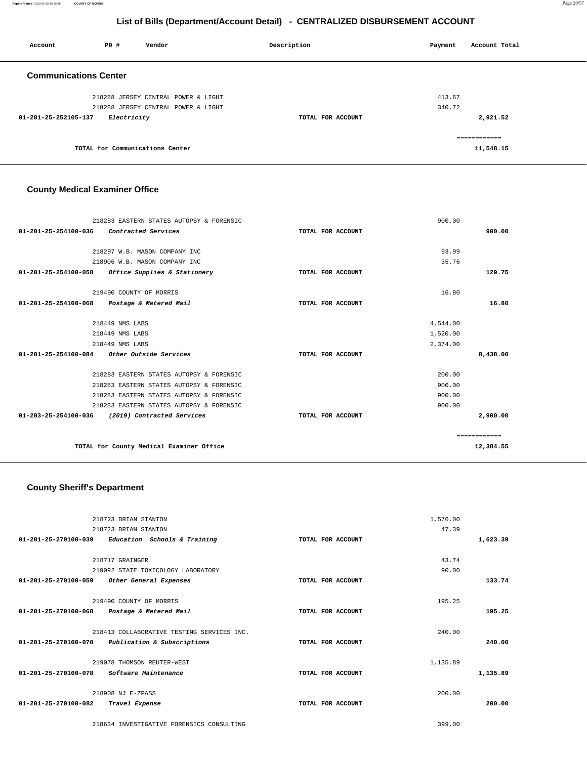## List of Bills (Department/Account Detail) - CENTRALIZED DISBURSEMENT ACCOUNT

| Account | PO # | Vendor | Description | Payment | Account Total |
|---|---|---|---|---|---|

### Communications Center

| Account | PO # | Vendor | Description | Payment | Account Total |
|---|---|---|---|---|---|
| | 218288 | JERSEY CENTRAL POWER & LIGHT | | 413.67 | |
| | 218288 | JERSEY CENTRAL POWER & LIGHT | | 340.72 | |
| 01-201-25-252105-137 | | *Electricity* | TOTAL FOR ACCOUNT | | 2,921.52 |
| | | | | | ============ |
| | | TOTAL for Communications Center | | | 11,548.15 |

### County Medical Examiner Office

| Account | PO # | Vendor | Description | Payment | Account Total |
|---|---|---|---|---|---|
| | 218283 | EASTERN STATES AUTOPSY & FORENSIC | | 900.00 | |
| 01-201-25-254100-036 | | *Contracted Services* | TOTAL FOR ACCOUNT | | 900.00 |
| | 218297 | W.B. MASON COMPANY INC | | 93.99 | |
| | 218906 | W.B. MASON COMPANY INC | | 35.76 | |
| 01-201-25-254100-058 | | *Office Supplies & Stationery* | TOTAL FOR ACCOUNT | | 129.75 |
| | 219490 | COUNTY OF MORRIS | | 16.80 | |
| 01-201-25-254100-068 | | *Postage & Metered Mail* | TOTAL FOR ACCOUNT | | 16.80 |
| | 218449 | NMS LABS | | 4,544.00 | |
| | 218449 | NMS LABS | | 1,520.00 | |
| | 218449 | NMS LABS | | 2,374.00 | |
| 01-201-25-254100-084 | | *Other Outside Services* | TOTAL FOR ACCOUNT | | 8,438.00 |
| | 218283 | EASTERN STATES AUTOPSY & FORENSIC | | 200.00 | |
| | 218283 | EASTERN STATES AUTOPSY & FORENSIC | | 900.00 | |
| | 218283 | EASTERN STATES AUTOPSY & FORENSIC | | 900.00 | |
| | 218283 | EASTERN STATES AUTOPSY & FORENSIC | | 900.00 | |
| 01-203-25-254100-036 | | *(2019) Contracted Services* | TOTAL FOR ACCOUNT | | 2,900.00 |
| | | | | | ============ |
| | | TOTAL for County Medical Examiner Office | | | 12,384.55 |

### County Sheriff's Department

| Account | PO # | Vendor | Description | Payment | Account Total |
|---|---|---|---|---|---|
| | 218723 | BRIAN STANTON | | 1,576.00 | |
| | 218723 | BRIAN STANTON | | 47.39 | |
| 01-201-25-270100-039 | | *Education Schools & Training* | TOTAL FOR ACCOUNT | | 1,623.39 |
| | 218717 | GRAINGER | | 43.74 | |
| | 219092 | STATE TOXICOLOGY LABORATORY | | 90.00 | |
| 01-201-25-270100-059 | | *Other General Expenses* | TOTAL FOR ACCOUNT | | 133.74 |
| | 219490 | COUNTY OF MORRIS | | 195.25 | |
| 01-201-25-270100-068 | | *Postage & Metered Mail* | TOTAL FOR ACCOUNT | | 195.25 |
| | 218413 | COLLABORATIVE TESTING SERVICES INC. | | 240.00 | |
| 01-201-25-270100-070 | | *Publication & Subscriptions* | TOTAL FOR ACCOUNT | | 240.00 |
| | 219078 | THOMSON REUTER-WEST | | 1,135.89 | |
| 01-201-25-270100-078 | | *Software Maintenance* | TOTAL FOR ACCOUNT | | 1,135.89 |
| | 218908 | NJ E-ZPASS | | 200.00 | |
| 01-201-25-270100-082 | | *Travel Expense* | TOTAL FOR ACCOUNT | | 200.00 |
| | 218634 | INVESTIGATIVE FORENSICS CONSULTING | | 399.00 | |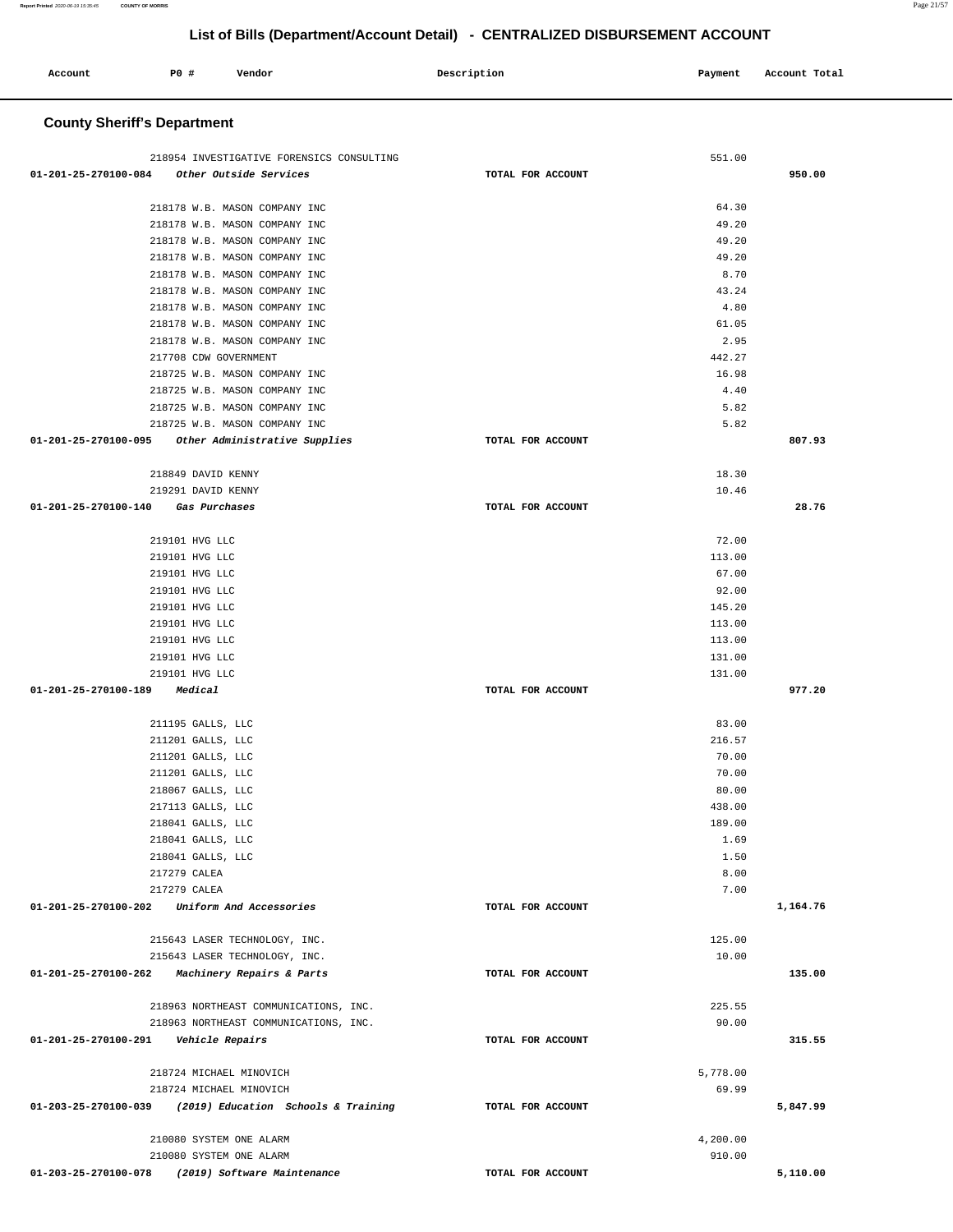## List of Bills (Department/Account Detail) - CENTRALIZED DISBURSEMENT ACCOUNT

| Account | PO # | Vendor | Description | Payment | Account Total |
|---|---|---|---|---|---|

### County Sheriff's Department

| Account | PO # | Vendor | Description | Payment | Account Total |
|---|---|---|---|---|---|
| | 218954 | INVESTIGATIVE FORENSICS CONSULTING | | 551.00 | |
| **01-201-25-270100-084** | | *Other Outside Services* | TOTAL FOR ACCOUNT | | **950.00** |
| | 218178 | W.B. MASON COMPANY INC | | 64.30 | |
| | 218178 | W.B. MASON COMPANY INC | | 49.20 | |
| | 218178 | W.B. MASON COMPANY INC | | 49.20 | |
| | 218178 | W.B. MASON COMPANY INC | | 49.20 | |
| | 218178 | W.B. MASON COMPANY INC | | 8.70 | |
| | 218178 | W.B. MASON COMPANY INC | | 43.24 | |
| | 218178 | W.B. MASON COMPANY INC | | 4.80 | |
| | 218178 | W.B. MASON COMPANY INC | | 61.05 | |
| | 218178 | W.B. MASON COMPANY INC | | 2.95 | |
| | 217708 | CDW GOVERNMENT | | 442.27 | |
| | 218725 | W.B. MASON COMPANY INC | | 16.98 | |
| | 218725 | W.B. MASON COMPANY INC | | 4.40 | |
| | 218725 | W.B. MASON COMPANY INC | | 5.82 | |
| | 218725 | W.B. MASON COMPANY INC | | 5.82 | |
| **01-201-25-270100-095** | | *Other Administrative Supplies* | TOTAL FOR ACCOUNT | | **807.93** |
| | 218849 | DAVID KENNY | | 18.30 | |
| | 219291 | DAVID KENNY | | 10.46 | |
| **01-201-25-270100-140** | | *Gas Purchases* | TOTAL FOR ACCOUNT | | **28.76** |
| | 219101 | HVG LLC | | 72.00 | |
| | 219101 | HVG LLC | | 113.00 | |
| | 219101 | HVG LLC | | 67.00 | |
| | 219101 | HVG LLC | | 92.00 | |
| | 219101 | HVG LLC | | 145.20 | |
| | 219101 | HVG LLC | | 113.00 | |
| | 219101 | HVG LLC | | 113.00 | |
| | 219101 | HVG LLC | | 131.00 | |
| | 219101 | HVG LLC | | 131.00 | |
| **01-201-25-270100-189** | | *Medical* | TOTAL FOR ACCOUNT | | **977.20** |
| | 211195 | GALLS, LLC | | 83.00 | |
| | 211201 | GALLS, LLC | | 216.57 | |
| | 211201 | GALLS, LLC | | 70.00 | |
| | 211201 | GALLS, LLC | | 70.00 | |
| | 218067 | GALLS, LLC | | 80.00 | |
| | 217113 | GALLS, LLC | | 438.00 | |
| | 218041 | GALLS, LLC | | 189.00 | |
| | 218041 | GALLS, LLC | | 1.69 | |
| | 218041 | GALLS, LLC | | 1.50 | |
| | 217279 | CALEA | | 8.00 | |
| | 217279 | CALEA | | 7.00 | |
| **01-201-25-270100-202** | | *Uniform And Accessories* | TOTAL FOR ACCOUNT | | **1,164.76** |
| | 215643 | LASER TECHNOLOGY, INC. | | 125.00 | |
| | 215643 | LASER TECHNOLOGY, INC. | | 10.00 | |
| **01-201-25-270100-262** | | *Machinery Repairs & Parts* | TOTAL FOR ACCOUNT | | **135.00** |
| | 218963 | NORTHEAST COMMUNICATIONS, INC. | | 225.55 | |
| | 218963 | NORTHEAST COMMUNICATIONS, INC. | | 90.00 | |
| **01-201-25-270100-291** | | *Vehicle Repairs* | TOTAL FOR ACCOUNT | | **315.55** |
| | 218724 | MICHAEL MINOVICH | | 5,778.00 | |
| | 218724 | MICHAEL MINOVICH | | 69.99 | |
| **01-203-25-270100-039** | | *(2019) Education Schools & Training* | TOTAL FOR ACCOUNT | | **5,847.99** |
| | 210080 | SYSTEM ONE ALARM | | 4,200.00 | |
| | 210080 | SYSTEM ONE ALARM | | 910.00 | |
| **01-203-25-270100-078** | | *(2019) Software Maintenance* | TOTAL FOR ACCOUNT | | **5,110.00** |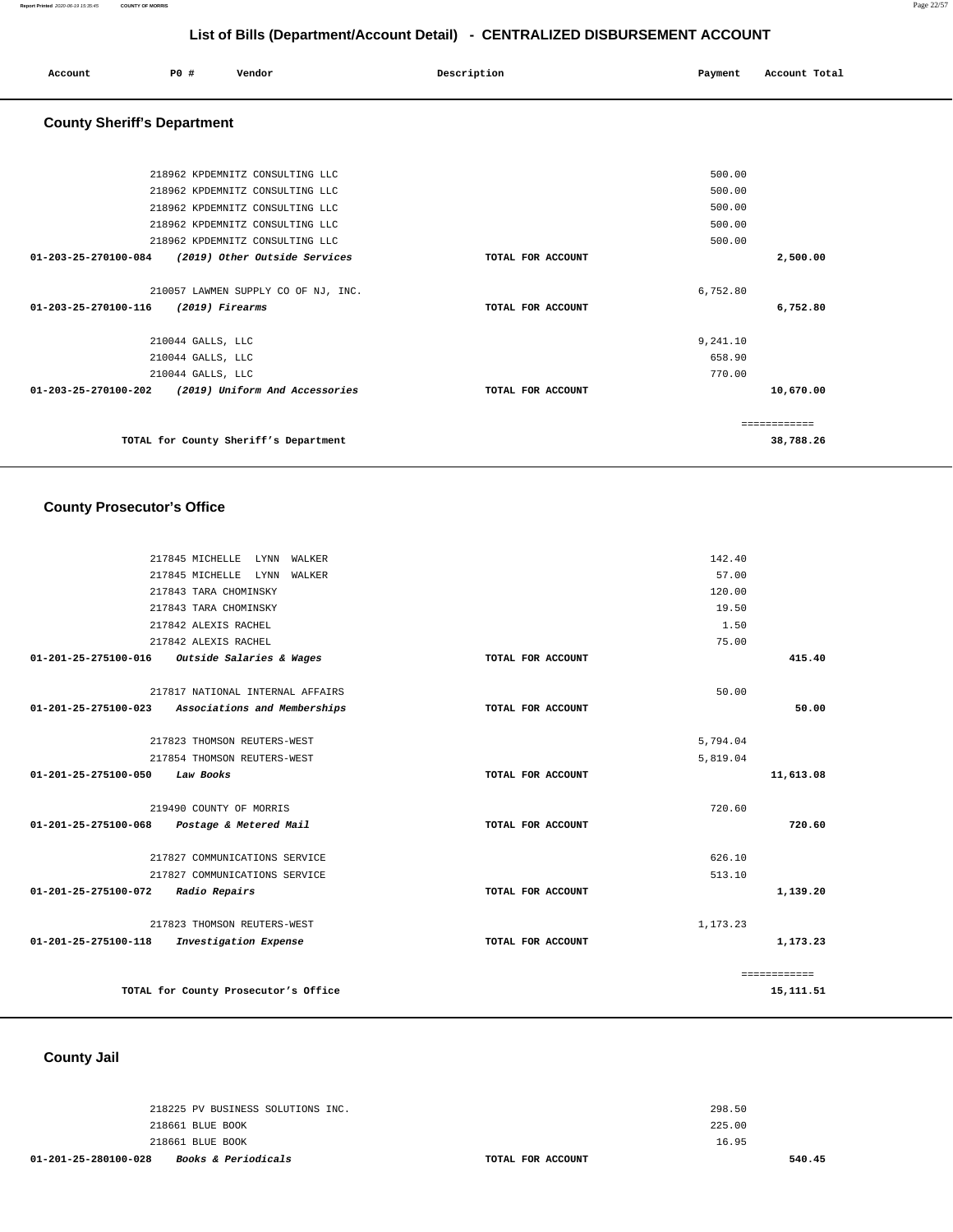# List of Bills (Department/Account Detail) - CENTRALIZED DISBURSEMENT ACCOUNT

| Account | PO # | Vendor | Description | Payment | Account Total |
|---|---|---|---|---|---|

## County Sheriff's Department

| Account | PO # | Vendor | Description | Payment | Account Total |
|---|---|---|---|---|---|
| | 218962 | KPDEMNITZ CONSULTING LLC | | 500.00 | |
| | 218962 | KPDEMNITZ CONSULTING LLC | | 500.00 | |
| | 218962 | KPDEMNITZ CONSULTING LLC | | 500.00 | |
| | 218962 | KPDEMNITZ CONSULTING LLC | | 500.00 | |
| | 218962 | KPDEMNITZ CONSULTING LLC | | 500.00 | |
| **01-203-25-270100-084** | | *(2019) Other Outside Services* | TOTAL FOR ACCOUNT | | **2,500.00** |
| | 210057 | LAWMEN SUPPLY CO OF NJ, INC. | | 6,752.80 | |
| **01-203-25-270100-116** | | *(2019) Firearms* | TOTAL FOR ACCOUNT | | **6,752.80** |
| | 210044 | GALLS, LLC | | 9,241.10 | |
| | 210044 | GALLS, LLC | | 658.90 | |
| | 210044 | GALLS, LLC | | 770.00 | |
| **01-203-25-270100-202** | | *(2019) Uniform And Accessories* | TOTAL FOR ACCOUNT | | **10,670.00** |
| | | | | | ============ |
| | | **TOTAL for County Sheriff's Department** | | | **38,788.26** |

## County Prosecutor's Office

| Account | PO # | Vendor | Description | Payment | Account Total |
|---|---|---|---|---|---|
| | 217845 | MICHELLE LYNN WALKER | | 142.40 | |
| | 217845 | MICHELLE LYNN WALKER | | 57.00 | |
| | 217843 | TARA CHOMINSKY | | 120.00 | |
| | 217843 | TARA CHOMINSKY | | 19.50 | |
| | 217842 | ALEXIS RACHEL | | 1.50 | |
| | 217842 | ALEXIS RACHEL | | 75.00 | |
| **01-201-25-275100-016** | | *Outside Salaries & Wages* | TOTAL FOR ACCOUNT | | **415.40** |
| | 217817 | NATIONAL INTERNAL AFFAIRS | | 50.00 | |
| **01-201-25-275100-023** | | *Associations and Memberships* | TOTAL FOR ACCOUNT | | **50.00** |
| | 217823 | THOMSON REUTERS-WEST | | 5,794.04 | |
| | 217854 | THOMSON REUTERS-WEST | | 5,819.04 | |
| **01-201-25-275100-050** | | *Law Books* | TOTAL FOR ACCOUNT | | **11,613.08** |
| | 219490 | COUNTY OF MORRIS | | 720.60 | |
| **01-201-25-275100-068** | | *Postage & Metered Mail* | TOTAL FOR ACCOUNT | | **720.60** |
| | 217827 | COMMUNICATIONS SERVICE | | 626.10 | |
| | 217827 | COMMUNICATIONS SERVICE | | 513.10 | |
| **01-201-25-275100-072** | | *Radio Repairs* | TOTAL FOR ACCOUNT | | **1,139.20** |
| | 217823 | THOMSON REUTERS-WEST | | 1,173.23 | |
| **01-201-25-275100-118** | | *Investigation Expense* | TOTAL FOR ACCOUNT | | **1,173.23** |
| | | | | | ============ |
| | | **TOTAL for County Prosecutor's Office** | | | **15,111.51** |

## County Jail

| Account | PO # | Vendor | Description | Payment | Account Total |
|---|---|---|---|---|---|
| | 218225 | PV BUSINESS SOLUTIONS INC. | | 298.50 | |
| | 218661 | BLUE BOOK | | 225.00 | |
| | 218661 | BLUE BOOK | | 16.95 | |
| **01-201-25-280100-028** | | *Books & Periodicals* | TOTAL FOR ACCOUNT | | **540.45** |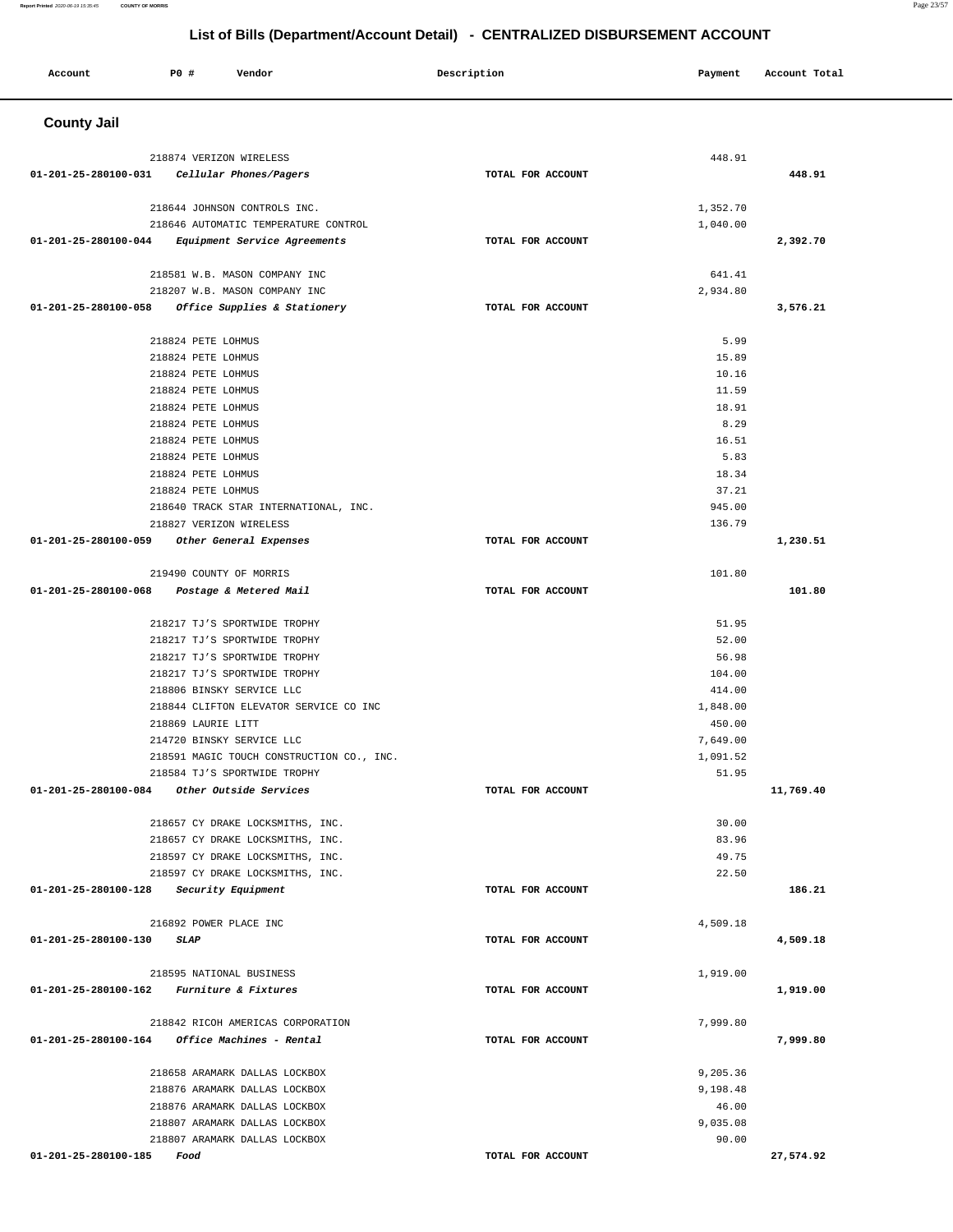## List of Bills (Department/Account Detail) - CENTRALIZED DISBURSEMENT ACCOUNT

| Account | PO # | Vendor | Description | Payment | Account Total |
|---|---|---|---|---|---|

### County Jail

| Account | PO # | Vendor | Description | Payment | Account Total |
|---|---|---|---|---|---|
| | 218874 | VERIZON WIRELESS | | 448.91 | |
| 01-201-25-280100-031 | | *Cellular Phones/Pagers* | TOTAL FOR ACCOUNT | | 448.91 |
| | 218644 | JOHNSON CONTROLS INC. | | 1,352.70 | |
| | 218646 | AUTOMATIC TEMPERATURE CONTROL | | 1,040.00 | |
| 01-201-25-280100-044 | | *Equipment Service Agreements* | TOTAL FOR ACCOUNT | | 2,392.70 |
| | 218581 | W.B. MASON COMPANY INC | | 641.41 | |
| | 218207 | W.B. MASON COMPANY INC | | 2,934.80 | |
| 01-201-25-280100-058 | | *Office Supplies & Stationery* | TOTAL FOR ACCOUNT | | 3,576.21 |
| | 218824 | PETE LOHMUS | | 5.99 | |
| | 218824 | PETE LOHMUS | | 15.89 | |
| | 218824 | PETE LOHMUS | | 10.16 | |
| | 218824 | PETE LOHMUS | | 11.59 | |
| | 218824 | PETE LOHMUS | | 18.91 | |
| | 218824 | PETE LOHMUS | | 8.29 | |
| | 218824 | PETE LOHMUS | | 16.51 | |
| | 218824 | PETE LOHMUS | | 5.83 | |
| | 218824 | PETE LOHMUS | | 18.34 | |
| | 218824 | PETE LOHMUS | | 37.21 | |
| | 218640 | TRACK STAR INTERNATIONAL, INC. | | 945.00 | |
| | 218827 | VERIZON WIRELESS | | 136.79 | |
| 01-201-25-280100-059 | | *Other General Expenses* | TOTAL FOR ACCOUNT | | 1,230.51 |
| | 219490 | COUNTY OF MORRIS | | 101.80 | |
| 01-201-25-280100-068 | | *Postage & Metered Mail* | TOTAL FOR ACCOUNT | | 101.80 |
| | 218217 | TJ'S SPORTWIDE TROPHY | | 51.95 | |
| | 218217 | TJ'S SPORTWIDE TROPHY | | 52.00 | |
| | 218217 | TJ'S SPORTWIDE TROPHY | | 56.98 | |
| | 218217 | TJ'S SPORTWIDE TROPHY | | 104.00 | |
| | 218806 | BINSKY SERVICE LLC | | 414.00 | |
| | 218844 | CLIFTON ELEVATOR SERVICE CO INC | | 1,848.00 | |
| | 218869 | LAURIE LITT | | 450.00 | |
| | 214720 | BINSKY SERVICE LLC | | 7,649.00 | |
| | 218591 | MAGIC TOUCH CONSTRUCTION CO., INC. | | 1,091.52 | |
| | 218584 | TJ'S SPORTWIDE TROPHY | | 51.95 | |
| 01-201-25-280100-084 | | *Other Outside Services* | TOTAL FOR ACCOUNT | | 11,769.40 |
| | 218657 | CY DRAKE LOCKSMITHS, INC. | | 30.00 | |
| | 218657 | CY DRAKE LOCKSMITHS, INC. | | 83.96 | |
| | 218597 | CY DRAKE LOCKSMITHS, INC. | | 49.75 | |
| | 218597 | CY DRAKE LOCKSMITHS, INC. | | 22.50 | |
| 01-201-25-280100-128 | | *Security Equipment* | TOTAL FOR ACCOUNT | | 186.21 |
| | 216892 | POWER PLACE INC | | 4,509.18 | |
| 01-201-25-280100-130 | | *SLAP* | TOTAL FOR ACCOUNT | | 4,509.18 |
| | 218595 | NATIONAL BUSINESS | | 1,919.00 | |
| 01-201-25-280100-162 | | *Furniture & Fixtures* | TOTAL FOR ACCOUNT | | 1,919.00 |
| | 218842 | RICOH AMERICAS CORPORATION | | 7,999.80 | |
| 01-201-25-280100-164 | | *Office Machines - Rental* | TOTAL FOR ACCOUNT | | 7,999.80 |
| | 218658 | ARAMARK DALLAS LOCKBOX | | 9,205.36 | |
| | 218876 | ARAMARK DALLAS LOCKBOX | | 9,198.48 | |
| | 218876 | ARAMARK DALLAS LOCKBOX | | 46.00 | |
| | 218807 | ARAMARK DALLAS LOCKBOX | | 9,035.08 | |
| | 218807 | ARAMARK DALLAS LOCKBOX | | 90.00 | |
| 01-201-25-280100-185 | | *Food* | TOTAL FOR ACCOUNT | | 27,574.92 |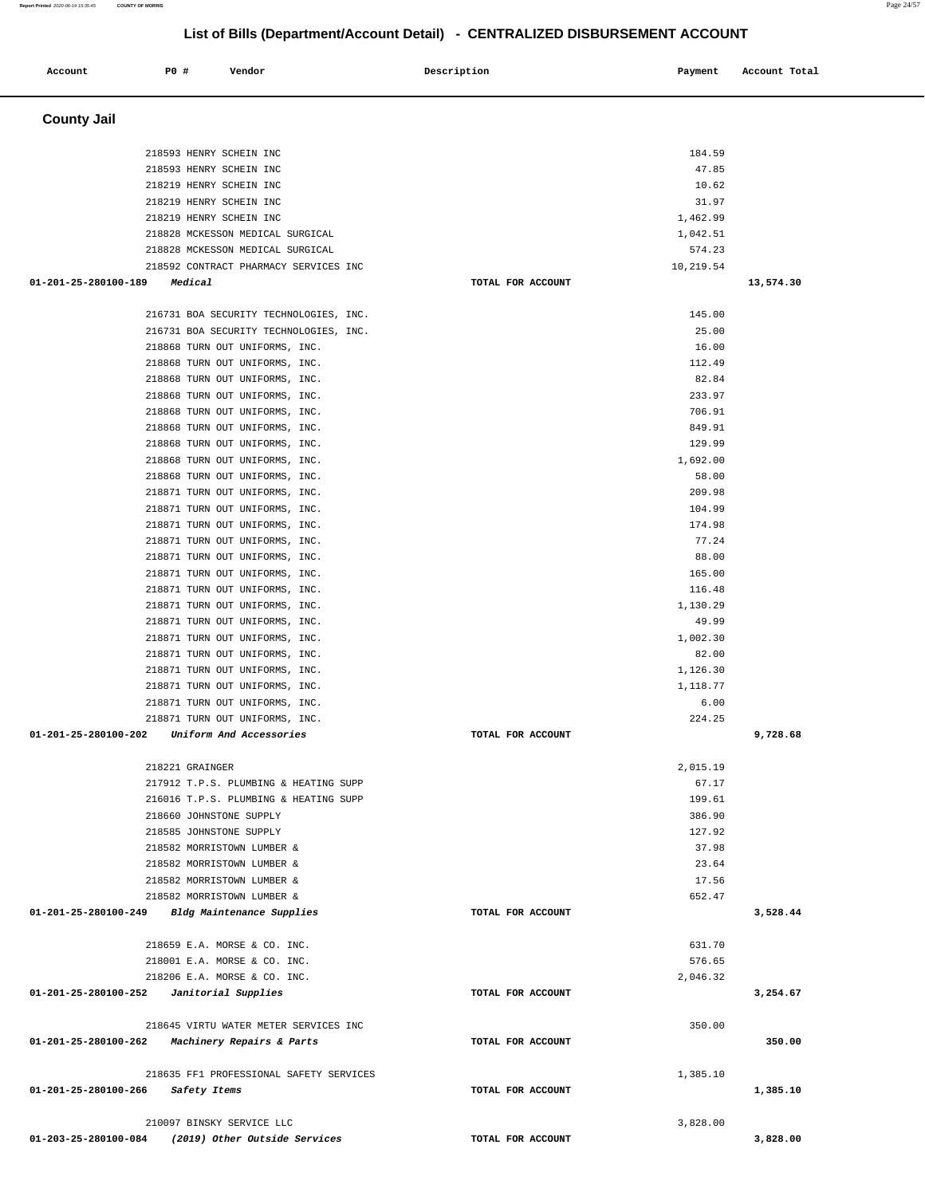# List of Bills (Department/Account Detail) - CENTRALIZED DISBURSEMENT ACCOUNT

| Account | PO # | Vendor | Description | Payment | Account Total |
|---|---|---|---|---|---|

## County Jail

| Account | PO # | Vendor | Description | Payment | Account Total |
|---|---|---|---|---|---|
| | 218593 | HENRY SCHEIN INC | | 184.59 | |
| | 218593 | HENRY SCHEIN INC | | 47.85 | |
| | 218219 | HENRY SCHEIN INC | | 10.62 | |
| | 218219 | HENRY SCHEIN INC | | 31.97 | |
| | 218219 | HENRY SCHEIN INC | | 1,462.99 | |
| | 218828 | MCKESSON MEDICAL SURGICAL | | 1,042.51 | |
| | 218828 | MCKESSON MEDICAL SURGICAL | | 574.23 | |
| | 218592 | CONTRACT PHARMACY SERVICES INC | | 10,219.54 | |
| **01-201-25-280100-189** | | *Medical* | TOTAL FOR ACCOUNT | | **13,574.30** |
| | 216731 | BOA SECURITY TECHNOLOGIES, INC. | | 145.00 | |
| | 216731 | BOA SECURITY TECHNOLOGIES, INC. | | 25.00 | |
| | 218868 | TURN OUT UNIFORMS, INC. | | 16.00 | |
| | 218868 | TURN OUT UNIFORMS, INC. | | 112.49 | |
| | 218868 | TURN OUT UNIFORMS, INC. | | 82.84 | |
| | 218868 | TURN OUT UNIFORMS, INC. | | 233.97 | |
| | 218868 | TURN OUT UNIFORMS, INC. | | 706.91 | |
| | 218868 | TURN OUT UNIFORMS, INC. | | 849.91 | |
| | 218868 | TURN OUT UNIFORMS, INC. | | 129.99 | |
| | 218868 | TURN OUT UNIFORMS, INC. | | 1,692.00 | |
| | 218868 | TURN OUT UNIFORMS, INC. | | 58.00 | |
| | 218871 | TURN OUT UNIFORMS, INC. | | 209.98 | |
| | 218871 | TURN OUT UNIFORMS, INC. | | 104.99 | |
| | 218871 | TURN OUT UNIFORMS, INC. | | 174.98 | |
| | 218871 | TURN OUT UNIFORMS, INC. | | 77.24 | |
| | 218871 | TURN OUT UNIFORMS, INC. | | 88.00 | |
| | 218871 | TURN OUT UNIFORMS, INC. | | 165.00 | |
| | 218871 | TURN OUT UNIFORMS, INC. | | 116.48 | |
| | 218871 | TURN OUT UNIFORMS, INC. | | 1,130.29 | |
| | 218871 | TURN OUT UNIFORMS, INC. | | 49.99 | |
| | 218871 | TURN OUT UNIFORMS, INC. | | 1,002.30 | |
| | 218871 | TURN OUT UNIFORMS, INC. | | 82.00 | |
| | 218871 | TURN OUT UNIFORMS, INC. | | 1,126.30 | |
| | 218871 | TURN OUT UNIFORMS, INC. | | 1,118.77 | |
| | 218871 | TURN OUT UNIFORMS, INC. | | 6.00 | |
| | 218871 | TURN OUT UNIFORMS, INC. | | 224.25 | |
| **01-201-25-280100-202** | | *Uniform And Accessories* | TOTAL FOR ACCOUNT | | **9,728.68** |
| | 218221 | GRAINGER | | 2,015.19 | |
| | 217912 | T.P.S. PLUMBING & HEATING SUPP | | 67.17 | |
| | 216016 | T.P.S. PLUMBING & HEATING SUPP | | 199.61 | |
| | 218660 | JOHNSTONE SUPPLY | | 386.90 | |
| | 218585 | JOHNSTONE SUPPLY | | 127.92 | |
| | 218582 | MORRISTOWN LUMBER & | | 37.98 | |
| | 218582 | MORRISTOWN LUMBER & | | 23.64 | |
| | 218582 | MORRISTOWN LUMBER & | | 17.56 | |
| | 218582 | MORRISTOWN LUMBER & | | 652.47 | |
| **01-201-25-280100-249** | | *Bldg Maintenance Supplies* | TOTAL FOR ACCOUNT | | **3,528.44** |
| | 218659 | E.A. MORSE & CO. INC. | | 631.70 | |
| | 218001 | E.A. MORSE & CO. INC. | | 576.65 | |
| | 218206 | E.A. MORSE & CO. INC. | | 2,046.32 | |
| **01-201-25-280100-252** | | *Janitorial Supplies* | TOTAL FOR ACCOUNT | | **3,254.67** |
| | 218645 | VIRTU WATER METER SERVICES INC | | 350.00 | |
| **01-201-25-280100-262** | | *Machinery Repairs & Parts* | TOTAL FOR ACCOUNT | | **350.00** |
| | 218635 | FF1 PROFESSIONAL SAFETY SERVICES | | 1,385.10 | |
| **01-201-25-280100-266** | | *Safety Items* | TOTAL FOR ACCOUNT | | **1,385.10** |
| | 210097 | BINSKY SERVICE LLC | | 3,828.00 | |
| **01-203-25-280100-084** | | *(2019) Other Outside Services* | TOTAL FOR ACCOUNT | | **3,828.00** |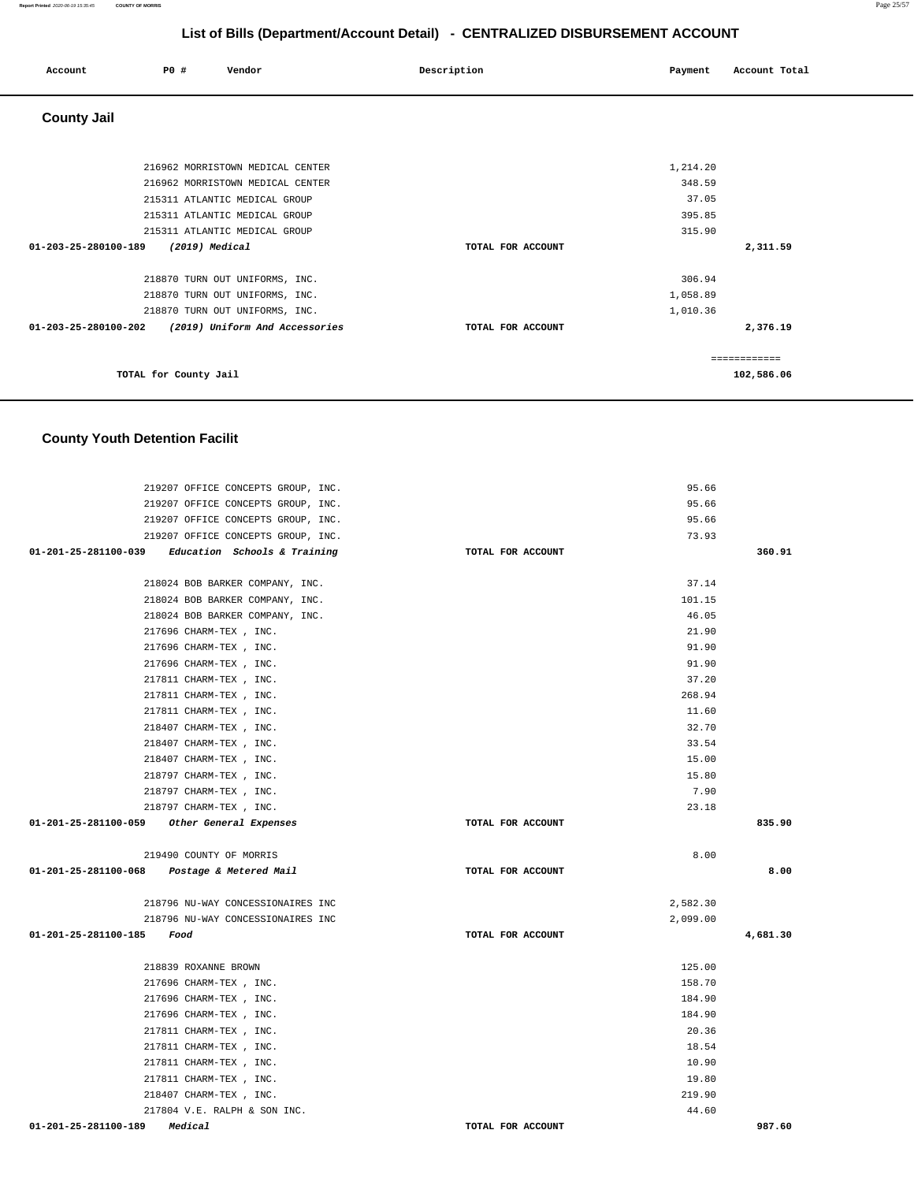# List of Bills (Department/Account Detail) - CENTRALIZED DISBURSEMENT ACCOUNT

| Account | PO # | Vendor | Description | Payment | Account Total |
|---|---|---|---|---|---|

## County Jail

| Account | PO # | Vendor | Description | Payment | Account Total |
|---|---|---|---|---|---|
| | 216962 | MORRISTOWN MEDICAL CENTER | | 1,214.20 | |
| | 216962 | MORRISTOWN MEDICAL CENTER | | 348.59 | |
| | 215311 | ATLANTIC MEDICAL GROUP | | 37.05 | |
| | 215311 | ATLANTIC MEDICAL GROUP | | 395.85 | |
| | 215311 | ATLANTIC MEDICAL GROUP | | 315.90 | |
| 01-203-25-280100-189 | | *(2019) Medical* | TOTAL FOR ACCOUNT | | 2,311.59 |
| | 218870 | TURN OUT UNIFORMS, INC. | | 306.94 | |
| | 218870 | TURN OUT UNIFORMS, INC. | | 1,058.89 | |
| | 218870 | TURN OUT UNIFORMS, INC. | | 1,010.36 | |
| 01-203-25-280100-202 | | *(2019) Uniform And Accessories* | TOTAL FOR ACCOUNT | | 2,376.19 |
| | | | | | ============ |
| | | TOTAL for County Jail | | | 102,586.06 |

## County Youth Detention Facilit

| Account | PO # | Vendor | Description | Payment | Account Total |
|---|---|---|---|---|---|
| | 219207 | OFFICE CONCEPTS GROUP, INC. | | 95.66 | |
| | 219207 | OFFICE CONCEPTS GROUP, INC. | | 95.66 | |
| | 219207 | OFFICE CONCEPTS GROUP, INC. | | 95.66 | |
| | 219207 | OFFICE CONCEPTS GROUP, INC. | | 73.93 | |
| 01-201-25-281100-039 | | *Education Schools & Training* | TOTAL FOR ACCOUNT | | 360.91 |
| | 218024 | BOB BARKER COMPANY, INC. | | 37.14 | |
| | 218024 | BOB BARKER COMPANY, INC. | | 101.15 | |
| | 218024 | BOB BARKER COMPANY, INC. | | 46.05 | |
| | 217696 | CHARM-TEX , INC. | | 21.90 | |
| | 217696 | CHARM-TEX , INC. | | 91.90 | |
| | 217696 | CHARM-TEX , INC. | | 91.90 | |
| | 217811 | CHARM-TEX , INC. | | 37.20 | |
| | 217811 | CHARM-TEX , INC. | | 268.94 | |
| | 217811 | CHARM-TEX , INC. | | 11.60 | |
| | 218407 | CHARM-TEX , INC. | | 32.70 | |
| | 218407 | CHARM-TEX , INC. | | 33.54 | |
| | 218407 | CHARM-TEX , INC. | | 15.00 | |
| | 218797 | CHARM-TEX , INC. | | 15.80 | |
| | 218797 | CHARM-TEX , INC. | | 7.90 | |
| | 218797 | CHARM-TEX , INC. | | 23.18 | |
| 01-201-25-281100-059 | | *Other General Expenses* | TOTAL FOR ACCOUNT | | 835.90 |
| | 219490 | COUNTY OF MORRIS | | 8.00 | |
| 01-201-25-281100-068 | | *Postage & Metered Mail* | TOTAL FOR ACCOUNT | | 8.00 |
| | 218796 | NU-WAY CONCESSIONAIRES INC | | 2,582.30 | |
| | 218796 | NU-WAY CONCESSIONAIRES INC | | 2,099.00 | |
| 01-201-25-281100-185 | | *Food* | TOTAL FOR ACCOUNT | | 4,681.30 |
| | 218839 | ROXANNE BROWN | | 125.00 | |
| | 217696 | CHARM-TEX , INC. | | 158.70 | |
| | 217696 | CHARM-TEX , INC. | | 184.90 | |
| | 217696 | CHARM-TEX , INC. | | 184.90 | |
| | 217811 | CHARM-TEX , INC. | | 20.36 | |
| | 217811 | CHARM-TEX , INC. | | 18.54 | |
| | 217811 | CHARM-TEX , INC. | | 10.90 | |
| | 217811 | CHARM-TEX , INC. | | 19.80 | |
| | 218407 | CHARM-TEX , INC. | | 219.90 | |
| | 217804 | V.E. RALPH & SON INC. | | 44.60 | |
| 01-201-25-281100-189 | | *Medical* | TOTAL FOR ACCOUNT | | 987.60 |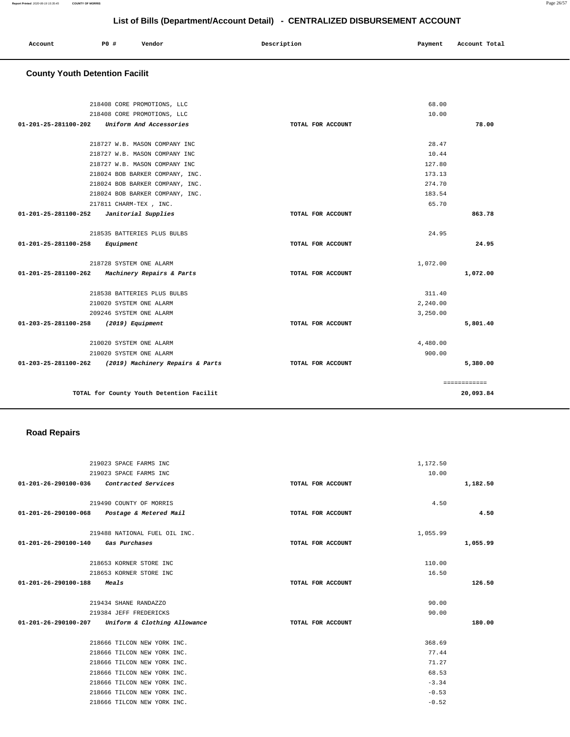# List of Bills (Department/Account Detail) - CENTRALIZED DISBURSEMENT ACCOUNT

| Account | PO # | Vendor | Description | Payment | Account Total |
|---|---|---|---|---|---|

## County Youth Detention Facilit

| Account | PO # | Vendor | Description | Payment | Account Total |
|---|---|---|---|---|---|
| | 218408 | CORE PROMOTIONS, LLC | | 68.00 | |
| | 218408 | CORE PROMOTIONS, LLC | | 10.00 | |
| 01-201-25-281100-202 | | *Uniform And Accessories* | TOTAL FOR ACCOUNT | | 78.00 |
| | 218727 | W.B. MASON COMPANY INC | | 28.47 | |
| | 218727 | W.B. MASON COMPANY INC | | 10.44 | |
| | 218727 | W.B. MASON COMPANY INC | | 127.80 | |
| | 218024 | BOB BARKER COMPANY, INC. | | 173.13 | |
| | 218024 | BOB BARKER COMPANY, INC. | | 274.70 | |
| | 218024 | BOB BARKER COMPANY, INC. | | 183.54 | |
| | 217811 | CHARM-TEX , INC. | | 65.70 | |
| 01-201-25-281100-252 | | *Janitorial Supplies* | TOTAL FOR ACCOUNT | | 863.78 |
| | 218535 | BATTERIES PLUS BULBS | | 24.95 | |
| 01-201-25-281100-258 | | *Equipment* | TOTAL FOR ACCOUNT | | 24.95 |
| | 218728 | SYSTEM ONE ALARM | | 1,072.00 | |
| 01-201-25-281100-262 | | *Machinery Repairs & Parts* | TOTAL FOR ACCOUNT | | 1,072.00 |
| | 218538 | BATTERIES PLUS BULBS | | 311.40 | |
| | 210020 | SYSTEM ONE ALARM | | 2,240.00 | |
| | 209246 | SYSTEM ONE ALARM | | 3,250.00 | |
| 01-203-25-281100-258 | | *(2019) Equipment* | TOTAL FOR ACCOUNT | | 5,801.40 |
| | 210020 | SYSTEM ONE ALARM | | 4,480.00 | |
| | 210020 | SYSTEM ONE ALARM | | 900.00 | |
| 01-203-25-281100-262 | | *(2019) Machinery Repairs & Parts* | TOTAL FOR ACCOUNT | | 5,380.00 |
| | | | | | ============ |
| | | TOTAL for County Youth Detention Facilit | | | 20,093.84 |

## Road Repairs

| Account | PO # | Vendor | Description | Payment | Account Total |
|---|---|---|---|---|---|
| | 219023 | SPACE FARMS INC | | 1,172.50 | |
| | 219023 | SPACE FARMS INC | | 10.00 | |
| 01-201-26-290100-036 | | *Contracted Services* | TOTAL FOR ACCOUNT | | 1,182.50 |
| | 219490 | COUNTY OF MORRIS | | 4.50 | |
| 01-201-26-290100-068 | | *Postage & Metered Mail* | TOTAL FOR ACCOUNT | | 4.50 |
| | 219488 | NATIONAL FUEL OIL INC. | | 1,055.99 | |
| 01-201-26-290100-140 | | *Gas Purchases* | TOTAL FOR ACCOUNT | | 1,055.99 |
| | 218653 | KORNER STORE INC | | 110.00 | |
| | 218653 | KORNER STORE INC | | 16.50 | |
| 01-201-26-290100-188 | | *Meals* | TOTAL FOR ACCOUNT | | 126.50 |
| | 219434 | SHANE RANDAZZO | | 90.00 | |
| | 219384 | JEFF FREDERICKS | | 90.00 | |
| 01-201-26-290100-207 | | *Uniform & Clothing Allowance* | TOTAL FOR ACCOUNT | | 180.00 |
| | 218666 | TILCON NEW YORK INC. | | 368.69 | |
| | 218666 | TILCON NEW YORK INC. | | 77.44 | |
| | 218666 | TILCON NEW YORK INC. | | 71.27 | |
| | 218666 | TILCON NEW YORK INC. | | 68.53 | |
| | 218666 | TILCON NEW YORK INC. | | -3.34 | |
| | 218666 | TILCON NEW YORK INC. | | -0.53 | |
| | 218666 | TILCON NEW YORK INC. | | -0.52 | |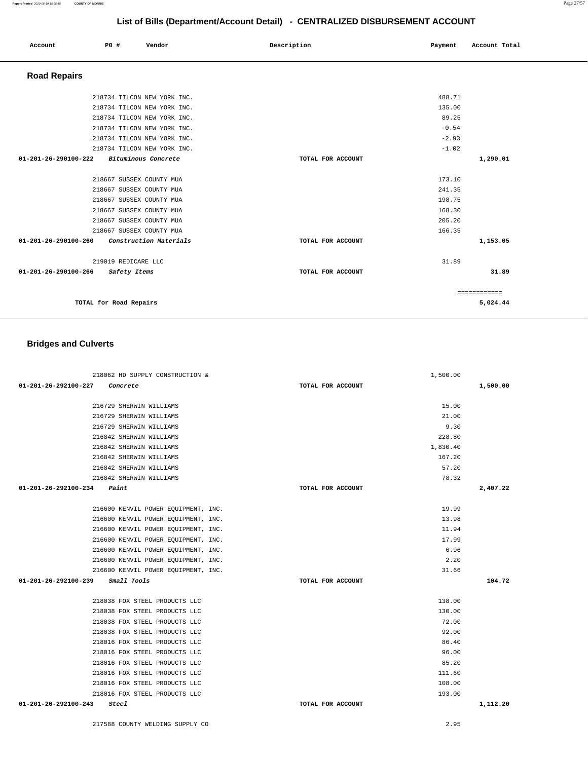# List of Bills (Department/Account Detail) - CENTRALIZED DISBURSEMENT ACCOUNT

| Account | PO # | Vendor | Description | Payment | Account Total |
|---|---|---|---|---|---|

## Road Repairs

| Account | PO # | Vendor | Description | Payment | Account Total |
|---|---|---|---|---|---|
| | 218734 | TILCON NEW YORK INC. | | 488.71 | |
| | 218734 | TILCON NEW YORK INC. | | 135.00 | |
| | 218734 | TILCON NEW YORK INC. | | 89.25 | |
| | 218734 | TILCON NEW YORK INC. | | -0.54 | |
| | 218734 | TILCON NEW YORK INC. | | -2.93 | |
| | 218734 | TILCON NEW YORK INC. | | -1.02 | |
| **01-201-26-290100-222** | | *Bituminous Concrete* | TOTAL FOR ACCOUNT | | **1,290.01** |
| | 218667 | SUSSEX COUNTY MUA | | 173.10 | |
| | 218667 | SUSSEX COUNTY MUA | | 241.35 | |
| | 218667 | SUSSEX COUNTY MUA | | 198.75 | |
| | 218667 | SUSSEX COUNTY MUA | | 168.30 | |
| | 218667 | SUSSEX COUNTY MUA | | 205.20 | |
| | 218667 | SUSSEX COUNTY MUA | | 166.35 | |
| **01-201-26-290100-260** | | *Construction Materials* | TOTAL FOR ACCOUNT | | **1,153.05** |
| | 219019 | REDICARE LLC | | 31.89 | |
| **01-201-26-290100-266** | | *Safety Items* | TOTAL FOR ACCOUNT | | **31.89** |
| | | | | | ============ |
| | | **TOTAL for Road Repairs** | | | **5,024.44** |

## Bridges and Culverts

| Account | PO # | Vendor | Description | Payment | Account Total |
|---|---|---|---|---|---|
| | 218062 | HD SUPPLY CONSTRUCTION & | | 1,500.00 | |
| **01-201-26-292100-227** | | *Concrete* | TOTAL FOR ACCOUNT | | **1,500.00** |
| | 216729 | SHERWIN WILLIAMS | | 15.00 | |
| | 216729 | SHERWIN WILLIAMS | | 21.00 | |
| | 216729 | SHERWIN WILLIAMS | | 9.30 | |
| | 216842 | SHERWIN WILLIAMS | | 228.80 | |
| | 216842 | SHERWIN WILLIAMS | | 1,830.40 | |
| | 216842 | SHERWIN WILLIAMS | | 167.20 | |
| | 216842 | SHERWIN WILLIAMS | | 57.20 | |
| | 216842 | SHERWIN WILLIAMS | | 78.32 | |
| **01-201-26-292100-234** | | *Paint* | TOTAL FOR ACCOUNT | | **2,407.22** |
| | 216600 | KENVIL POWER EQUIPMENT, INC. | | 19.99 | |
| | 216600 | KENVIL POWER EQUIPMENT, INC. | | 13.98 | |
| | 216600 | KENVIL POWER EQUIPMENT, INC. | | 11.94 | |
| | 216600 | KENVIL POWER EQUIPMENT, INC. | | 17.99 | |
| | 216600 | KENVIL POWER EQUIPMENT, INC. | | 6.96 | |
| | 216600 | KENVIL POWER EQUIPMENT, INC. | | 2.20 | |
| | 216600 | KENVIL POWER EQUIPMENT, INC. | | 31.66 | |
| **01-201-26-292100-239** | | *Small Tools* | TOTAL FOR ACCOUNT | | **104.72** |
| | 218038 | FOX STEEL PRODUCTS LLC | | 138.00 | |
| | 218038 | FOX STEEL PRODUCTS LLC | | 130.00 | |
| | 218038 | FOX STEEL PRODUCTS LLC | | 72.00 | |
| | 218038 | FOX STEEL PRODUCTS LLC | | 92.00 | |
| | 218016 | FOX STEEL PRODUCTS LLC | | 86.40 | |
| | 218016 | FOX STEEL PRODUCTS LLC | | 96.00 | |
| | 218016 | FOX STEEL PRODUCTS LLC | | 85.20 | |
| | 218016 | FOX STEEL PRODUCTS LLC | | 111.60 | |
| | 218016 | FOX STEEL PRODUCTS LLC | | 108.00 | |
| | 218016 | FOX STEEL PRODUCTS LLC | | 193.00 | |
| **01-201-26-292100-243** | | *Steel* | TOTAL FOR ACCOUNT | | **1,112.20** |
| | 217588 | COUNTY WELDING SUPPLY CO | | 2.95 | |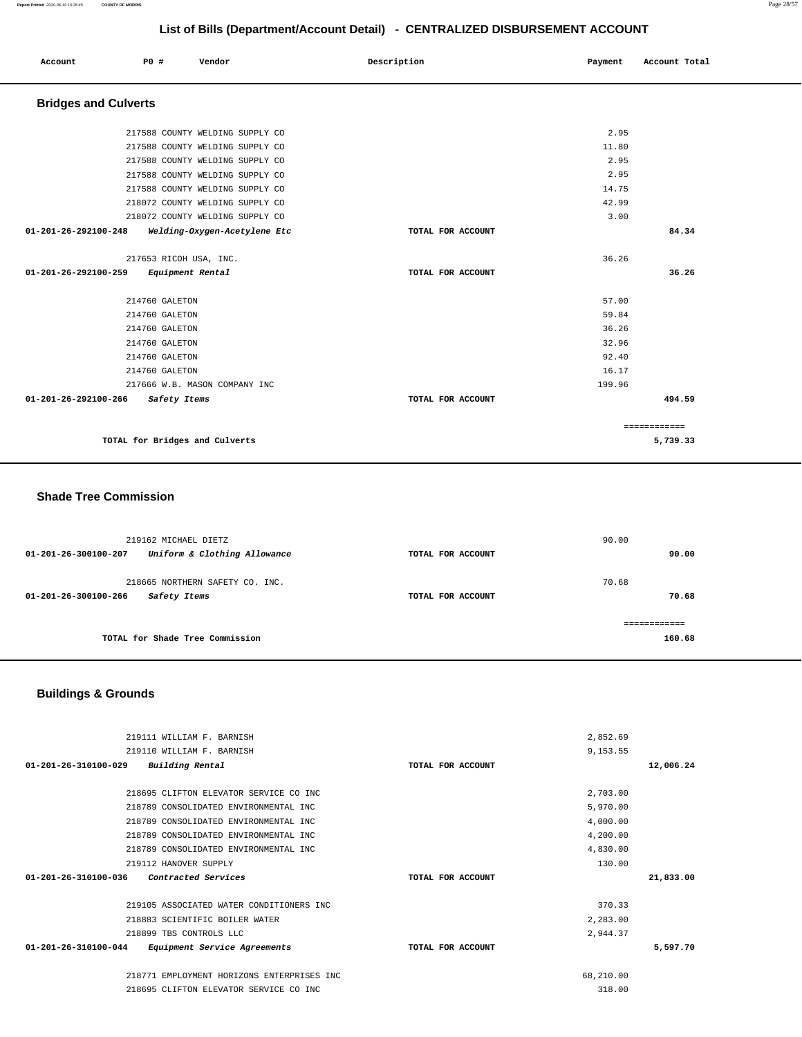## List of Bills (Department/Account Detail) - CENTRALIZED DISBURSEMENT ACCOUNT

| Account | PO # | Vendor | Description | Payment | Account Total |
|---|---|---|---|---|---|

### Bridges and Culverts

| Account | PO # | Vendor | Description | Payment | Account Total |
|---|---|---|---|---|---|
| | 217588 | COUNTY WELDING SUPPLY CO | | 2.95 | |
| | 217588 | COUNTY WELDING SUPPLY CO | | 11.80 | |
| | 217588 | COUNTY WELDING SUPPLY CO | | 2.95 | |
| | 217588 | COUNTY WELDING SUPPLY CO | | 2.95 | |
| | 217588 | COUNTY WELDING SUPPLY CO | | 14.75 | |
| | 218072 | COUNTY WELDING SUPPLY CO | | 42.99 | |
| | 218072 | COUNTY WELDING SUPPLY CO | | 3.00 | |
| **01-201-26-292100-248** | | ***Welding-Oxygen-Acetylene Etc*** | TOTAL FOR ACCOUNT | | **84.34** |
| | 217653 | RICOH USA, INC. | | 36.26 | |
| **01-201-26-292100-259** | | ***Equipment Rental*** | TOTAL FOR ACCOUNT | | **36.26** |
| | 214760 | GALETON | | 57.00 | |
| | 214760 | GALETON | | 59.84 | |
| | 214760 | GALETON | | 36.26 | |
| | 214760 | GALETON | | 32.96 | |
| | 214760 | GALETON | | 92.40 | |
| | 214760 | GALETON | | 16.17 | |
| | 217666 | W.B. MASON COMPANY INC | | 199.96 | |
| **01-201-26-292100-266** | | ***Safety Items*** | TOTAL FOR ACCOUNT | | **494.59** |
| | | | | | ============ |
| | | **TOTAL for Bridges and Culverts** | | | **5,739.33** |

### Shade Tree Commission

| Account | PO # | Vendor | Description | Payment | Account Total |
|---|---|---|---|---|---|
| | 219162 | MICHAEL DIETZ | | 90.00 | |
| **01-201-26-300100-207** | | ***Uniform & Clothing Allowance*** | TOTAL FOR ACCOUNT | | **90.00** |
| | 218665 | NORTHERN SAFETY CO. INC. | | 70.68 | |
| **01-201-26-300100-266** | | ***Safety Items*** | TOTAL FOR ACCOUNT | | **70.68** |
| | | | | | ============ |
| | | **TOTAL for Shade Tree Commission** | | | **160.68** |

### Buildings & Grounds

| Account | PO # | Vendor | Description | Payment | Account Total |
|---|---|---|---|---|---|
| | 219111 | WILLIAM F. BARNISH | | 2,852.69 | |
| | 219110 | WILLIAM F. BARNISH | | 9,153.55 | |
| **01-201-26-310100-029** | | ***Building Rental*** | TOTAL FOR ACCOUNT | | **12,006.24** |
| | 218695 | CLIFTON ELEVATOR SERVICE CO INC | | 2,703.00 | |
| | 218789 | CONSOLIDATED ENVIRONMENTAL INC | | 5,970.00 | |
| | 218789 | CONSOLIDATED ENVIRONMENTAL INC | | 4,000.00 | |
| | 218789 | CONSOLIDATED ENVIRONMENTAL INC | | 4,200.00 | |
| | 218789 | CONSOLIDATED ENVIRONMENTAL INC | | 4,830.00 | |
| | 219112 | HANOVER SUPPLY | | 130.00 | |
| **01-201-26-310100-036** | | ***Contracted Services*** | TOTAL FOR ACCOUNT | | **21,833.00** |
| | 219105 | ASSOCIATED WATER CONDITIONERS INC | | 370.33 | |
| | 218883 | SCIENTIFIC BOILER WATER | | 2,283.00 | |
| | 218899 | TBS CONTROLS LLC | | 2,944.37 | |
| **01-201-26-310100-044** | | ***Equipment Service Agreements*** | TOTAL FOR ACCOUNT | | **5,597.70** |
| | 218771 | EMPLOYMENT HORIZONS ENTERPRISES INC | | 68,210.00 | |
| | 218695 | CLIFTON ELEVATOR SERVICE CO INC | | 318.00 | |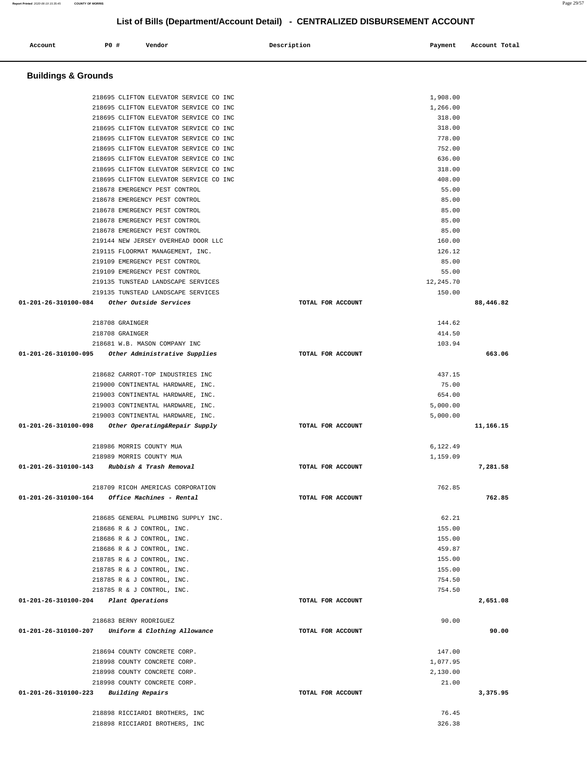# List of Bills (Department/Account Detail) - CENTRALIZED DISBURSEMENT ACCOUNT

| Account | PO # | Vendor | Description | Payment | Account Total |
|---|---|---|---|---|---|

## Buildings & Grounds

| Account | PO # | Vendor | Description | Payment | Account Total |
|---|---|---|---|---|---|
| | 218695 | CLIFTON ELEVATOR SERVICE CO INC | | 1,908.00 | |
| | 218695 | CLIFTON ELEVATOR SERVICE CO INC | | 1,266.00 | |
| | 218695 | CLIFTON ELEVATOR SERVICE CO INC | | 318.00 | |
| | 218695 | CLIFTON ELEVATOR SERVICE CO INC | | 318.00 | |
| | 218695 | CLIFTON ELEVATOR SERVICE CO INC | | 778.00 | |
| | 218695 | CLIFTON ELEVATOR SERVICE CO INC | | 752.00 | |
| | 218695 | CLIFTON ELEVATOR SERVICE CO INC | | 636.00 | |
| | 218695 | CLIFTON ELEVATOR SERVICE CO INC | | 318.00 | |
| | 218695 | CLIFTON ELEVATOR SERVICE CO INC | | 408.00 | |
| | 218678 | EMERGENCY PEST CONTROL | | 55.00 | |
| | 218678 | EMERGENCY PEST CONTROL | | 85.00 | |
| | 218678 | EMERGENCY PEST CONTROL | | 85.00 | |
| | 218678 | EMERGENCY PEST CONTROL | | 85.00 | |
| | 218678 | EMERGENCY PEST CONTROL | | 85.00 | |
| | 219144 | NEW JERSEY OVERHEAD DOOR LLC | | 160.00 | |
| | 219115 | FLOORMAT MANAGEMENT, INC. | | 126.12 | |
| | 219109 | EMERGENCY PEST CONTROL | | 85.00 | |
| | 219109 | EMERGENCY PEST CONTROL | | 55.00 | |
| | 219135 | TUNSTEAD LANDSCAPE SERVICES | | 12,245.70 | |
| | 219135 | TUNSTEAD LANDSCAPE SERVICES | | 150.00 | |
| **01-201-26-310100-084** | | *Other Outside Services* | TOTAL FOR ACCOUNT | | **88,446.82** |
| | 218708 | GRAINGER | | 144.62 | |
| | 218708 | GRAINGER | | 414.50 | |
| | 218681 | W.B. MASON COMPANY INC | | 103.94 | |
| **01-201-26-310100-095** | | *Other Administrative Supplies* | TOTAL FOR ACCOUNT | | **663.06** |
| | 218682 | CARROT-TOP INDUSTRIES INC | | 437.15 | |
| | 219000 | CONTINENTAL HARDWARE, INC. | | 75.00 | |
| | 219003 | CONTINENTAL HARDWARE, INC. | | 654.00 | |
| | 219003 | CONTINENTAL HARDWARE, INC. | | 5,000.00 | |
| | 219003 | CONTINENTAL HARDWARE, INC. | | 5,000.00 | |
| **01-201-26-310100-098** | | *Other Operating&Repair Supply* | TOTAL FOR ACCOUNT | | **11,166.15** |
| | 218986 | MORRIS COUNTY MUA | | 6,122.49 | |
| | 218989 | MORRIS COUNTY MUA | | 1,159.09 | |
| **01-201-26-310100-143** | | *Rubbish & Trash Removal* | TOTAL FOR ACCOUNT | | **7,281.58** |
| | 218709 | RICOH AMERICAS CORPORATION | | 762.85 | |
| **01-201-26-310100-164** | | *Office Machines - Rental* | TOTAL FOR ACCOUNT | | **762.85** |
| | 218685 | GENERAL PLUMBING SUPPLY INC. | | 62.21 | |
| | 218686 | R & J CONTROL, INC. | | 155.00 | |
| | 218686 | R & J CONTROL, INC. | | 155.00 | |
| | 218686 | R & J CONTROL, INC. | | 459.87 | |
| | 218785 | R & J CONTROL, INC. | | 155.00 | |
| | 218785 | R & J CONTROL, INC. | | 155.00 | |
| | 218785 | R & J CONTROL, INC. | | 754.50 | |
| | 218785 | R & J CONTROL, INC. | | 754.50 | |
| **01-201-26-310100-204** | | *Plant Operations* | TOTAL FOR ACCOUNT | | **2,651.08** |
| | 218683 | BERNY RODRIGUEZ | | 90.00 | |
| **01-201-26-310100-207** | | *Uniform & Clothing Allowance* | TOTAL FOR ACCOUNT | | **90.00** |
| | 218694 | COUNTY CONCRETE CORP. | | 147.00 | |
| | 218998 | COUNTY CONCRETE CORP. | | 1,077.95 | |
| | 218998 | COUNTY CONCRETE CORP. | | 2,130.00 | |
| | 218998 | COUNTY CONCRETE CORP. | | 21.00 | |
| **01-201-26-310100-223** | | *Building Repairs* | TOTAL FOR ACCOUNT | | **3,375.95** |
| | 218898 | RICCIARDI BROTHERS, INC | | 76.45 | |
| | 218898 | RICCIARDI BROTHERS, INC | | 326.38 | |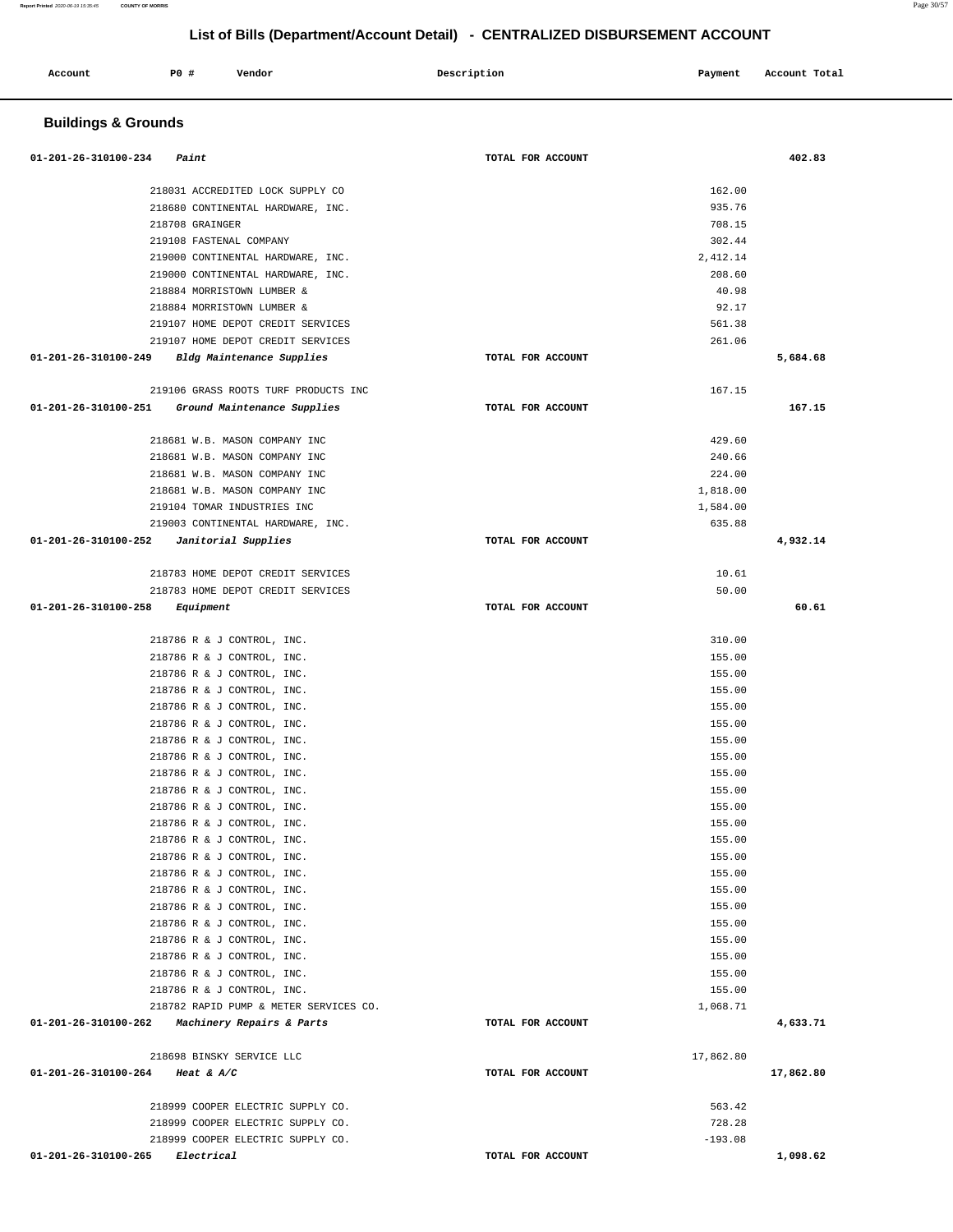# List of Bills (Department/Account Detail) - CENTRALIZED DISBURSEMENT ACCOUNT

| Account | PO # | Vendor | Description | Payment | Account Total |
|---|---|---|---|---|---|

## Buildings & Grounds

| Account | PO # | Vendor | Description | Payment | Account Total |
|---|---|---|---|---|---|
| 01-201-26-310100-234 *Paint* | | | TOTAL FOR ACCOUNT | | 402.83 |
| | 218031 | ACCREDITED LOCK SUPPLY CO | | 162.00 | |
| | 218680 | CONTINENTAL HARDWARE, INC. | | 935.76 | |
| | 218708 | GRAINGER | | 708.15 | |
| | 219108 | FASTENAL COMPANY | | 302.44 | |
| | 219000 | CONTINENTAL HARDWARE, INC. | | 2,412.14 | |
| | 219000 | CONTINENTAL HARDWARE, INC. | | 208.60 | |
| | 218884 | MORRISTOWN LUMBER & | | 40.98 | |
| | 218884 | MORRISTOWN LUMBER & | | 92.17 | |
| | 219107 | HOME DEPOT CREDIT SERVICES | | 561.38 | |
| | 219107 | HOME DEPOT CREDIT SERVICES | | 261.06 | |
| 01-201-26-310100-249 *Bldg Maintenance Supplies* | | | TOTAL FOR ACCOUNT | | 5,684.68 |
| | 219106 | GRASS ROOTS TURF PRODUCTS INC | | 167.15 | |
| 01-201-26-310100-251 *Ground Maintenance Supplies* | | | TOTAL FOR ACCOUNT | | 167.15 |
| | 218681 | W.B. MASON COMPANY INC | | 429.60 | |
| | 218681 | W.B. MASON COMPANY INC | | 240.66 | |
| | 218681 | W.B. MASON COMPANY INC | | 224.00 | |
| | 218681 | W.B. MASON COMPANY INC | | 1,818.00 | |
| | 219104 | TOMAR INDUSTRIES INC | | 1,584.00 | |
| | 219003 | CONTINENTAL HARDWARE, INC. | | 635.88 | |
| 01-201-26-310100-252 *Janitorial Supplies* | | | TOTAL FOR ACCOUNT | | 4,932.14 |
| | 218783 | HOME DEPOT CREDIT SERVICES | | 10.61 | |
| | 218783 | HOME DEPOT CREDIT SERVICES | | 50.00 | |
| 01-201-26-310100-258 *Equipment* | | | TOTAL FOR ACCOUNT | | 60.61 |
| | 218786 | R & J CONTROL, INC. | | 310.00 | |
| | 218786 | R & J CONTROL, INC. | | 155.00 | |
| | 218786 | R & J CONTROL, INC. | | 155.00 | |
| | 218786 | R & J CONTROL, INC. | | 155.00 | |
| | 218786 | R & J CONTROL, INC. | | 155.00 | |
| | 218786 | R & J CONTROL, INC. | | 155.00 | |
| | 218786 | R & J CONTROL, INC. | | 155.00 | |
| | 218786 | R & J CONTROL, INC. | | 155.00 | |
| | 218786 | R & J CONTROL, INC. | | 155.00 | |
| | 218786 | R & J CONTROL, INC. | | 155.00 | |
| | 218786 | R & J CONTROL, INC. | | 155.00 | |
| | 218786 | R & J CONTROL, INC. | | 155.00 | |
| | 218786 | R & J CONTROL, INC. | | 155.00 | |
| | 218786 | R & J CONTROL, INC. | | 155.00 | |
| | 218786 | R & J CONTROL, INC. | | 155.00 | |
| | 218786 | R & J CONTROL, INC. | | 155.00 | |
| | 218786 | R & J CONTROL, INC. | | 155.00 | |
| | 218786 | R & J CONTROL, INC. | | 155.00 | |
| | 218786 | R & J CONTROL, INC. | | 155.00 | |
| | 218786 | R & J CONTROL, INC. | | 155.00 | |
| | 218786 | R & J CONTROL, INC. | | 155.00 | |
| | 218786 | R & J CONTROL, INC. | | 155.00 | |
| | 218782 | RAPID PUMP & METER SERVICES CO. | | 1,068.71 | |
| 01-201-26-310100-262 *Machinery Repairs & Parts* | | | TOTAL FOR ACCOUNT | | 4,633.71 |
| | 218698 | BINSKY SERVICE LLC | | 17,862.80 | |
| 01-201-26-310100-264 *Heat & A/C* | | | TOTAL FOR ACCOUNT | | 17,862.80 |
| | 218999 | COOPER ELECTRIC SUPPLY CO. | | 563.42 | |
| | 218999 | COOPER ELECTRIC SUPPLY CO. | | 728.28 | |
| | 218999 | COOPER ELECTRIC SUPPLY CO. | | -193.08 | |
| 01-201-26-310100-265 *Electrical* | | | TOTAL FOR ACCOUNT | | 1,098.62 |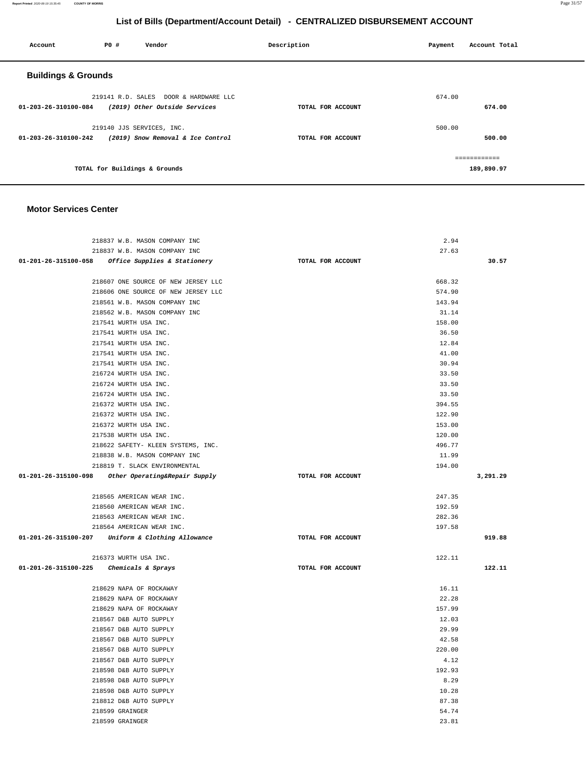# List of Bills (Department/Account Detail) - CENTRALIZED DISBURSEMENT ACCOUNT

| Account | PO # | Vendor | Description | Payment | Account Total |
|---|---|---|---|---|---|

## Buildings & Grounds

| Account | PO # | Vendor | Description | Payment | Account Total |
|---|---|---|---|---|---|
| | 219141 | R.D. SALES DOOR & HARDWARE LLC | | 674.00 | |
| 01-203-26-310100-084 | | *(2019) Other Outside Services* | TOTAL FOR ACCOUNT | | 674.00 |
| | 219140 | JJS SERVICES, INC. | | 500.00 | |
| 01-203-26-310100-242 | | *(2019) Snow Removal & Ice Control* | TOTAL FOR ACCOUNT | | 500.00 |
| | | | | | ============ |
| | | TOTAL for Buildings & Grounds | | | 189,890.97 |

## Motor Services Center

| Account | PO # | Vendor | Description | Payment | Account Total |
|---|---|---|---|---|---|
| | 218837 | W.B. MASON COMPANY INC | | 2.94 | |
| | 218837 | W.B. MASON COMPANY INC | | 27.63 | |
| 01-201-26-315100-058 | | *Office Supplies & Stationery* | TOTAL FOR ACCOUNT | | 30.57 |
| | 218607 | ONE SOURCE OF NEW JERSEY LLC | | 668.32 | |
| | 218606 | ONE SOURCE OF NEW JERSEY LLC | | 574.90 | |
| | 218561 | W.B. MASON COMPANY INC | | 143.94 | |
| | 218562 | W.B. MASON COMPANY INC | | 31.14 | |
| | 217541 | WURTH USA INC. | | 158.00 | |
| | 217541 | WURTH USA INC. | | 36.50 | |
| | 217541 | WURTH USA INC. | | 12.84 | |
| | 217541 | WURTH USA INC. | | 41.00 | |
| | 217541 | WURTH USA INC. | | 30.94 | |
| | 216724 | WURTH USA INC. | | 33.50 | |
| | 216724 | WURTH USA INC. | | 33.50 | |
| | 216724 | WURTH USA INC. | | 33.50 | |
| | 216372 | WURTH USA INC. | | 394.55 | |
| | 216372 | WURTH USA INC. | | 122.90 | |
| | 216372 | WURTH USA INC. | | 153.00 | |
| | 217538 | WURTH USA INC. | | 120.00 | |
| | 218622 | SAFETY- KLEEN SYSTEMS, INC. | | 496.77 | |
| | 218838 | W.B. MASON COMPANY INC | | 11.99 | |
| | 218819 | T. SLACK ENVIRONMENTAL | | 194.00 | |
| 01-201-26-315100-098 | | *Other Operating&Repair Supply* | TOTAL FOR ACCOUNT | | 3,291.29 |
| | 218565 | AMERICAN WEAR INC. | | 247.35 | |
| | 218560 | AMERICAN WEAR INC. | | 192.59 | |
| | 218563 | AMERICAN WEAR INC. | | 282.36 | |
| | 218564 | AMERICAN WEAR INC. | | 197.58 | |
| 01-201-26-315100-207 | | *Uniform & Clothing Allowance* | TOTAL FOR ACCOUNT | | 919.88 |
| | 216373 | WURTH USA INC. | | 122.11 | |
| 01-201-26-315100-225 | | *Chemicals & Sprays* | TOTAL FOR ACCOUNT | | 122.11 |
| | 218629 | NAPA OF ROCKAWAY | | 16.11 | |
| | 218629 | NAPA OF ROCKAWAY | | 22.28 | |
| | 218629 | NAPA OF ROCKAWAY | | 157.99 | |
| | 218567 | D&B AUTO SUPPLY | | 12.03 | |
| | 218567 | D&B AUTO SUPPLY | | 29.99 | |
| | 218567 | D&B AUTO SUPPLY | | 42.58 | |
| | 218567 | D&B AUTO SUPPLY | | 220.00 | |
| | 218567 | D&B AUTO SUPPLY | | 4.12 | |
| | 218598 | D&B AUTO SUPPLY | | 192.93 | |
| | 218598 | D&B AUTO SUPPLY | | 8.29 | |
| | 218598 | D&B AUTO SUPPLY | | 10.28 | |
| | 218812 | D&B AUTO SUPPLY | | 87.38 | |
| | 218599 | GRAINGER | | 54.74 | |
| | 218599 | GRAINGER | | 23.81 | |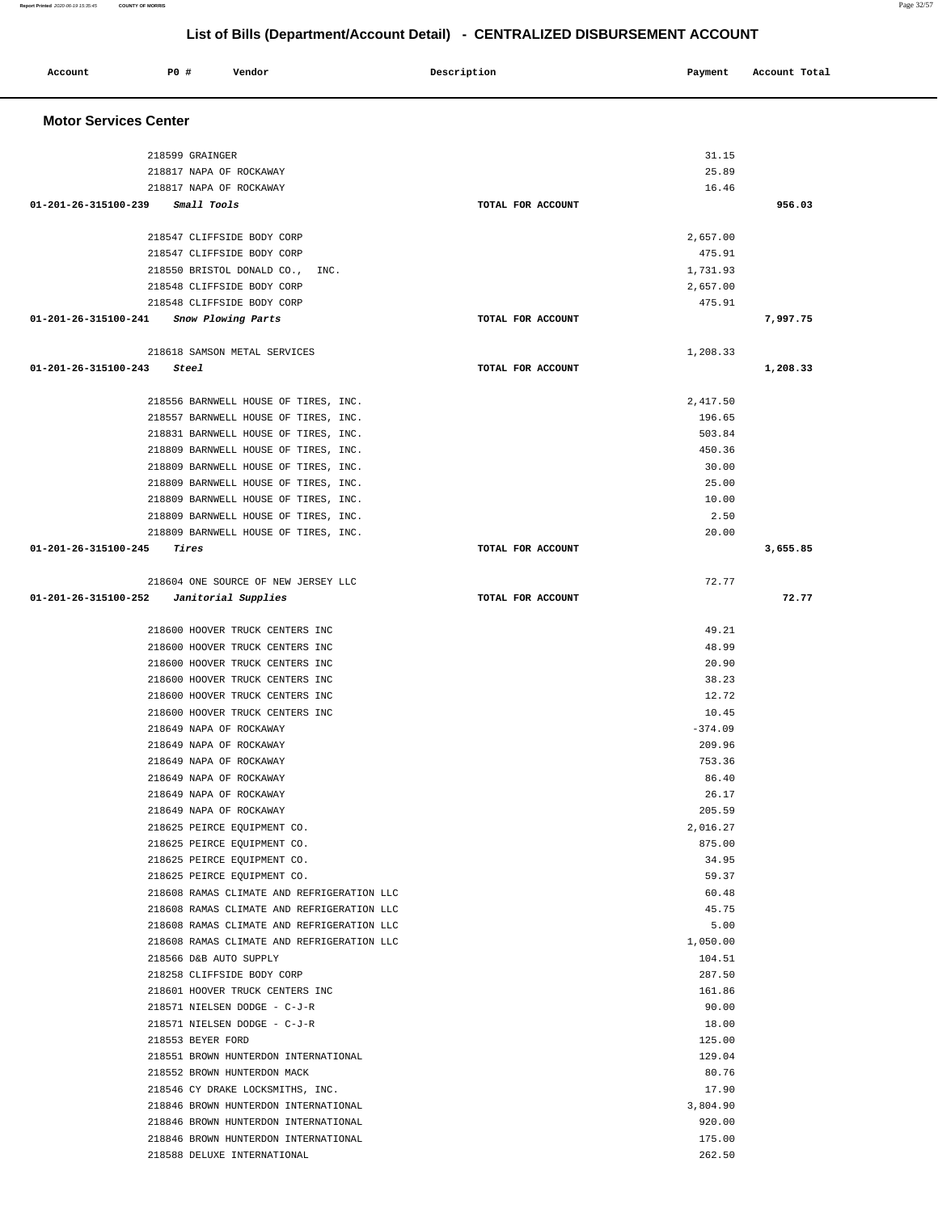# List of Bills (Department/Account Detail) - CENTRALIZED DISBURSEMENT ACCOUNT

| Account | PO # | Vendor | Description | Payment | Account Total |
|---|---|---|---|---|---|

## Motor Services Center

| Account | PO # | Vendor | Description | Payment | Account Total |
|---|---|---|---|---|---|
| | 218599 | GRAINGER | | 31.15 | |
| | 218817 | NAPA OF ROCKAWAY | | 25.89 | |
| | 218817 | NAPA OF ROCKAWAY | | 16.46 | |
| **01-201-26-315100-239** | | ***Small Tools*** | TOTAL FOR ACCOUNT | | **956.03** |
| | 218547 | CLIFFSIDE BODY CORP | | 2,657.00 | |
| | 218547 | CLIFFSIDE BODY CORP | | 475.91 | |
| | 218550 | BRISTOL DONALD CO., INC. | | 1,731.93 | |
| | 218548 | CLIFFSIDE BODY CORP | | 2,657.00 | |
| | 218548 | CLIFFSIDE BODY CORP | | 475.91 | |
| **01-201-26-315100-241** | | ***Snow Plowing Parts*** | TOTAL FOR ACCOUNT | | **7,997.75** |
| | 218618 | SAMSON METAL SERVICES | | 1,208.33 | |
| **01-201-26-315100-243** | | ***Steel*** | TOTAL FOR ACCOUNT | | **1,208.33** |
| | 218556 | BARNWELL HOUSE OF TIRES, INC. | | 2,417.50 | |
| | 218557 | BARNWELL HOUSE OF TIRES, INC. | | 196.65 | |
| | 218831 | BARNWELL HOUSE OF TIRES, INC. | | 503.84 | |
| | 218809 | BARNWELL HOUSE OF TIRES, INC. | | 450.36 | |
| | 218809 | BARNWELL HOUSE OF TIRES, INC. | | 30.00 | |
| | 218809 | BARNWELL HOUSE OF TIRES, INC. | | 25.00 | |
| | 218809 | BARNWELL HOUSE OF TIRES, INC. | | 10.00 | |
| | 218809 | BARNWELL HOUSE OF TIRES, INC. | | 2.50 | |
| | 218809 | BARNWELL HOUSE OF TIRES, INC. | | 20.00 | |
| **01-201-26-315100-245** | | ***Tires*** | TOTAL FOR ACCOUNT | | **3,655.85** |
| | 218604 | ONE SOURCE OF NEW JERSEY LLC | | 72.77 | |
| **01-201-26-315100-252** | | ***Janitorial Supplies*** | TOTAL FOR ACCOUNT | | **72.77** |
| | 218600 | HOOVER TRUCK CENTERS INC | | 49.21 | |
| | 218600 | HOOVER TRUCK CENTERS INC | | 48.99 | |
| | 218600 | HOOVER TRUCK CENTERS INC | | 20.90 | |
| | 218600 | HOOVER TRUCK CENTERS INC | | 38.23 | |
| | 218600 | HOOVER TRUCK CENTERS INC | | 12.72 | |
| | 218600 | HOOVER TRUCK CENTERS INC | | 10.45 | |
| | 218649 | NAPA OF ROCKAWAY | | -374.09 | |
| | 218649 | NAPA OF ROCKAWAY | | 209.96 | |
| | 218649 | NAPA OF ROCKAWAY | | 753.36 | |
| | 218649 | NAPA OF ROCKAWAY | | 86.40 | |
| | 218649 | NAPA OF ROCKAWAY | | 26.17 | |
| | 218649 | NAPA OF ROCKAWAY | | 205.59 | |
| | 218625 | PEIRCE EQUIPMENT CO. | | 2,016.27 | |
| | 218625 | PEIRCE EQUIPMENT CO. | | 875.00 | |
| | 218625 | PEIRCE EQUIPMENT CO. | | 34.95 | |
| | 218625 | PEIRCE EQUIPMENT CO. | | 59.37 | |
| | 218608 | RAMAS CLIMATE AND REFRIGERATION LLC | | 60.48 | |
| | 218608 | RAMAS CLIMATE AND REFRIGERATION LLC | | 45.75 | |
| | 218608 | RAMAS CLIMATE AND REFRIGERATION LLC | | 5.00 | |
| | 218608 | RAMAS CLIMATE AND REFRIGERATION LLC | | 1,050.00 | |
| | 218566 | D&B AUTO SUPPLY | | 104.51 | |
| | 218258 | CLIFFSIDE BODY CORP | | 287.50 | |
| | 218601 | HOOVER TRUCK CENTERS INC | | 161.86 | |
| | 218571 | NIELSEN DODGE - C-J-R | | 90.00 | |
| | 218571 | NIELSEN DODGE - C-J-R | | 18.00 | |
| | 218553 | BEYER FORD | | 125.00 | |
| | 218551 | BROWN HUNTERDON INTERNATIONAL | | 129.04 | |
| | 218552 | BROWN HUNTERDON MACK | | 80.76 | |
| | 218546 | CY DRAKE LOCKSMITHS, INC. | | 17.90 | |
| | 218846 | BROWN HUNTERDON INTERNATIONAL | | 3,804.90 | |
| | 218846 | BROWN HUNTERDON INTERNATIONAL | | 920.00 | |
| | 218846 | BROWN HUNTERDON INTERNATIONAL | | 175.00 | |
| | 218588 | DELUXE INTERNATIONAL | | 262.50 | |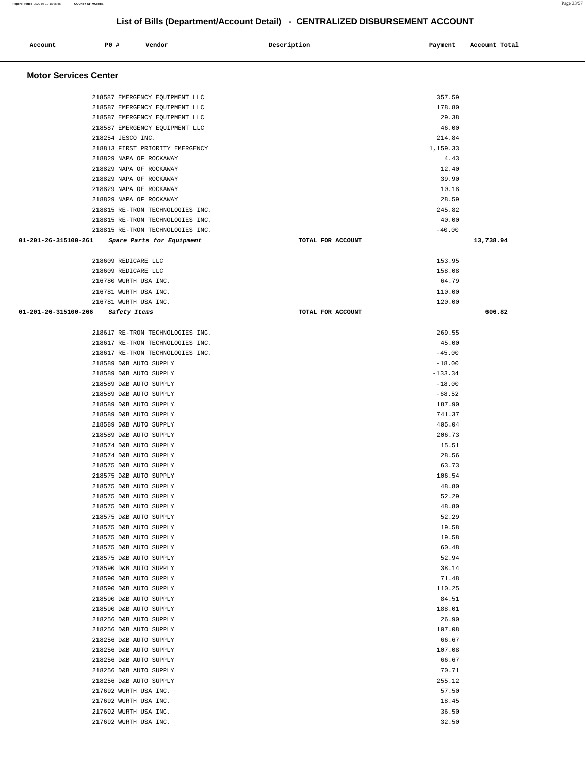# List of Bills (Department/Account Detail) - CENTRALIZED DISBURSEMENT ACCOUNT

| Account | PO # | Vendor | Description | Payment | Account Total |
|---|---|---|---|---|---|

## Motor Services Center

| Account | PO # | Vendor | Description | Payment | Account Total |
|---|---|---|---|---|---|
| | 218587 | EMERGENCY EQUIPMENT LLC | | 357.59 | |
| | 218587 | EMERGENCY EQUIPMENT LLC | | 178.80 | |
| | 218587 | EMERGENCY EQUIPMENT LLC | | 29.38 | |
| | 218587 | EMERGENCY EQUIPMENT LLC | | 46.00 | |
| | 218254 | JESCO INC. | | 214.84 | |
| | 218813 | FIRST PRIORITY EMERGENCY | | 1,159.33 | |
| | 218829 | NAPA OF ROCKAWAY | | 4.43 | |
| | 218829 | NAPA OF ROCKAWAY | | 12.40 | |
| | 218829 | NAPA OF ROCKAWAY | | 39.90 | |
| | 218829 | NAPA OF ROCKAWAY | | 10.18 | |
| | 218829 | NAPA OF ROCKAWAY | | 28.59 | |
| | 218815 | RE-TRON TECHNOLOGIES INC. | | 245.82 | |
| | 218815 | RE-TRON TECHNOLOGIES INC. | | 40.00 | |
| | 218815 | RE-TRON TECHNOLOGIES INC. | | -40.00 | |
| **01-201-26-315100-261** | | ***Spare Parts for Equipment*** | **TOTAL FOR ACCOUNT** | | **13,738.94** |
| | 218609 | REDICARE LLC | | 153.95 | |
| | 218609 | REDICARE LLC | | 158.08 | |
| | 216780 | WURTH USA INC. | | 64.79 | |
| | 216781 | WURTH USA INC. | | 110.00 | |
| | 216781 | WURTH USA INC. | | 120.00 | |
| **01-201-26-315100-266** | | ***Safety Items*** | **TOTAL FOR ACCOUNT** | | **606.82** |
| | 218617 | RE-TRON TECHNOLOGIES INC. | | 269.55 | |
| | 218617 | RE-TRON TECHNOLOGIES INC. | | 45.00 | |
| | 218617 | RE-TRON TECHNOLOGIES INC. | | -45.00 | |
| | 218589 | D&B AUTO SUPPLY | | -18.00 | |
| | 218589 | D&B AUTO SUPPLY | | -133.34 | |
| | 218589 | D&B AUTO SUPPLY | | -18.00 | |
| | 218589 | D&B AUTO SUPPLY | | -68.52 | |
| | 218589 | D&B AUTO SUPPLY | | 187.90 | |
| | 218589 | D&B AUTO SUPPLY | | 741.37 | |
| | 218589 | D&B AUTO SUPPLY | | 405.04 | |
| | 218589 | D&B AUTO SUPPLY | | 206.73 | |
| | 218574 | D&B AUTO SUPPLY | | 15.51 | |
| | 218574 | D&B AUTO SUPPLY | | 28.56 | |
| | 218575 | D&B AUTO SUPPLY | | 63.73 | |
| | 218575 | D&B AUTO SUPPLY | | 106.54 | |
| | 218575 | D&B AUTO SUPPLY | | 48.80 | |
| | 218575 | D&B AUTO SUPPLY | | 52.29 | |
| | 218575 | D&B AUTO SUPPLY | | 48.80 | |
| | 218575 | D&B AUTO SUPPLY | | 52.29 | |
| | 218575 | D&B AUTO SUPPLY | | 19.58 | |
| | 218575 | D&B AUTO SUPPLY | | 19.58 | |
| | 218575 | D&B AUTO SUPPLY | | 60.48 | |
| | 218575 | D&B AUTO SUPPLY | | 52.94 | |
| | 218590 | D&B AUTO SUPPLY | | 38.14 | |
| | 218590 | D&B AUTO SUPPLY | | 71.48 | |
| | 218590 | D&B AUTO SUPPLY | | 110.25 | |
| | 218590 | D&B AUTO SUPPLY | | 84.51 | |
| | 218590 | D&B AUTO SUPPLY | | 188.01 | |
| | 218256 | D&B AUTO SUPPLY | | 26.90 | |
| | 218256 | D&B AUTO SUPPLY | | 107.08 | |
| | 218256 | D&B AUTO SUPPLY | | 66.67 | |
| | 218256 | D&B AUTO SUPPLY | | 107.08 | |
| | 218256 | D&B AUTO SUPPLY | | 66.67 | |
| | 218256 | D&B AUTO SUPPLY | | 70.71 | |
| | 218256 | D&B AUTO SUPPLY | | 255.12 | |
| | 217692 | WURTH USA INC. | | 57.50 | |
| | 217692 | WURTH USA INC. | | 18.45 | |
| | 217692 | WURTH USA INC. | | 36.50 | |
| | 217692 | WURTH USA INC. | | 32.50 | |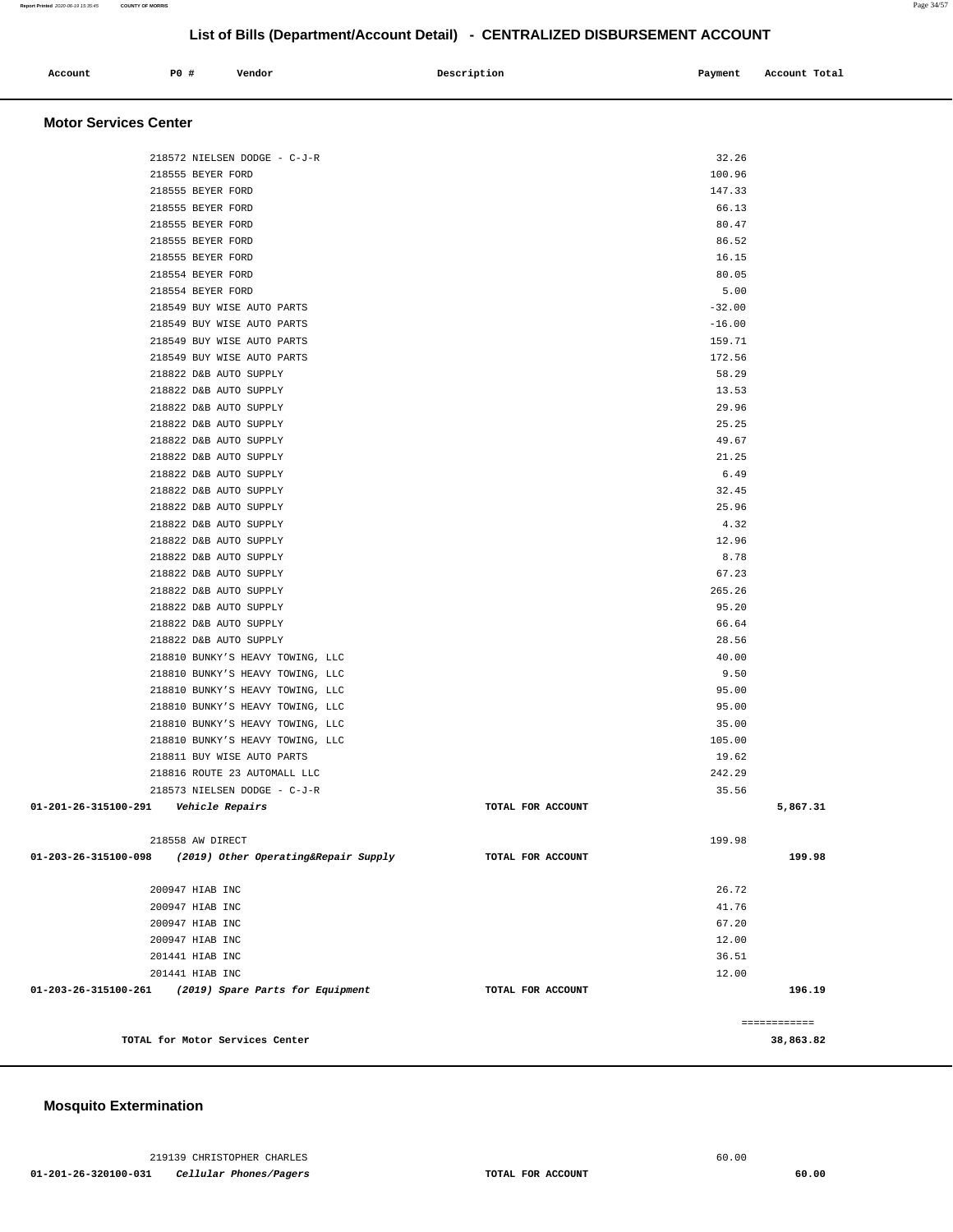## List of Bills (Department/Account Detail) - CENTRALIZED DISBURSEMENT ACCOUNT

| Account | PO # | Vendor | Description | Payment | Account Total |
|---|---|---|---|---|---|

### Motor Services Center

| Account | PO # | Vendor | Description | Payment | Account Total |
|---|---|---|---|---|---|
| | 218572 | NIELSEN DODGE - C-J-R | | 32.26 | |
| | 218555 | BEYER FORD | | 100.96 | |
| | 218555 | BEYER FORD | | 147.33 | |
| | 218555 | BEYER FORD | | 66.13 | |
| | 218555 | BEYER FORD | | 80.47 | |
| | 218555 | BEYER FORD | | 86.52 | |
| | 218555 | BEYER FORD | | 16.15 | |
| | 218554 | BEYER FORD | | 80.05 | |
| | 218554 | BEYER FORD | | 5.00 | |
| | 218549 | BUY WISE AUTO PARTS | | -32.00 | |
| | 218549 | BUY WISE AUTO PARTS | | -16.00 | |
| | 218549 | BUY WISE AUTO PARTS | | 159.71 | |
| | 218549 | BUY WISE AUTO PARTS | | 172.56 | |
| | 218822 | D&B AUTO SUPPLY | | 58.29 | |
| | 218822 | D&B AUTO SUPPLY | | 13.53 | |
| | 218822 | D&B AUTO SUPPLY | | 29.96 | |
| | 218822 | D&B AUTO SUPPLY | | 25.25 | |
| | 218822 | D&B AUTO SUPPLY | | 49.67 | |
| | 218822 | D&B AUTO SUPPLY | | 21.25 | |
| | 218822 | D&B AUTO SUPPLY | | 6.49 | |
| | 218822 | D&B AUTO SUPPLY | | 32.45 | |
| | 218822 | D&B AUTO SUPPLY | | 25.96 | |
| | 218822 | D&B AUTO SUPPLY | | 4.32 | |
| | 218822 | D&B AUTO SUPPLY | | 12.96 | |
| | 218822 | D&B AUTO SUPPLY | | 8.78 | |
| | 218822 | D&B AUTO SUPPLY | | 67.23 | |
| | 218822 | D&B AUTO SUPPLY | | 265.26 | |
| | 218822 | D&B AUTO SUPPLY | | 95.20 | |
| | 218822 | D&B AUTO SUPPLY | | 66.64 | |
| | 218822 | D&B AUTO SUPPLY | | 28.56 | |
| | 218810 | BUNKY'S HEAVY TOWING, LLC | | 40.00 | |
| | 218810 | BUNKY'S HEAVY TOWING, LLC | | 9.50 | |
| | 218810 | BUNKY'S HEAVY TOWING, LLC | | 95.00 | |
| | 218810 | BUNKY'S HEAVY TOWING, LLC | | 95.00 | |
| | 218810 | BUNKY'S HEAVY TOWING, LLC | | 35.00 | |
| | 218810 | BUNKY'S HEAVY TOWING, LLC | | 105.00 | |
| | 218811 | BUY WISE AUTO PARTS | | 19.62 | |
| | 218816 | ROUTE 23 AUTOMALL LLC | | 242.29 | |
| | 218573 | NIELSEN DODGE - C-J-R | | 35.56 | |
| **01-201-26-315100-291** | | ***Vehicle Repairs*** | **TOTAL FOR ACCOUNT** | | **5,867.31** |
| | 218558 | AW DIRECT | | 199.98 | |
| **01-203-26-315100-098** | | ***(2019) Other Operating&Repair Supply*** | **TOTAL FOR ACCOUNT** | | **199.98** |
| | 200947 | HIAB INC | | 26.72 | |
| | 200947 | HIAB INC | | 41.76 | |
| | 200947 | HIAB INC | | 67.20 | |
| | 200947 | HIAB INC | | 12.00 | |
| | 201441 | HIAB INC | | 36.51 | |
| | 201441 | HIAB INC | | 12.00 | |
| **01-203-26-315100-261** | | ***(2019) Spare Parts for Equipment*** | **TOTAL FOR ACCOUNT** | | **196.19** |
| | | | | | ============ |
| | | **TOTAL for Motor Services Center** | | | **38,863.82** |

### Mosquito Extermination

| Account | PO # | Vendor | Description | Payment | Account Total |
|---|---|---|---|---|---|
| | 219139 | CHRISTOPHER CHARLES | | 60.00 | |
| **01-201-26-320100-031** | | ***Cellular Phones/Pagers*** | **TOTAL FOR ACCOUNT** | | **60.00** |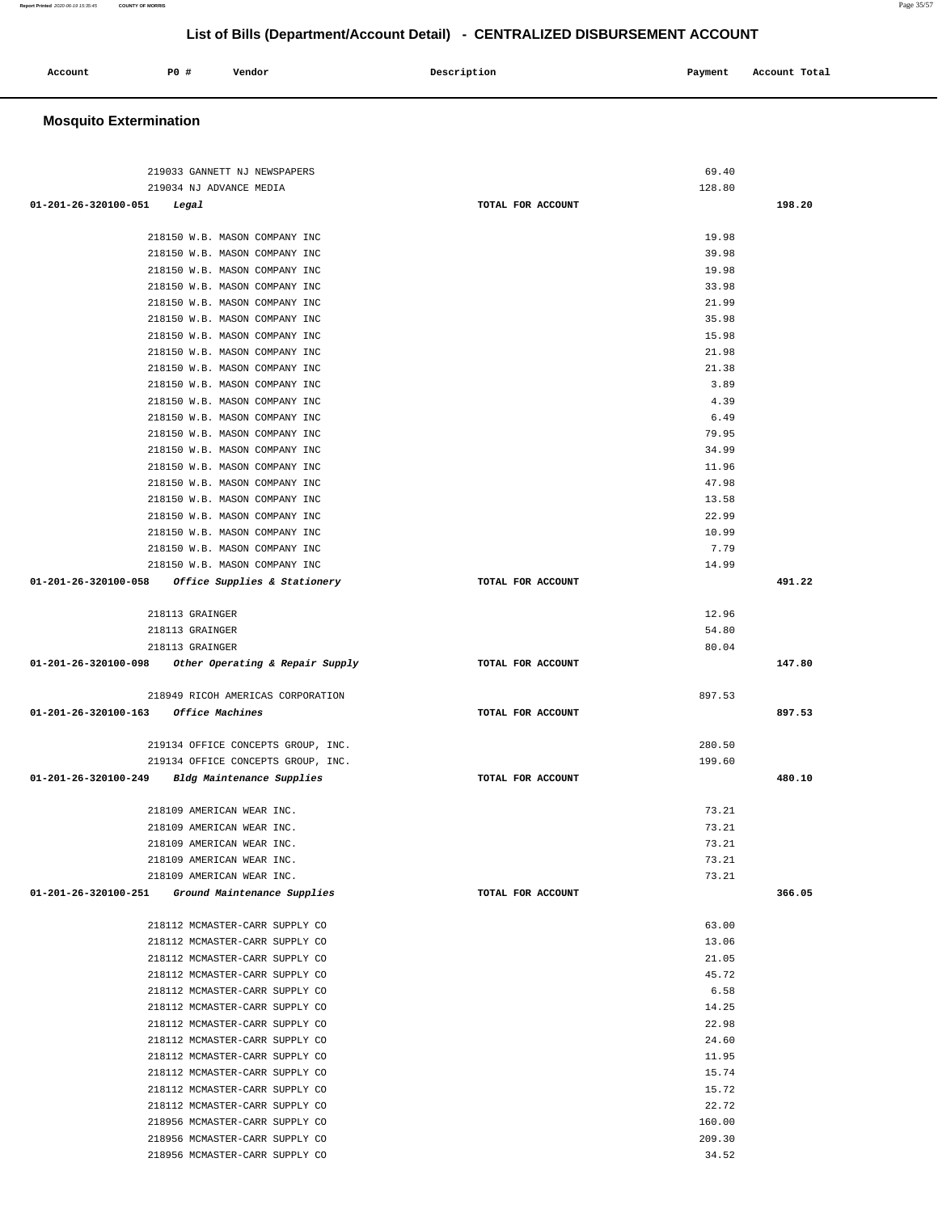# List of Bills (Department/Account Detail) - CENTRALIZED DISBURSEMENT ACCOUNT

| Account | PO # | Vendor | Description | Payment | Account Total |
|---|---|---|---|---|---|

## Mosquito Extermination

| Account | PO # | Vendor | Description | Payment | Account Total |
|---|---|---|---|---|---|
| | 219033 | GANNETT NJ NEWSPAPERS | | 69.40 | |
| | 219034 | NJ ADVANCE MEDIA | | 128.80 | |
| 01-201-26-320100-051 | | *Legal* | TOTAL FOR ACCOUNT | | 198.20 |
| | 218150 | W.B. MASON COMPANY INC | | 19.98 | |
| | 218150 | W.B. MASON COMPANY INC | | 39.98 | |
| | 218150 | W.B. MASON COMPANY INC | | 19.98 | |
| | 218150 | W.B. MASON COMPANY INC | | 33.98 | |
| | 218150 | W.B. MASON COMPANY INC | | 21.99 | |
| | 218150 | W.B. MASON COMPANY INC | | 35.98 | |
| | 218150 | W.B. MASON COMPANY INC | | 15.98 | |
| | 218150 | W.B. MASON COMPANY INC | | 21.98 | |
| | 218150 | W.B. MASON COMPANY INC | | 21.38 | |
| | 218150 | W.B. MASON COMPANY INC | | 3.89 | |
| | 218150 | W.B. MASON COMPANY INC | | 4.39 | |
| | 218150 | W.B. MASON COMPANY INC | | 6.49 | |
| | 218150 | W.B. MASON COMPANY INC | | 79.95 | |
| | 218150 | W.B. MASON COMPANY INC | | 34.99 | |
| | 218150 | W.B. MASON COMPANY INC | | 11.96 | |
| | 218150 | W.B. MASON COMPANY INC | | 47.98 | |
| | 218150 | W.B. MASON COMPANY INC | | 13.58 | |
| | 218150 | W.B. MASON COMPANY INC | | 22.99 | |
| | 218150 | W.B. MASON COMPANY INC | | 10.99 | |
| | 218150 | W.B. MASON COMPANY INC | | 7.79 | |
| | 218150 | W.B. MASON COMPANY INC | | 14.99 | |
| 01-201-26-320100-058 | | *Office Supplies & Stationery* | TOTAL FOR ACCOUNT | | 491.22 |
| | 218113 | GRAINGER | | 12.96 | |
| | 218113 | GRAINGER | | 54.80 | |
| | 218113 | GRAINGER | | 80.04 | |
| 01-201-26-320100-098 | | *Other Operating & Repair Supply* | TOTAL FOR ACCOUNT | | 147.80 |
| | 218949 | RICOH AMERICAS CORPORATION | | 897.53 | |
| 01-201-26-320100-163 | | *Office Machines* | TOTAL FOR ACCOUNT | | 897.53 |
| | 219134 | OFFICE CONCEPTS GROUP, INC. | | 280.50 | |
| | 219134 | OFFICE CONCEPTS GROUP, INC. | | 199.60 | |
| 01-201-26-320100-249 | | *Bldg Maintenance Supplies* | TOTAL FOR ACCOUNT | | 480.10 |
| | 218109 | AMERICAN WEAR INC. | | 73.21 | |
| | 218109 | AMERICAN WEAR INC. | | 73.21 | |
| | 218109 | AMERICAN WEAR INC. | | 73.21 | |
| | 218109 | AMERICAN WEAR INC. | | 73.21 | |
| | 218109 | AMERICAN WEAR INC. | | 73.21 | |
| 01-201-26-320100-251 | | *Ground Maintenance Supplies* | TOTAL FOR ACCOUNT | | 366.05 |
| | 218112 | MCMASTER-CARR SUPPLY CO | | 63.00 | |
| | 218112 | MCMASTER-CARR SUPPLY CO | | 13.06 | |
| | 218112 | MCMASTER-CARR SUPPLY CO | | 21.05 | |
| | 218112 | MCMASTER-CARR SUPPLY CO | | 45.72 | |
| | 218112 | MCMASTER-CARR SUPPLY CO | | 6.58 | |
| | 218112 | MCMASTER-CARR SUPPLY CO | | 14.25 | |
| | 218112 | MCMASTER-CARR SUPPLY CO | | 22.98 | |
| | 218112 | MCMASTER-CARR SUPPLY CO | | 24.60 | |
| | 218112 | MCMASTER-CARR SUPPLY CO | | 11.95 | |
| | 218112 | MCMASTER-CARR SUPPLY CO | | 15.74 | |
| | 218112 | MCMASTER-CARR SUPPLY CO | | 15.72 | |
| | 218112 | MCMASTER-CARR SUPPLY CO | | 22.72 | |
| | 218956 | MCMASTER-CARR SUPPLY CO | | 160.00 | |
| | 218956 | MCMASTER-CARR SUPPLY CO | | 209.30 | |
| | 218956 | MCMASTER-CARR SUPPLY CO | | 34.52 | |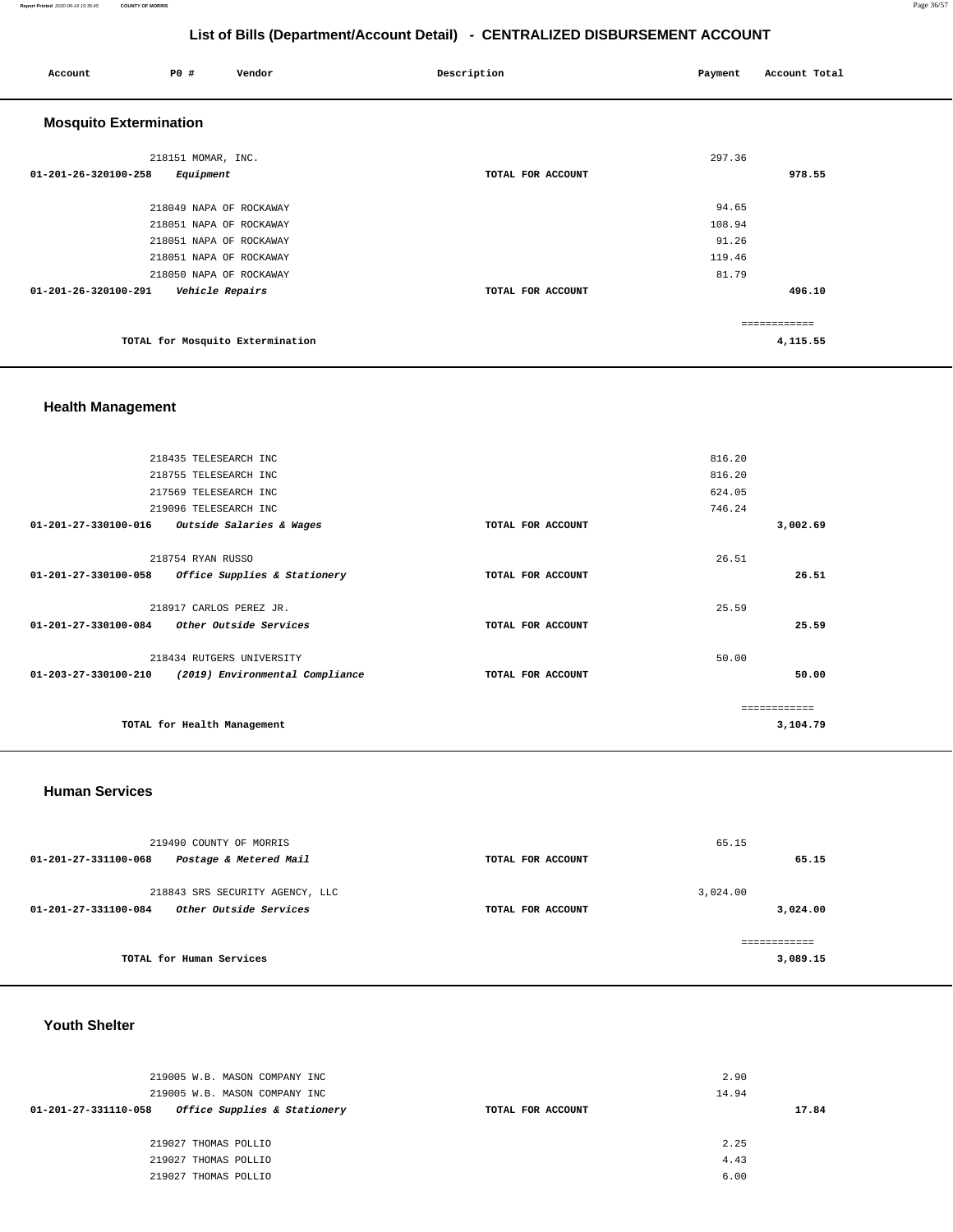## List of Bills (Department/Account Detail) - CENTRALIZED DISBURSEMENT ACCOUNT

| Account | PO # | Vendor | Description | Payment | Account Total |
|---|---|---|---|---|---|

### Mosquito Extermination

| Account | PO # | Vendor | Description | Payment | Account Total |
|---|---|---|---|---|---|
| | 218151 | MOMAR, INC. | | 297.36 | |
| 01-201-26-320100-258 | | *Equipment* | TOTAL FOR ACCOUNT | | 978.55 |
| | 218049 | NAPA OF ROCKAWAY | | 94.65 | |
| | 218051 | NAPA OF ROCKAWAY | | 108.94 | |
| | 218051 | NAPA OF ROCKAWAY | | 91.26 | |
| | 218051 | NAPA OF ROCKAWAY | | 119.46 | |
| | 218050 | NAPA OF ROCKAWAY | | 81.79 | |
| 01-201-26-320100-291 | | *Vehicle Repairs* | TOTAL FOR ACCOUNT | | 496.10 |
| | | | | | ============ |
| | | TOTAL for Mosquito Extermination | | | 4,115.55 |

### Health Management

| Account | PO # | Vendor | Description | Payment | Account Total |
|---|---|---|---|---|---|
| | 218435 | TELESEARCH INC | | 816.20 | |
| | 218755 | TELESEARCH INC | | 816.20 | |
| | 217569 | TELESEARCH INC | | 624.05 | |
| | 219096 | TELESEARCH INC | | 746.24 | |
| 01-201-27-330100-016 | | *Outside Salaries & Wages* | TOTAL FOR ACCOUNT | | 3,002.69 |
| | 218754 | RYAN RUSSO | | 26.51 | |
| 01-201-27-330100-058 | | *Office Supplies & Stationery* | TOTAL FOR ACCOUNT | | 26.51 |
| | 218917 | CARLOS PEREZ JR. | | 25.59 | |
| 01-201-27-330100-084 | | *Other Outside Services* | TOTAL FOR ACCOUNT | | 25.59 |
| | 218434 | RUTGERS UNIVERSITY | | 50.00 | |
| 01-203-27-330100-210 | | *(2019) Environmental Compliance* | TOTAL FOR ACCOUNT | | 50.00 |
| | | | | | ============ |
| | | TOTAL for Health Management | | | 3,104.79 |

### Human Services

| Account | PO # | Vendor | Description | Payment | Account Total |
|---|---|---|---|---|---|
| | 219490 | COUNTY OF MORRIS | | 65.15 | |
| 01-201-27-331100-068 | | *Postage & Metered Mail* | TOTAL FOR ACCOUNT | | 65.15 |
| | 218843 | SRS SECURITY AGENCY, LLC | | 3,024.00 | |
| 01-201-27-331100-084 | | *Other Outside Services* | TOTAL FOR ACCOUNT | | 3,024.00 |
| | | | | | ============ |
| | | TOTAL for Human Services | | | 3,089.15 |

### Youth Shelter

| Account | PO # | Vendor | Description | Payment | Account Total |
|---|---|---|---|---|---|
| | 219005 | W.B. MASON COMPANY INC | | 2.90 | |
| | 219005 | W.B. MASON COMPANY INC | | 14.94 | |
| 01-201-27-331110-058 | | *Office Supplies & Stationery* | TOTAL FOR ACCOUNT | | 17.84 |
| | 219027 | THOMAS POLLIO | | 2.25 | |
| | 219027 | THOMAS POLLIO | | 4.43 | |
| | 219027 | THOMAS POLLIO | | 6.00 | |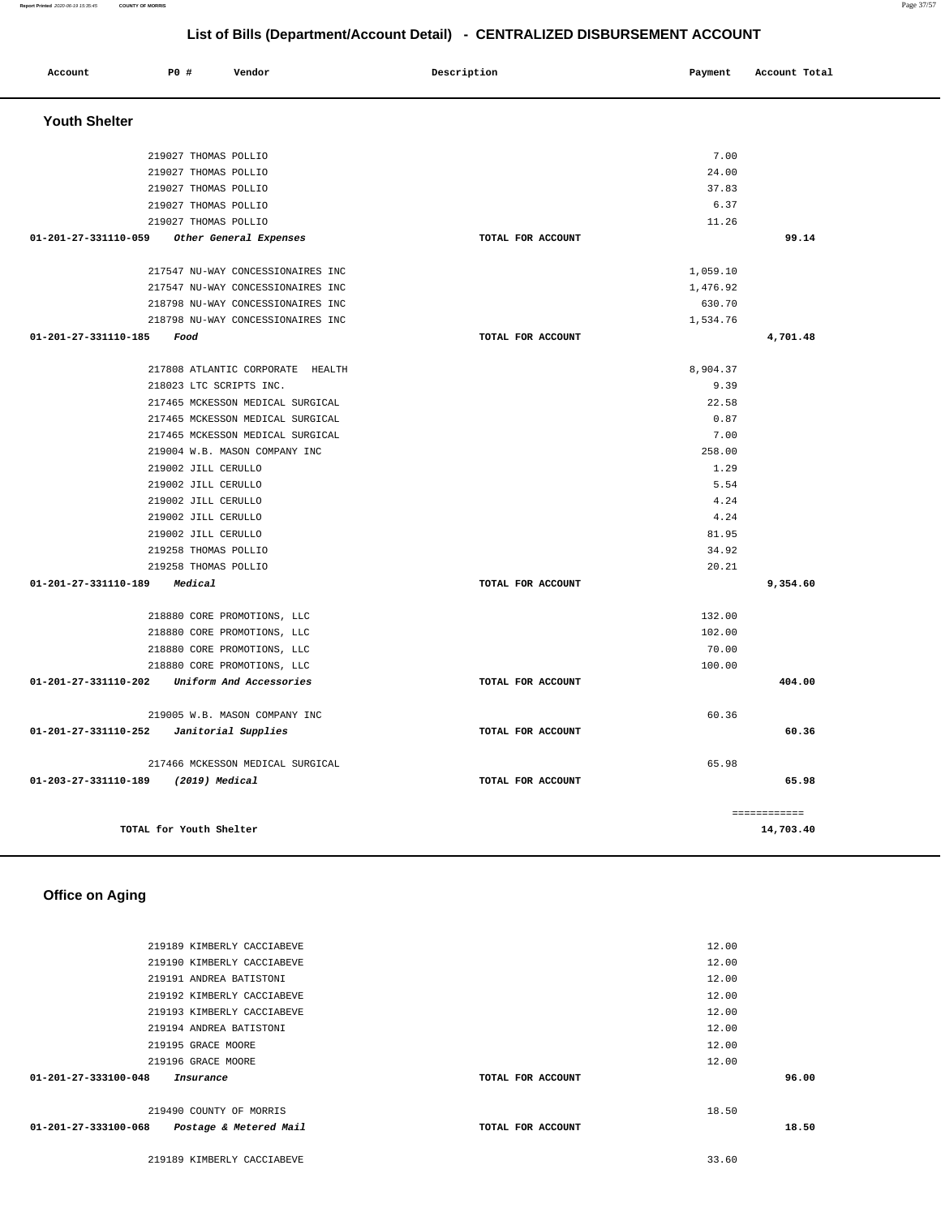## List of Bills (Department/Account Detail) - CENTRALIZED DISBURSEMENT ACCOUNT

| Account | PO # | Vendor | Description | Payment | Account Total |
|---|---|---|---|---|---|

### Youth Shelter

| Account | PO # | Vendor | Description | Payment | Account Total |
|---|---|---|---|---|---|
| | 219027 | THOMAS POLLIO | | 7.00 | |
| | 219027 | THOMAS POLLIO | | 24.00 | |
| | 219027 | THOMAS POLLIO | | 37.83 | |
| | 219027 | THOMAS POLLIO | | 6.37 | |
| | 219027 | THOMAS POLLIO | | 11.26 | |
| **01-201-27-331110-059** | | *Other General Expenses* | TOTAL FOR ACCOUNT | | **99.14** |
| | 217547 | NU-WAY CONCESSIONAIRES INC | | 1,059.10 | |
| | 217547 | NU-WAY CONCESSIONAIRES INC | | 1,476.92 | |
| | 218798 | NU-WAY CONCESSIONAIRES INC | | 630.70 | |
| | 218798 | NU-WAY CONCESSIONAIRES INC | | 1,534.76 | |
| **01-201-27-331110-185** | | *Food* | TOTAL FOR ACCOUNT | | **4,701.48** |
| | 217808 | ATLANTIC CORPORATE HEALTH | | 8,904.37 | |
| | 218023 | LTC SCRIPTS INC. | | 9.39 | |
| | 217465 | MCKESSON MEDICAL SURGICAL | | 22.58 | |
| | 217465 | MCKESSON MEDICAL SURGICAL | | 0.87 | |
| | 217465 | MCKESSON MEDICAL SURGICAL | | 7.00 | |
| | 219004 | W.B. MASON COMPANY INC | | 258.00 | |
| | 219002 | JILL CERULLO | | 1.29 | |
| | 219002 | JILL CERULLO | | 5.54 | |
| | 219002 | JILL CERULLO | | 4.24 | |
| | 219002 | JILL CERULLO | | 4.24 | |
| | 219002 | JILL CERULLO | | 81.95 | |
| | 219258 | THOMAS POLLIO | | 34.92 | |
| | 219258 | THOMAS POLLIO | | 20.21 | |
| **01-201-27-331110-189** | | *Medical* | TOTAL FOR ACCOUNT | | **9,354.60** |
| | 218880 | CORE PROMOTIONS, LLC | | 132.00 | |
| | 218880 | CORE PROMOTIONS, LLC | | 102.00 | |
| | 218880 | CORE PROMOTIONS, LLC | | 70.00 | |
| | 218880 | CORE PROMOTIONS, LLC | | 100.00 | |
| **01-201-27-331110-202** | | *Uniform And Accessories* | TOTAL FOR ACCOUNT | | **404.00** |
| | 219005 | W.B. MASON COMPANY INC | | 60.36 | |
| **01-201-27-331110-252** | | *Janitorial Supplies* | TOTAL FOR ACCOUNT | | **60.36** |
| | 217466 | MCKESSON MEDICAL SURGICAL | | 65.98 | |
| **01-203-27-331110-189** | | *(2019) Medical* | TOTAL FOR ACCOUNT | | **65.98** |
| | | | | | ============ |
| | **TOTAL for Youth Shelter** | | | | **14,703.40** |

### Office on Aging

| Account | PO # | Vendor | Description | Payment | Account Total |
|---|---|---|---|---|---|
| | 219189 | KIMBERLY CACCIABEVE | | 12.00 | |
| | 219190 | KIMBERLY CACCIABEVE | | 12.00 | |
| | 219191 | ANDREA BATISTONI | | 12.00 | |
| | 219192 | KIMBERLY CACCIABEVE | | 12.00 | |
| | 219193 | KIMBERLY CACCIABEVE | | 12.00 | |
| | 219194 | ANDREA BATISTONI | | 12.00 | |
| | 219195 | GRACE MOORE | | 12.00 | |
| | 219196 | GRACE MOORE | | 12.00 | |
| **01-201-27-333100-048** | | *Insurance* | TOTAL FOR ACCOUNT | | **96.00** |
| | 219490 | COUNTY OF MORRIS | | 18.50 | |
| **01-201-27-333100-068** | | *Postage & Metered Mail* | TOTAL FOR ACCOUNT | | **18.50** |
| | 219189 | KIMBERLY CACCIABEVE | | 33.60 | |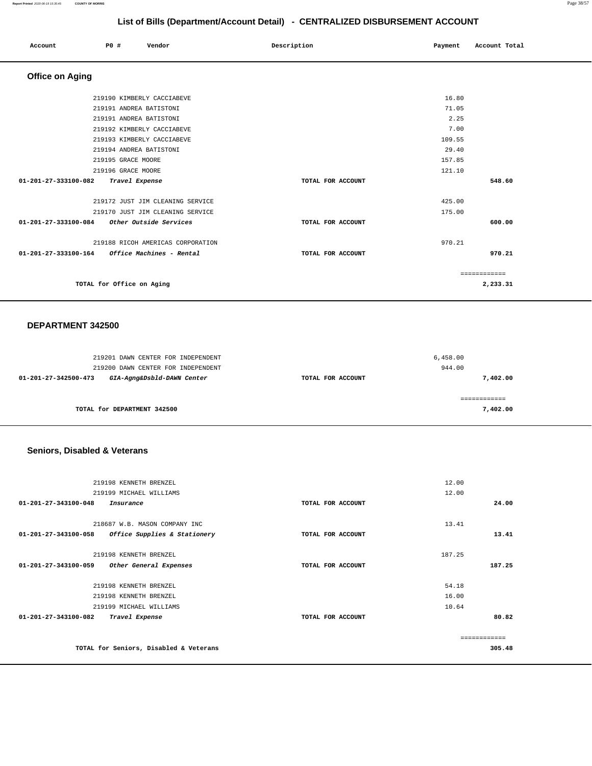# List of Bills (Department/Account Detail) - CENTRALIZED DISBURSEMENT ACCOUNT

| Account | PO # | Vendor | Description | Payment | Account Total |
|---|---|---|---|---|---|

## Office on Aging

| Account | PO # | Vendor | Description | Payment | Account Total |
|---|---|---|---|---|---|
| | 219190 | KIMBERLY CACCIABEVE | | 16.80 | |
| | 219191 | ANDREA BATISTONI | | 71.05 | |
| | 219191 | ANDREA BATISTONI | | 2.25 | |
| | 219192 | KIMBERLY CACCIABEVE | | 7.00 | |
| | 219193 | KIMBERLY CACCIABEVE | | 109.55 | |
| | 219194 | ANDREA BATISTONI | | 29.40 | |
| | 219195 | GRACE MOORE | | 157.85 | |
| | 219196 | GRACE MOORE | | 121.10 | |
| **01-201-27-333100-082** | | ***Travel Expense*** | **TOTAL FOR ACCOUNT** | | **548.60** |
| | 219172 | JUST JIM CLEANING SERVICE | | 425.00 | |
| | 219170 | JUST JIM CLEANING SERVICE | | 175.00 | |
| **01-201-27-333100-084** | | ***Other Outside Services*** | **TOTAL FOR ACCOUNT** | | **600.00** |
| | 219188 | RICOH AMERICAS CORPORATION | | 970.21 | |
| **01-201-27-333100-164** | | ***Office Machines - Rental*** | **TOTAL FOR ACCOUNT** | | **970.21** |
| | | | | | ============ |
| | | **TOTAL for Office on Aging** | | | **2,233.31** |

## DEPARTMENT 342500

| Account | PO # | Vendor | Description | Payment | Account Total |
|---|---|---|---|---|---|
| | 219201 | DAWN CENTER FOR INDEPENDENT | | 6,458.00 | |
| | 219200 | DAWN CENTER FOR INDEPENDENT | | 944.00 | |
| **01-201-27-342500-473** | | ***GIA-Agng&Dsbld-DAWN Center*** | **TOTAL FOR ACCOUNT** | | **7,402.00** |
| | | | | | ============ |
| | | **TOTAL for DEPARTMENT 342500** | | | **7,402.00** |

## Seniors, Disabled & Veterans

| Account | PO # | Vendor | Description | Payment | Account Total |
|---|---|---|---|---|---|
| | 219198 | KENNETH BRENZEL | | 12.00 | |
| | 219199 | MICHAEL WILLIAMS | | 12.00 | |
| **01-201-27-343100-048** | | ***Insurance*** | **TOTAL FOR ACCOUNT** | | **24.00** |
| | 218687 | W.B. MASON COMPANY INC | | 13.41 | |
| **01-201-27-343100-058** | | ***Office Supplies & Stationery*** | **TOTAL FOR ACCOUNT** | | **13.41** |
| | 219198 | KENNETH BRENZEL | | 187.25 | |
| **01-201-27-343100-059** | | ***Other General Expenses*** | **TOTAL FOR ACCOUNT** | | **187.25** |
| | 219198 | KENNETH BRENZEL | | 54.18 | |
| | 219198 | KENNETH BRENZEL | | 16.00 | |
| | 219199 | MICHAEL WILLIAMS | | 10.64 | |
| **01-201-27-343100-082** | | ***Travel Expense*** | **TOTAL FOR ACCOUNT** | | **80.82** |
| | | | | | ============ |
| | | **TOTAL for Seniors, Disabled & Veterans** | | | **305.48** |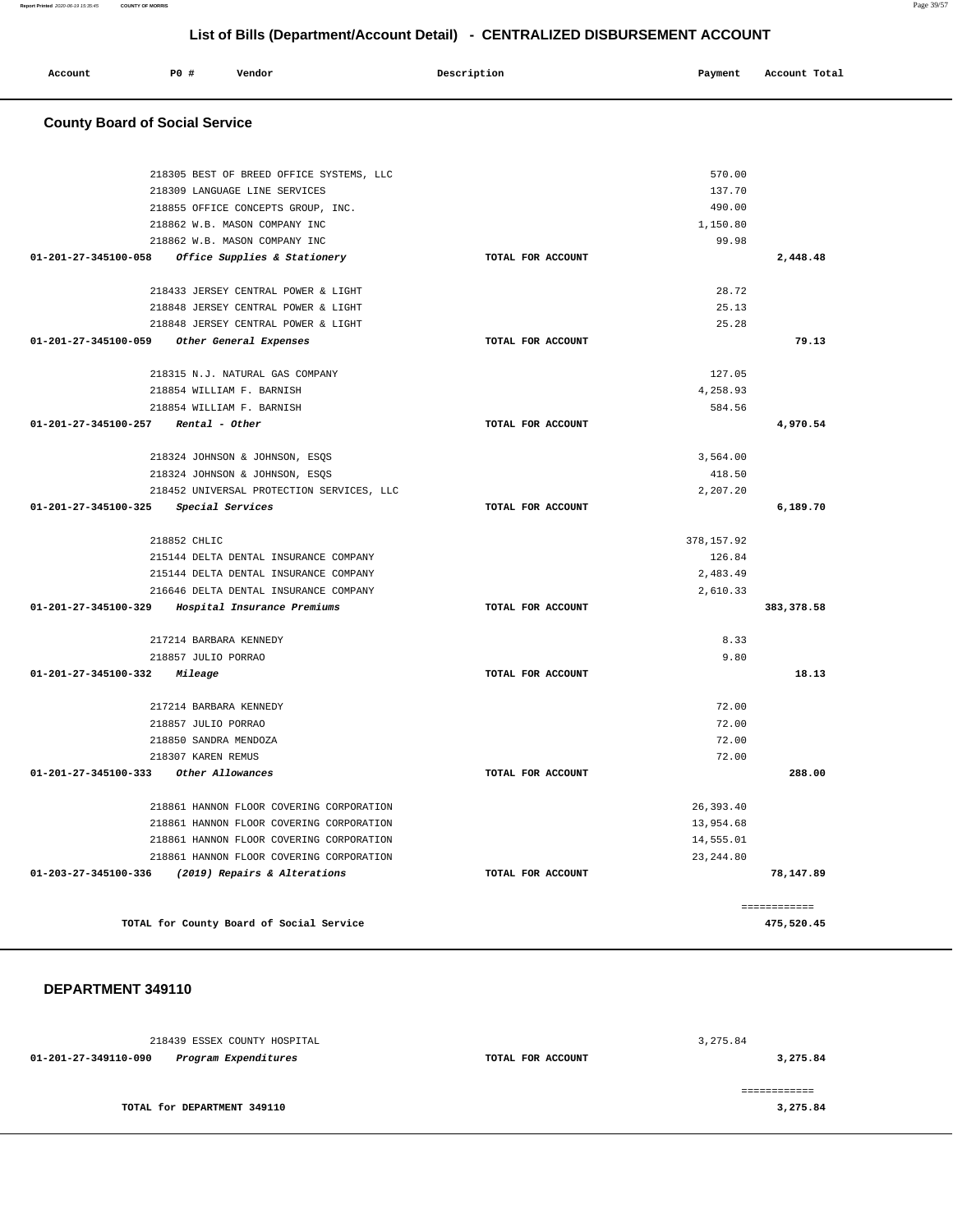# List of Bills (Department/Account Detail) - CENTRALIZED DISBURSEMENT ACCOUNT

| Account | PO # | Vendor | Description | Payment | Account Total |
|---|---|---|---|---|---|

## County Board of Social Service

| Account | PO # | Vendor | Description | Payment | Account Total |
|---|---|---|---|---|---|
| | 218305 | BEST OF BREED OFFICE SYSTEMS, LLC | | 570.00 | |
| | 218309 | LANGUAGE LINE SERVICES | | 137.70 | |
| | 218855 | OFFICE CONCEPTS GROUP, INC. | | 490.00 | |
| | 218862 | W.B. MASON COMPANY INC | | 1,150.80 | |
| | 218862 | W.B. MASON COMPANY INC | | 99.98 | |
| **01-201-27-345100-058** | | *Office Supplies & Stationery* | TOTAL FOR ACCOUNT | | **2,448.48** |
| | 218433 | JERSEY CENTRAL POWER & LIGHT | | 28.72 | |
| | 218848 | JERSEY CENTRAL POWER & LIGHT | | 25.13 | |
| | 218848 | JERSEY CENTRAL POWER & LIGHT | | 25.28 | |
| **01-201-27-345100-059** | | *Other General Expenses* | TOTAL FOR ACCOUNT | | **79.13** |
| | 218315 | N.J. NATURAL GAS COMPANY | | 127.05 | |
| | 218854 | WILLIAM F. BARNISH | | 4,258.93 | |
| | 218854 | WILLIAM F. BARNISH | | 584.56 | |
| **01-201-27-345100-257** | | *Rental - Other* | TOTAL FOR ACCOUNT | | **4,970.54** |
| | 218324 | JOHNSON & JOHNSON, ESQS | | 3,564.00 | |
| | 218324 | JOHNSON & JOHNSON, ESQS | | 418.50 | |
| | 218452 | UNIVERSAL PROTECTION SERVICES, LLC | | 2,207.20 | |
| **01-201-27-345100-325** | | *Special Services* | TOTAL FOR ACCOUNT | | **6,189.70** |
| | 218852 | CHLIC | | 378,157.92 | |
| | 215144 | DELTA DENTAL INSURANCE COMPANY | | 126.84 | |
| | 215144 | DELTA DENTAL INSURANCE COMPANY | | 2,483.49 | |
| | 216646 | DELTA DENTAL INSURANCE COMPANY | | 2,610.33 | |
| **01-201-27-345100-329** | | *Hospital Insurance Premiums* | TOTAL FOR ACCOUNT | | **383,378.58** |
| | 217214 | BARBARA KENNEDY | | 8.33 | |
| | 218857 | JULIO PORRAO | | 9.80 | |
| **01-201-27-345100-332** | | *Mileage* | TOTAL FOR ACCOUNT | | **18.13** |
| | 217214 | BARBARA KENNEDY | | 72.00 | |
| | 218857 | JULIO PORRAO | | 72.00 | |
| | 218850 | SANDRA MENDOZA | | 72.00 | |
| | 218307 | KAREN REMUS | | 72.00 | |
| **01-201-27-345100-333** | | *Other Allowances* | TOTAL FOR ACCOUNT | | **288.00** |
| | 218861 | HANNON FLOOR COVERING CORPORATION | | 26,393.40 | |
| | 218861 | HANNON FLOOR COVERING CORPORATION | | 13,954.68 | |
| | 218861 | HANNON FLOOR COVERING CORPORATION | | 14,555.01 | |
| | 218861 | HANNON FLOOR COVERING CORPORATION | | 23,244.80 | |
| **01-203-27-345100-336** | | *(2019) Repairs & Alterations* | TOTAL FOR ACCOUNT | | **78,147.89** |
| | | **TOTAL for County Board of Social Service** | | | **475,520.45** |

## DEPARTMENT 349110

| Account | PO # | Vendor | Description | Payment | Account Total |
|---|---|---|---|---|---|
| | 218439 | ESSEX COUNTY HOSPITAL | | 3,275.84 | |
| **01-201-27-349110-090** | | *Program Expenditures* | TOTAL FOR ACCOUNT | | **3,275.84** |
| | | **TOTAL for DEPARTMENT 349110** | | | **3,275.84** |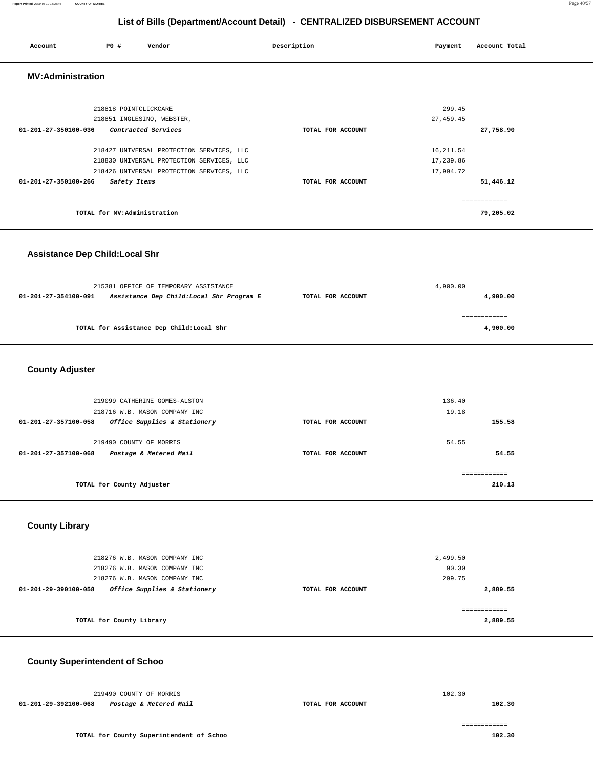## List of Bills (Department/Account Detail) - CENTRALIZED DISBURSEMENT ACCOUNT

| Account | PO # | Vendor | Description | Payment | Account Total |
|---|---|---|---|---|---|

### MV:Administration

| Account | PO # | Vendor | Description | Payment | Account Total |
|---|---|---|---|---|---|
| | 218818 | POINTCLICKCARE | | 299.45 | |
| | 218851 | INGLESINO, WEBSTER, | | 27,459.45 | |
| 01-201-27-350100-036 | | *Contracted Services* | TOTAL FOR ACCOUNT | | 27,758.90 |
| | 218427 | UNIVERSAL PROTECTION SERVICES, LLC | | 16,211.54 | |
| | 218830 | UNIVERSAL PROTECTION SERVICES, LLC | | 17,239.86 | |
| | 218426 | UNIVERSAL PROTECTION SERVICES, LLC | | 17,994.72 | |
| 01-201-27-350100-266 | | *Safety Items* | TOTAL FOR ACCOUNT | | 51,446.12 |
| | | | | | ============ |
| | | TOTAL for MV:Administration | | | 79,205.02 |

### Assistance Dep Child:Local Shr

| Account | PO # | Vendor | Description | Payment | Account Total |
|---|---|---|---|---|---|
| | 215381 | OFFICE OF TEMPORARY ASSISTANCE | | 4,900.00 | |
| 01-201-27-354100-091 | | *Assistance Dep Child:Local Shr Program E* | TOTAL FOR ACCOUNT | | 4,900.00 |
| | | | | | ============ |
| | | TOTAL for Assistance Dep Child:Local Shr | | | 4,900.00 |

### County Adjuster

| Account | PO # | Vendor | Description | Payment | Account Total |
|---|---|---|---|---|---|
| | 219099 | CATHERINE GOMES-ALSTON | | 136.40 | |
| | 218716 | W.B. MASON COMPANY INC | | 19.18 | |
| 01-201-27-357100-058 | | *Office Supplies & Stationery* | TOTAL FOR ACCOUNT | | 155.58 |
| | 219490 | COUNTY OF MORRIS | | 54.55 | |
| 01-201-27-357100-068 | | *Postage & Metered Mail* | TOTAL FOR ACCOUNT | | 54.55 |
| | | | | | ============ |
| | | TOTAL for County Adjuster | | | 210.13 |

### County Library

| Account | PO # | Vendor | Description | Payment | Account Total |
|---|---|---|---|---|---|
| | 218276 | W.B. MASON COMPANY INC | | 2,499.50 | |
| | 218276 | W.B. MASON COMPANY INC | | 90.30 | |
| | 218276 | W.B. MASON COMPANY INC | | 299.75 | |
| 01-201-29-390100-058 | | *Office Supplies & Stationery* | TOTAL FOR ACCOUNT | | 2,889.55 |
| | | | | | ============ |
| | | TOTAL for County Library | | | 2,889.55 |

### County Superintendent of Schoo

| Account | PO # | Vendor | Description | Payment | Account Total |
|---|---|---|---|---|---|
| | 219490 | COUNTY OF MORRIS | | 102.30 | |
| 01-201-29-392100-068 | | *Postage & Metered Mail* | TOTAL FOR ACCOUNT | | 102.30 |
| | | | | | ============ |
| | | TOTAL for County Superintendent of Schoo | | | 102.30 |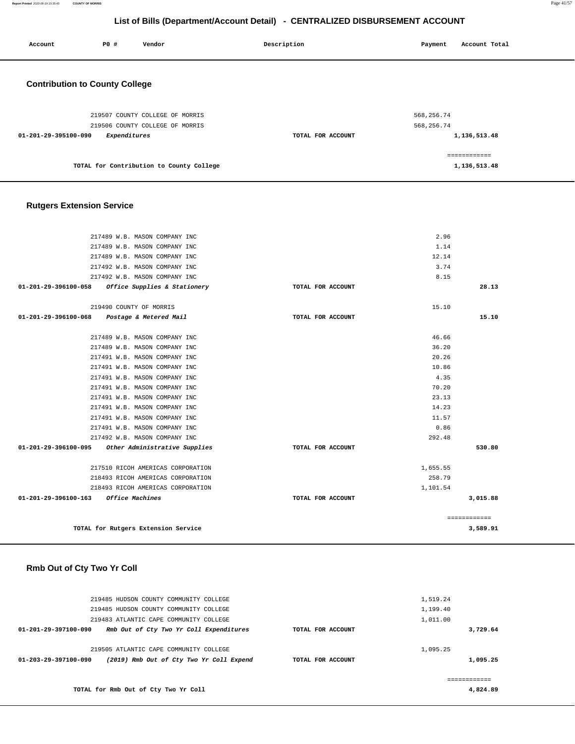## List of Bills (Department/Account Detail) - CENTRALIZED DISBURSEMENT ACCOUNT

| Account | PO # | Vendor | Description | Payment | Account Total |
|---|---|---|---|---|---|

### Contribution to County College

| Account | PO # | Vendor | Description | Payment | Account Total |
|---|---|---|---|---|---|
| | 219507 | COUNTY COLLEGE OF MORRIS | | 568,256.74 | |
| | 219506 | COUNTY COLLEGE OF MORRIS | | 568,256.74 | |
| 01-201-29-395100-090 | | *Expenditures* | TOTAL FOR ACCOUNT | | 1,136,513.48 |
| | | | | | ============ |
| | | TOTAL for Contribution to County College | | | 1,136,513.48 |

### Rutgers Extension Service

| Account | PO # | Vendor | Description | Payment | Account Total |
|---|---|---|---|---|---|
| | 217489 | W.B. MASON COMPANY INC | | 2.96 | |
| | 217489 | W.B. MASON COMPANY INC | | 1.14 | |
| | 217489 | W.B. MASON COMPANY INC | | 12.14 | |
| | 217492 | W.B. MASON COMPANY INC | | 3.74 | |
| | 217492 | W.B. MASON COMPANY INC | | 8.15 | |
| 01-201-29-396100-058 | | *Office Supplies & Stationery* | TOTAL FOR ACCOUNT | | 28.13 |
| | 219490 | COUNTY OF MORRIS | | 15.10 | |
| 01-201-29-396100-068 | | *Postage & Metered Mail* | TOTAL FOR ACCOUNT | | 15.10 |
| | 217489 | W.B. MASON COMPANY INC | | 46.66 | |
| | 217489 | W.B. MASON COMPANY INC | | 36.20 | |
| | 217491 | W.B. MASON COMPANY INC | | 20.26 | |
| | 217491 | W.B. MASON COMPANY INC | | 10.86 | |
| | 217491 | W.B. MASON COMPANY INC | | 4.35 | |
| | 217491 | W.B. MASON COMPANY INC | | 70.20 | |
| | 217491 | W.B. MASON COMPANY INC | | 23.13 | |
| | 217491 | W.B. MASON COMPANY INC | | 14.23 | |
| | 217491 | W.B. MASON COMPANY INC | | 11.57 | |
| | 217491 | W.B. MASON COMPANY INC | | 0.86 | |
| | 217492 | W.B. MASON COMPANY INC | | 292.48 | |
| 01-201-29-396100-095 | | *Other Administrative Supplies* | TOTAL FOR ACCOUNT | | 530.80 |
| | 217510 | RICOH AMERICAS CORPORATION | | 1,655.55 | |
| | 218493 | RICOH AMERICAS CORPORATION | | 258.79 | |
| | 218493 | RICOH AMERICAS CORPORATION | | 1,101.54 | |
| 01-201-29-396100-163 | | *Office Machines* | TOTAL FOR ACCOUNT | | 3,015.88 |
| | | | | | ============ |
| | | TOTAL for Rutgers Extension Service | | | 3,589.91 |

### Rmb Out of Cty Two Yr Coll

| Account | PO # | Vendor | Description | Payment | Account Total |
|---|---|---|---|---|---|
| | 219485 | HUDSON COUNTY COMMUNITY COLLEGE | | 1,519.24 | |
| | 219485 | HUDSON COUNTY COMMUNITY COLLEGE | | 1,199.40 | |
| | 219483 | ATLANTIC CAPE COMMUNITY COLLEGE | | 1,011.00 | |
| 01-201-29-397100-090 | | *Rmb Out of Cty Two Yr Coll Expenditures* | TOTAL FOR ACCOUNT | | 3,729.64 |
| | 219505 | ATLANTIC CAPE COMMUNITY COLLEGE | | 1,095.25 | |
| 01-203-29-397100-090 | | *(2019) Rmb Out of Cty Two Yr Coll Expend* | TOTAL FOR ACCOUNT | | 1,095.25 |
| | | | | | ============ |
| | | TOTAL for Rmb Out of Cty Two Yr Coll | | | 4,824.89 |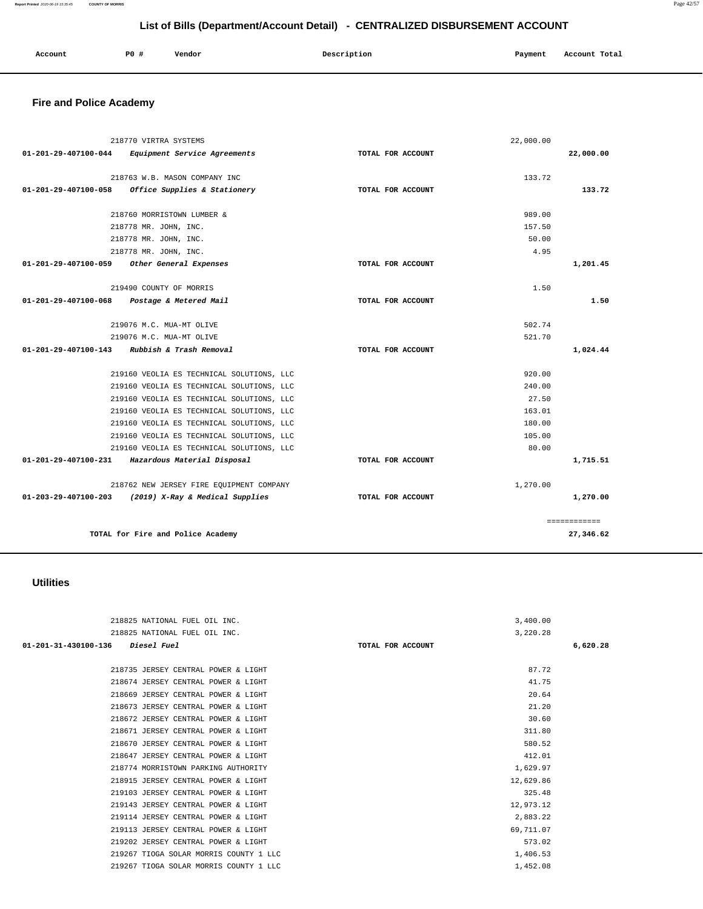# List of Bills (Department/Account Detail) - CENTRALIZED DISBURSEMENT ACCOUNT

| Account | PO # | Vendor | Description | Payment | Account Total |
|---|---|---|---|---|---|

## Fire and Police Academy

| Account | PO # | Vendor | Description | Payment | Account Total |
|---|---|---|---|---|---|
| | 218770 | VIRTRA SYSTEMS | | 22,000.00 | |
| 01-201-29-407100-044 | | *Equipment Service Agreements* | TOTAL FOR ACCOUNT | | 22,000.00 |
| | 218763 | W.B. MASON COMPANY INC | | 133.72 | |
| 01-201-29-407100-058 | | *Office Supplies & Stationery* | TOTAL FOR ACCOUNT | | 133.72 |
| | 218760 | MORRISTOWN LUMBER & | | 989.00 | |
| | 218778 | MR. JOHN, INC. | | 157.50 | |
| | 218778 | MR. JOHN, INC. | | 50.00 | |
| | 218778 | MR. JOHN, INC. | | 4.95 | |
| 01-201-29-407100-059 | | *Other General Expenses* | TOTAL FOR ACCOUNT | | 1,201.45 |
| | 219490 | COUNTY OF MORRIS | | 1.50 | |
| 01-201-29-407100-068 | | *Postage & Metered Mail* | TOTAL FOR ACCOUNT | | 1.50 |
| | 219076 | M.C. MUA-MT OLIVE | | 502.74 | |
| | 219076 | M.C. MUA-MT OLIVE | | 521.70 | |
| 01-201-29-407100-143 | | *Rubbish & Trash Removal* | TOTAL FOR ACCOUNT | | 1,024.44 |
| | 219160 | VEOLIA ES TECHNICAL SOLUTIONS, LLC | | 920.00 | |
| | 219160 | VEOLIA ES TECHNICAL SOLUTIONS, LLC | | 240.00 | |
| | 219160 | VEOLIA ES TECHNICAL SOLUTIONS, LLC | | 27.50 | |
| | 219160 | VEOLIA ES TECHNICAL SOLUTIONS, LLC | | 163.01 | |
| | 219160 | VEOLIA ES TECHNICAL SOLUTIONS, LLC | | 180.00 | |
| | 219160 | VEOLIA ES TECHNICAL SOLUTIONS, LLC | | 105.00 | |
| | 219160 | VEOLIA ES TECHNICAL SOLUTIONS, LLC | | 80.00 | |
| 01-201-29-407100-231 | | *Hazardous Material Disposal* | TOTAL FOR ACCOUNT | | 1,715.51 |
| | 218762 | NEW JERSEY FIRE EQUIPMENT COMPANY | | 1,270.00 | |
| 01-203-29-407100-203 | | *(2019) X-Ray & Medical Supplies* | TOTAL FOR ACCOUNT | | 1,270.00 |
| | | | | | ============ |
| | | **TOTAL for Fire and Police Academy** | | | 27,346.62 |

## Utilities

| Account | PO # | Vendor | Description | Payment | Account Total |
|---|---|---|---|---|---|
| | 218825 | NATIONAL FUEL OIL INC. | | 3,400.00 | |
| | 218825 | NATIONAL FUEL OIL INC. | | 3,220.28 | |
| 01-201-31-430100-136 | | *Diesel Fuel* | TOTAL FOR ACCOUNT | | 6,620.28 |
| | 218735 | JERSEY CENTRAL POWER & LIGHT | | 87.72 | |
| | 218674 | JERSEY CENTRAL POWER & LIGHT | | 41.75 | |
| | 218669 | JERSEY CENTRAL POWER & LIGHT | | 20.64 | |
| | 218673 | JERSEY CENTRAL POWER & LIGHT | | 21.20 | |
| | 218672 | JERSEY CENTRAL POWER & LIGHT | | 30.60 | |
| | 218671 | JERSEY CENTRAL POWER & LIGHT | | 311.80 | |
| | 218670 | JERSEY CENTRAL POWER & LIGHT | | 580.52 | |
| | 218647 | JERSEY CENTRAL POWER & LIGHT | | 412.01 | |
| | 218774 | MORRISTOWN PARKING AUTHORITY | | 1,629.97 | |
| | 218915 | JERSEY CENTRAL POWER & LIGHT | | 12,629.86 | |
| | 219103 | JERSEY CENTRAL POWER & LIGHT | | 325.48 | |
| | 219143 | JERSEY CENTRAL POWER & LIGHT | | 12,973.12 | |
| | 219114 | JERSEY CENTRAL POWER & LIGHT | | 2,883.22 | |
| | 219113 | JERSEY CENTRAL POWER & LIGHT | | 69,711.07 | |
| | 219202 | JERSEY CENTRAL POWER & LIGHT | | 573.02 | |
| | 219267 | TIOGA SOLAR MORRIS COUNTY 1 LLC | | 1,406.53 | |
| | 219267 | TIOGA SOLAR MORRIS COUNTY 1 LLC | | 1,452.08 | |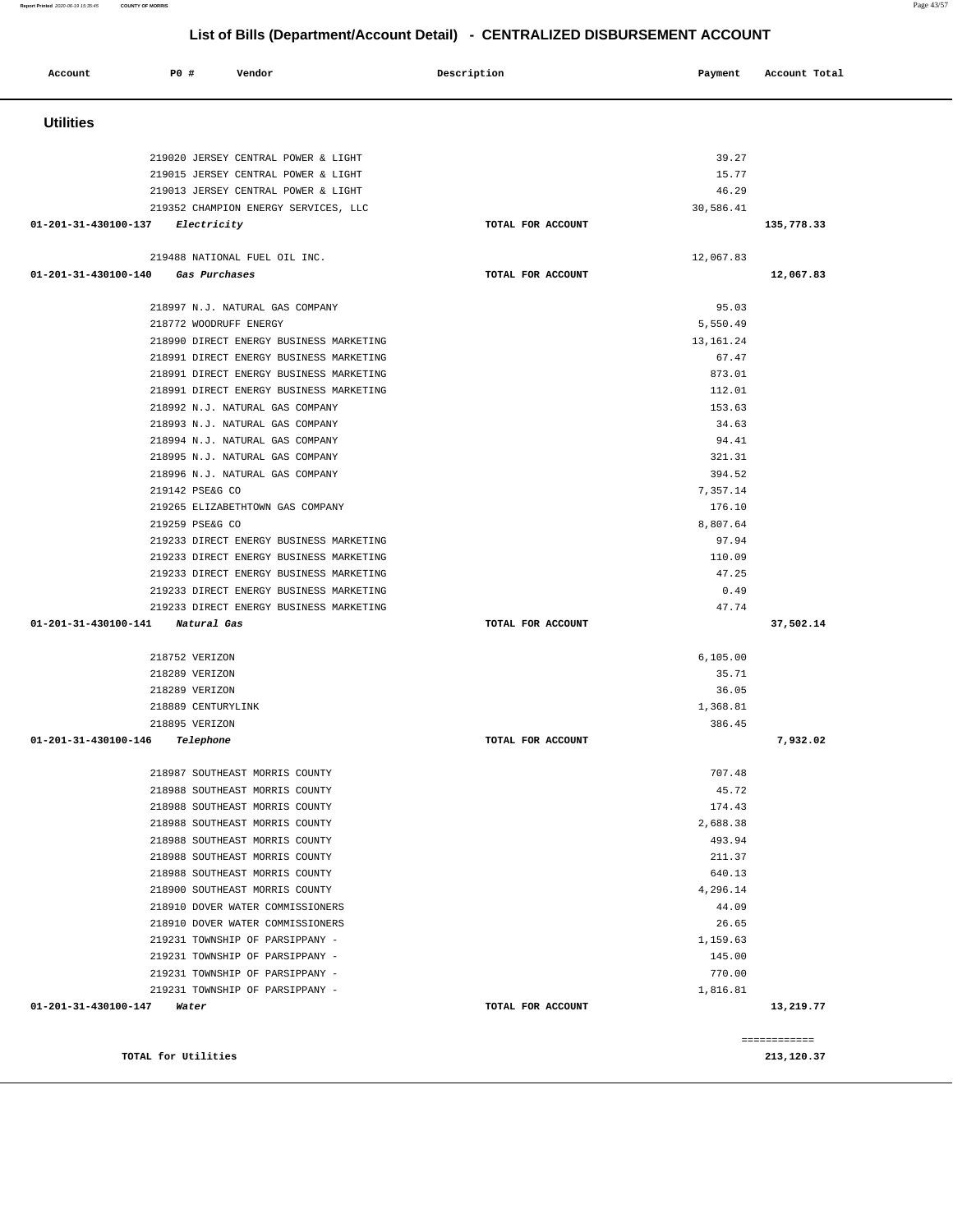## List of Bills (Department/Account Detail) - CENTRALIZED DISBURSEMENT ACCOUNT

| Account | PO # | Vendor | Description | Payment | Account Total |
|---|---|---|---|---|---|

### Utilities

| Account | PO # | Vendor | Description | Payment | Account Total |
|---|---|---|---|---|---|
| | 219020 | JERSEY CENTRAL POWER & LIGHT | | 39.27 | |
| | 219015 | JERSEY CENTRAL POWER & LIGHT | | 15.77 | |
| | 219013 | JERSEY CENTRAL POWER & LIGHT | | 46.29 | |
| | 219352 | CHAMPION ENERGY SERVICES, LLC | | 30,586.41 | |
| **01-201-31-430100-137** | | ***Electricity*** | TOTAL FOR ACCOUNT | | **135,778.33** |
| | 219488 | NATIONAL FUEL OIL INC. | | 12,067.83 | |
| **01-201-31-430100-140** | | ***Gas Purchases*** | TOTAL FOR ACCOUNT | | **12,067.83** |
| | 218997 | N.J. NATURAL GAS COMPANY | | 95.03 | |
| | 218772 | WOODRUFF ENERGY | | 5,550.49 | |
| | 218990 | DIRECT ENERGY BUSINESS MARKETING | | 13,161.24 | |
| | 218991 | DIRECT ENERGY BUSINESS MARKETING | | 67.47 | |
| | 218991 | DIRECT ENERGY BUSINESS MARKETING | | 873.01 | |
| | 218991 | DIRECT ENERGY BUSINESS MARKETING | | 112.01 | |
| | 218992 | N.J. NATURAL GAS COMPANY | | 153.63 | |
| | 218993 | N.J. NATURAL GAS COMPANY | | 34.63 | |
| | 218994 | N.J. NATURAL GAS COMPANY | | 94.41 | |
| | 218995 | N.J. NATURAL GAS COMPANY | | 321.31 | |
| | 218996 | N.J. NATURAL GAS COMPANY | | 394.52 | |
| | 219142 | PSE&G CO | | 7,357.14 | |
| | 219265 | ELIZABETHTOWN GAS COMPANY | | 176.10 | |
| | 219259 | PSE&G CO | | 8,807.64 | |
| | 219233 | DIRECT ENERGY BUSINESS MARKETING | | 97.94 | |
| | 219233 | DIRECT ENERGY BUSINESS MARKETING | | 110.09 | |
| | 219233 | DIRECT ENERGY BUSINESS MARKETING | | 47.25 | |
| | 219233 | DIRECT ENERGY BUSINESS MARKETING | | 0.49 | |
| | 219233 | DIRECT ENERGY BUSINESS MARKETING | | 47.74 | |
| **01-201-31-430100-141** | | ***Natural Gas*** | TOTAL FOR ACCOUNT | | **37,502.14** |
| | 218752 | VERIZON | | 6,105.00 | |
| | 218289 | VERIZON | | 35.71 | |
| | 218289 | VERIZON | | 36.05 | |
| | 218889 | CENTURYLINK | | 1,368.81 | |
| | 218895 | VERIZON | | 386.45 | |
| **01-201-31-430100-146** | | ***Telephone*** | TOTAL FOR ACCOUNT | | **7,932.02** |
| | 218987 | SOUTHEAST MORRIS COUNTY | | 707.48 | |
| | 218988 | SOUTHEAST MORRIS COUNTY | | 45.72 | |
| | 218988 | SOUTHEAST MORRIS COUNTY | | 174.43 | |
| | 218988 | SOUTHEAST MORRIS COUNTY | | 2,688.38 | |
| | 218988 | SOUTHEAST MORRIS COUNTY | | 493.94 | |
| | 218988 | SOUTHEAST MORRIS COUNTY | | 211.37 | |
| | 218988 | SOUTHEAST MORRIS COUNTY | | 640.13 | |
| | 218900 | SOUTHEAST MORRIS COUNTY | | 4,296.14 | |
| | 218910 | DOVER WATER COMMISSIONERS | | 44.09 | |
| | 218910 | DOVER WATER COMMISSIONERS | | 26.65 | |
| | 219231 | TOWNSHIP OF PARSIPPANY - | | 1,159.63 | |
| | 219231 | TOWNSHIP OF PARSIPPANY - | | 145.00 | |
| | 219231 | TOWNSHIP OF PARSIPPANY - | | 770.00 | |
| | 219231 | TOWNSHIP OF PARSIPPANY - | | 1,816.81 | |
| **01-201-31-430100-147** | | ***Water*** | TOTAL FOR ACCOUNT | | **13,219.77** |
| | | | | | ============ |
| **TOTAL for Utilities** | | | | | **213,120.37** |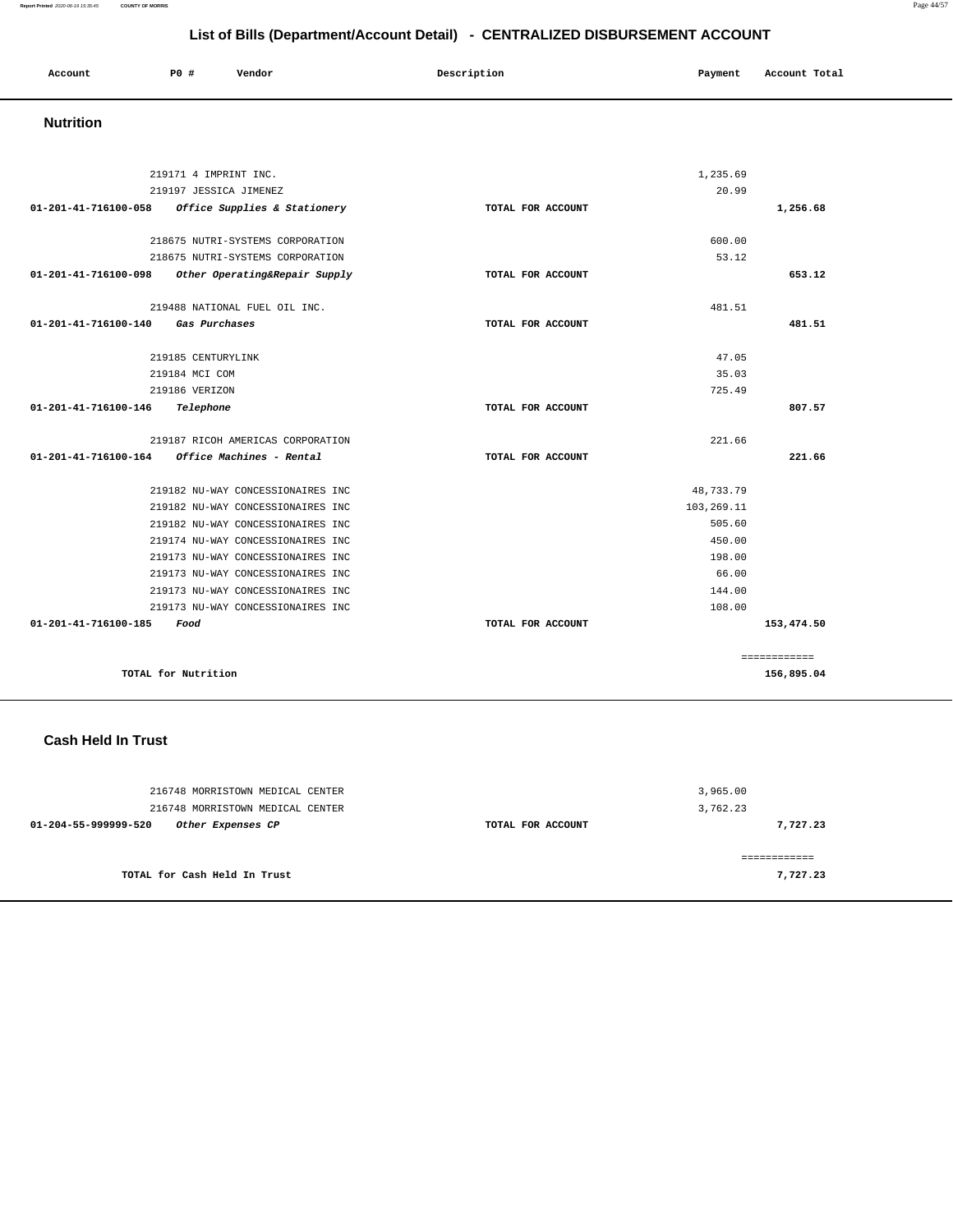## List of Bills (Department/Account Detail) - CENTRALIZED DISBURSEMENT ACCOUNT

| Account | P0 # | Vendor | Description | Payment | Account Total |
|---|---|---|---|---|---|

### Nutrition

| Account | P0 # | Vendor | Description | Payment | Account Total |
|---|---|---|---|---|---|
| | 219171 | 4 IMPRINT INC. | | 1,235.69 | |
| | 219197 | JESSICA JIMENEZ | | 20.99 | |
| 01-201-41-716100-058 | | *Office Supplies & Stationery* | TOTAL FOR ACCOUNT | | 1,256.68 |
| | 218675 | NUTRI-SYSTEMS CORPORATION | | 600.00 | |
| | 218675 | NUTRI-SYSTEMS CORPORATION | | 53.12 | |
| 01-201-41-716100-098 | | *Other Operating&Repair Supply* | TOTAL FOR ACCOUNT | | 653.12 |
| | 219488 | NATIONAL FUEL OIL INC. | | 481.51 | |
| 01-201-41-716100-140 | | *Gas Purchases* | TOTAL FOR ACCOUNT | | 481.51 |
| | 219185 | CENTURYLINK | | 47.05 | |
| | 219184 | MCI COM | | 35.03 | |
| | 219186 | VERIZON | | 725.49 | |
| 01-201-41-716100-146 | | *Telephone* | TOTAL FOR ACCOUNT | | 807.57 |
| | 219187 | RICOH AMERICAS CORPORATION | | 221.66 | |
| 01-201-41-716100-164 | | *Office Machines - Rental* | TOTAL FOR ACCOUNT | | 221.66 |
| | 219182 | NU-WAY CONCESSIONAIRES INC | | 48,733.79 | |
| | 219182 | NU-WAY CONCESSIONAIRES INC | | 103,269.11 | |
| | 219182 | NU-WAY CONCESSIONAIRES INC | | 505.60 | |
| | 219174 | NU-WAY CONCESSIONAIRES INC | | 450.00 | |
| | 219173 | NU-WAY CONCESSIONAIRES INC | | 198.00 | |
| | 219173 | NU-WAY CONCESSIONAIRES INC | | 66.00 | |
| | 219173 | NU-WAY CONCESSIONAIRES INC | | 144.00 | |
| | 219173 | NU-WAY CONCESSIONAIRES INC | | 108.00 | |
| 01-201-41-716100-185 | | *Food* | TOTAL FOR ACCOUNT | | 153,474.50 |
| | | | | | ============ |
| | TOTAL for Nutrition | | | | 156,895.04 |

### Cash Held In Trust

| Account | P0 # | Vendor | Description | Payment | Account Total |
|---|---|---|---|---|---|
| | 216748 | MORRISTOWN MEDICAL CENTER | | 3,965.00 | |
| | 216748 | MORRISTOWN MEDICAL CENTER | | 3,762.23 | |
| 01-204-55-999999-520 | | *Other Expenses CP* | TOTAL FOR ACCOUNT | | 7,727.23 |
| | | | | | ============ |
| | TOTAL for Cash Held In Trust | | | | 7,727.23 |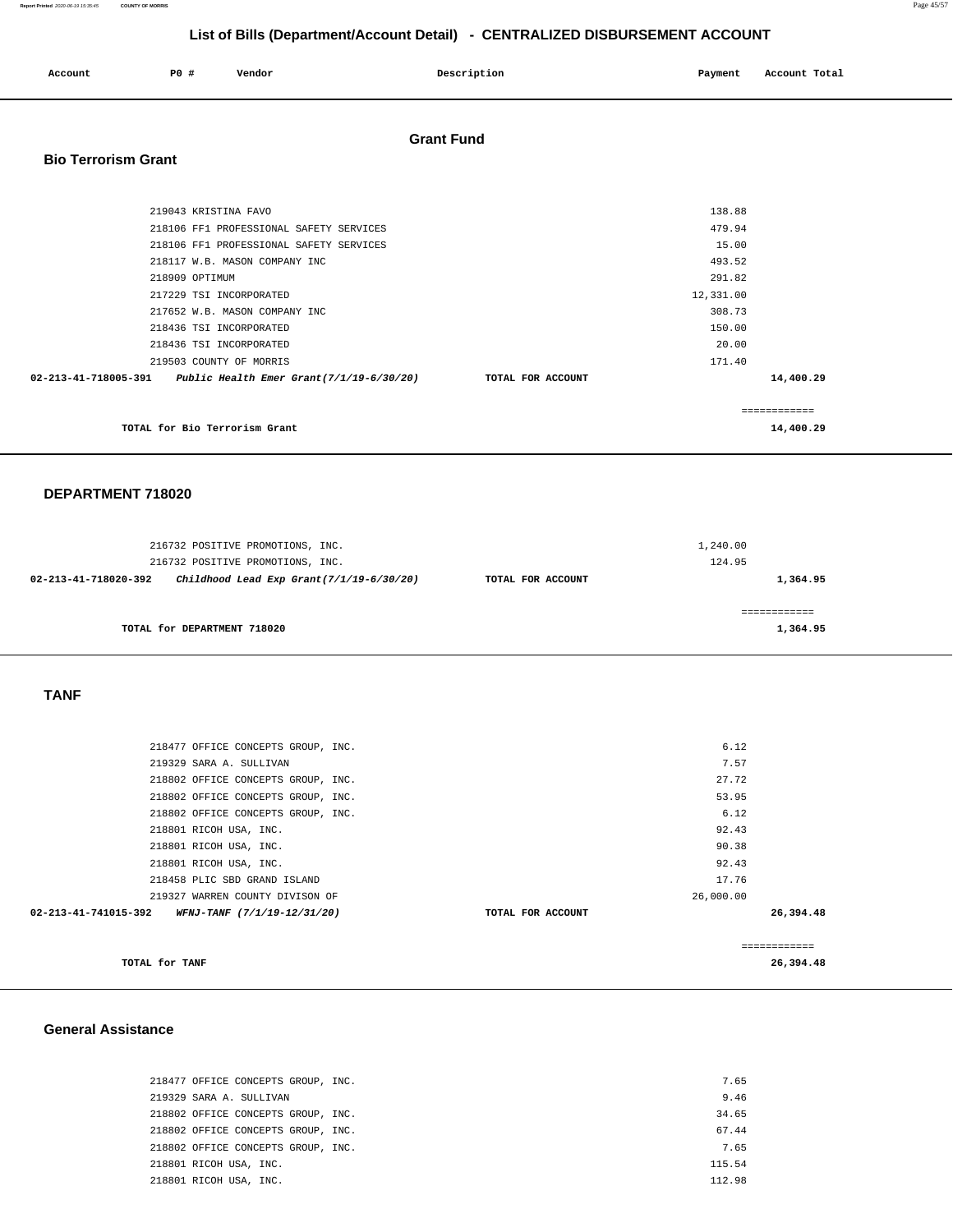# List of Bills (Department/Account Detail) - CENTRALIZED DISBURSEMENT ACCOUNT

| Account | PO # | Vendor | Description | Payment | Account Total |
|---|---|---|---|---|---|

## Grant Fund

### Bio Terrorism Grant

| Account | PO # | Vendor | Description | Payment | Account Total |
|---|---|---|---|---|---|
| | 219043 | KRISTINA FAVO | | 138.88 | |
| | 218106 | FF1 PROFESSIONAL SAFETY SERVICES | | 479.94 | |
| | 218106 | FF1 PROFESSIONAL SAFETY SERVICES | | 15.00 | |
| | 218117 | W.B. MASON COMPANY INC | | 493.52 | |
| | 218909 | OPTIMUM | | 291.82 | |
| | 217229 | TSI INCORPORATED | | 12,331.00 | |
| | 217652 | W.B. MASON COMPANY INC | | 308.73 | |
| | 218436 | TSI INCORPORATED | | 150.00 | |
| | 218436 | TSI INCORPORATED | | 20.00 | |
| | 219503 | COUNTY OF MORRIS | | 171.40 | |
| 02-213-41-718005-391 | | *Public Health Emer Grant(7/1/19-6/30/20)* | TOTAL FOR ACCOUNT | | 14,400.29 |

TOTAL for Bio Terrorism Grant — 14,400.29

### DEPARTMENT 718020

| Account | PO # | Vendor | Description | Payment | Account Total |
|---|---|---|---|---|---|
| | 216732 | POSITIVE PROMOTIONS, INC. | | 1,240.00 | |
| | 216732 | POSITIVE PROMOTIONS, INC. | | 124.95 | |
| 02-213-41-718020-392 | | *Childhood Lead Exp Grant(7/1/19-6/30/20)* | TOTAL FOR ACCOUNT | | 1,364.95 |

TOTAL for DEPARTMENT 718020 — 1,364.95

### TANF

| Account | PO # | Vendor | Description | Payment | Account Total |
|---|---|---|---|---|---|
| | 218477 | OFFICE CONCEPTS GROUP, INC. | | 6.12 | |
| | 219329 | SARA A. SULLIVAN | | 7.57 | |
| | 218802 | OFFICE CONCEPTS GROUP, INC. | | 27.72 | |
| | 218802 | OFFICE CONCEPTS GROUP, INC. | | 53.95 | |
| | 218802 | OFFICE CONCEPTS GROUP, INC. | | 6.12 | |
| | 218801 | RICOH USA, INC. | | 92.43 | |
| | 218801 | RICOH USA, INC. | | 90.38 | |
| | 218801 | RICOH USA, INC. | | 92.43 | |
| | 218458 | PLIC SBD GRAND ISLAND | | 17.76 | |
| | 219327 | WARREN COUNTY DIVISON OF | | 26,000.00 | |
| 02-213-41-741015-392 | | *WFNJ-TANF (7/1/19-12/31/20)* | TOTAL FOR ACCOUNT | | 26,394.48 |

TOTAL for TANF — 26,394.48

### General Assistance

| Account | PO # | Vendor | Description | Payment | Account Total |
|---|---|---|---|---|---|
| | 218477 | OFFICE CONCEPTS GROUP, INC. | | 7.65 | |
| | 219329 | SARA A. SULLIVAN | | 9.46 | |
| | 218802 | OFFICE CONCEPTS GROUP, INC. | | 34.65 | |
| | 218802 | OFFICE CONCEPTS GROUP, INC. | | 67.44 | |
| | 218802 | OFFICE CONCEPTS GROUP, INC. | | 7.65 | |
| | 218801 | RICOH USA, INC. | | 115.54 | |
| | 218801 | RICOH USA, INC. | | 112.98 | |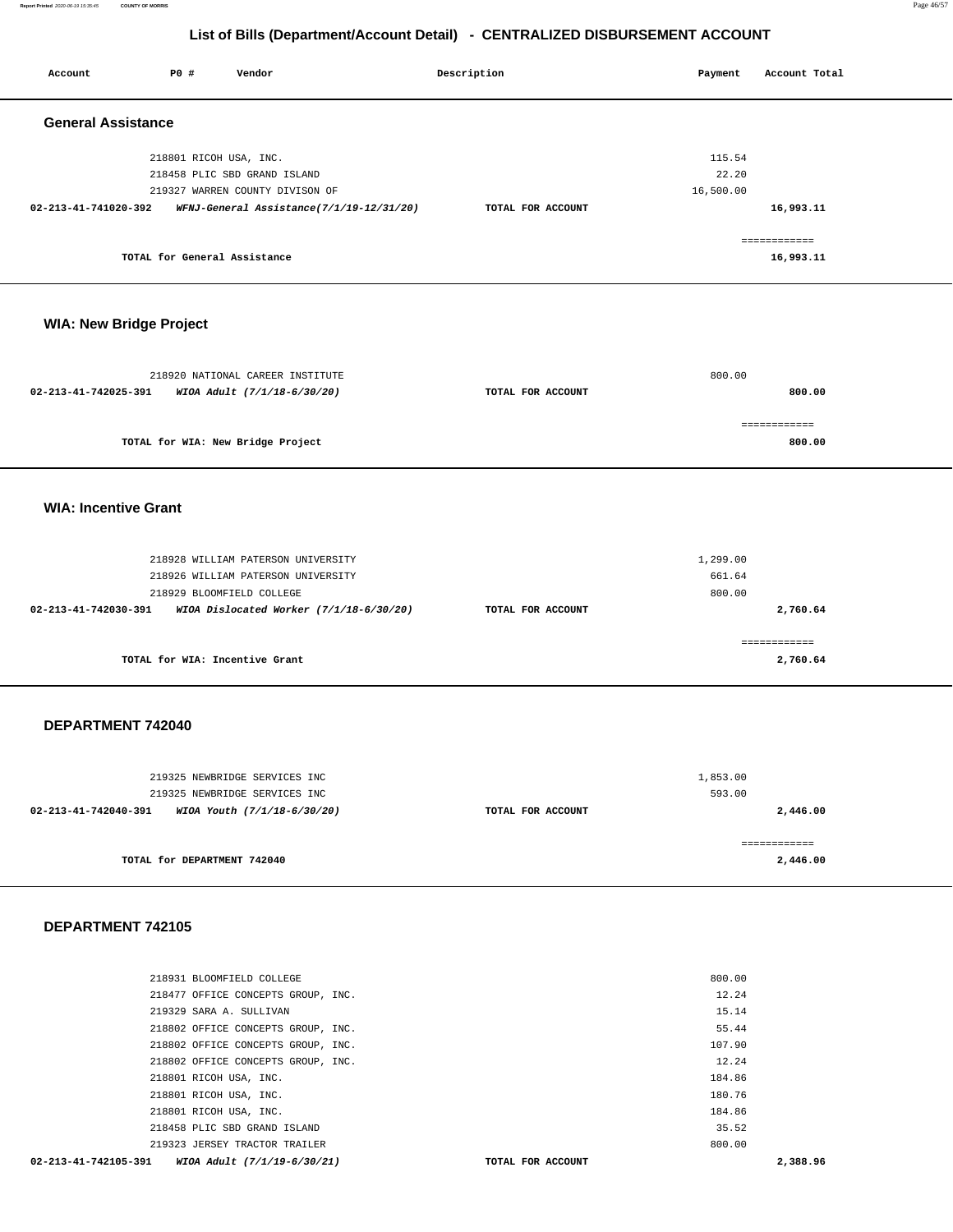## List of Bills (Department/Account Detail) - CENTRALIZED DISBURSEMENT ACCOUNT

| Account | PO # | Vendor | Description | Payment | Account Total |
|---|---|---|---|---|---|

### General Assistance

| Account | PO # | Vendor | Description | Payment | Account Total |
|---|---|---|---|---|---|
| | 218801 | RICOH USA, INC. | | 115.54 | |
| | 218458 | PLIC SBD GRAND ISLAND | | 22.20 | |
| | 219327 | WARREN COUNTY DIVISON OF | | 16,500.00 | |
| **02-213-41-741020-392** | | ***WFNJ-General Assistance(7/1/19-12/31/20)*** | **TOTAL FOR ACCOUNT** | | **16,993.11** |
| | | **TOTAL for General Assistance** | | | ============ **16,993.11** |

### WIA: New Bridge Project

| Account | PO # | Vendor | Description | Payment | Account Total |
|---|---|---|---|---|---|
| | 218920 | NATIONAL CAREER INSTITUTE | | 800.00 | |
| **02-213-41-742025-391** | | ***WIOA Adult (7/1/18-6/30/20)*** | **TOTAL FOR ACCOUNT** | | **800.00** |
| | | **TOTAL for WIA: New Bridge Project** | | | ============ **800.00** |

### WIA: Incentive Grant

| Account | PO # | Vendor | Description | Payment | Account Total |
|---|---|---|---|---|---|
| | 218928 | WILLIAM PATERSON UNIVERSITY | | 1,299.00 | |
| | 218926 | WILLIAM PATERSON UNIVERSITY | | 661.64 | |
| | 218929 | BLOOMFIELD COLLEGE | | 800.00 | |
| **02-213-41-742030-391** | | ***WIOA Dislocated Worker (7/1/18-6/30/20)*** | **TOTAL FOR ACCOUNT** | | **2,760.64** |
| | | **TOTAL for WIA: Incentive Grant** | | | ============ **2,760.64** |

### DEPARTMENT 742040

| Account | PO # | Vendor | Description | Payment | Account Total |
|---|---|---|---|---|---|
| | 219325 | NEWBRIDGE SERVICES INC | | 1,853.00 | |
| | 219325 | NEWBRIDGE SERVICES INC | | 593.00 | |
| **02-213-41-742040-391** | | ***WIOA Youth (7/1/18-6/30/20)*** | **TOTAL FOR ACCOUNT** | | **2,446.00** |
| | | **TOTAL for DEPARTMENT 742040** | | | ============ **2,446.00** |

### DEPARTMENT 742105

| Account | PO # | Vendor | Description | Payment | Account Total |
|---|---|---|---|---|---|
| | 218931 | BLOOMFIELD COLLEGE | | 800.00 | |
| | 218477 | OFFICE CONCEPTS GROUP, INC. | | 12.24 | |
| | 219329 | SARA A. SULLIVAN | | 15.14 | |
| | 218802 | OFFICE CONCEPTS GROUP, INC. | | 55.44 | |
| | 218802 | OFFICE CONCEPTS GROUP, INC. | | 107.90 | |
| | 218802 | OFFICE CONCEPTS GROUP, INC. | | 12.24 | |
| | 218801 | RICOH USA, INC. | | 184.86 | |
| | 218801 | RICOH USA, INC. | | 180.76 | |
| | 218801 | RICOH USA, INC. | | 184.86 | |
| | 218458 | PLIC SBD GRAND ISLAND | | 35.52 | |
| | 219323 | JERSEY TRACTOR TRAILER | | 800.00 | |
| **02-213-41-742105-391** | | ***WIOA Adult (7/1/19-6/30/21)*** | **TOTAL FOR ACCOUNT** | | **2,388.96** |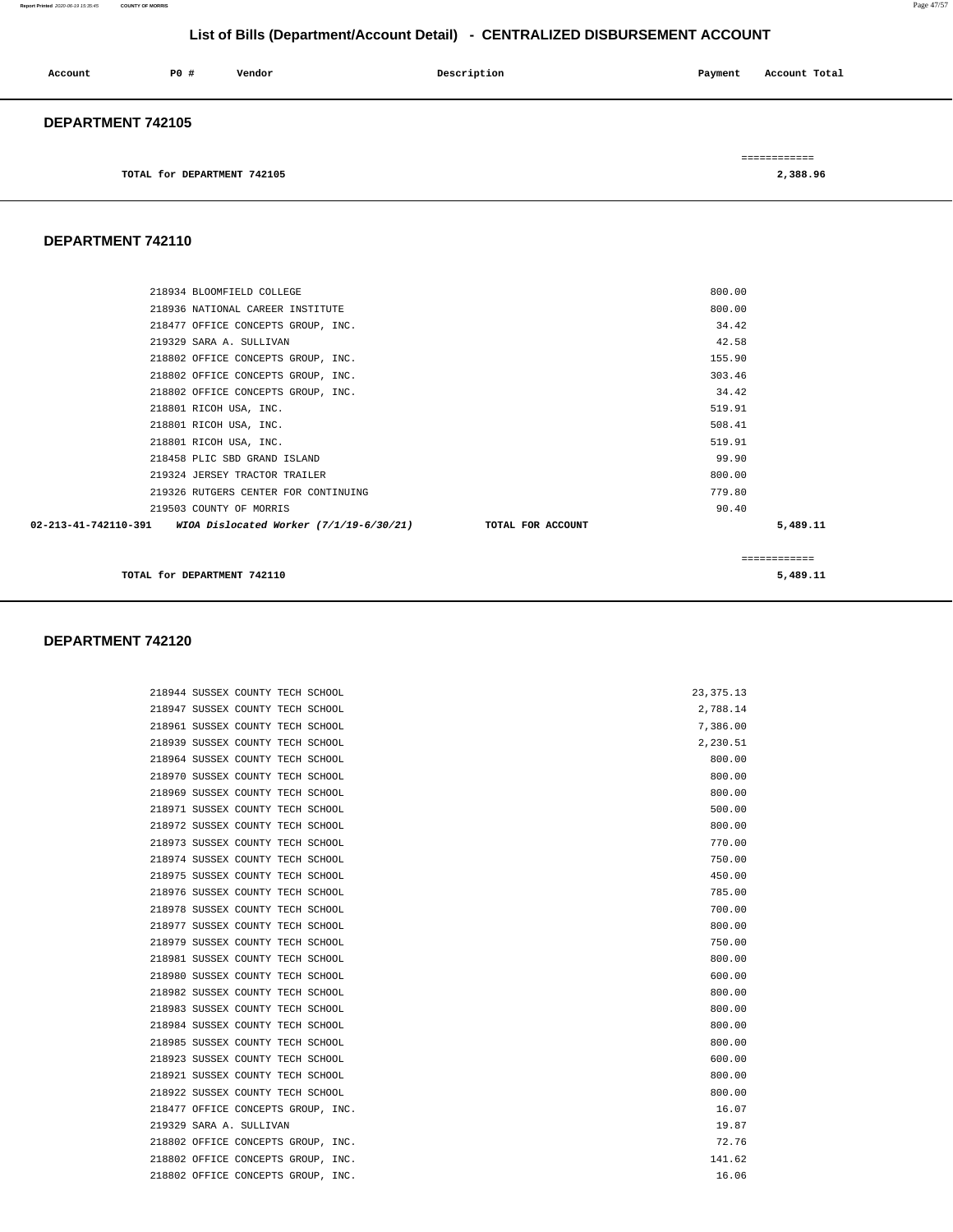## List of Bills (Department/Account Detail) - CENTRALIZED DISBURSEMENT ACCOUNT

| Account | PO # | Vendor | Description | Payment | Account Total |
|---|---|---|---|---|---|

### DEPARTMENT 742105

| | | | | | |
|---|---|---|---|---|---|
| TOTAL for DEPARTMENT 742105 | | | | | 2,388.96 |

### DEPARTMENT 742110

| Account | PO # | Vendor | Description | Payment | Account Total |
|---|---|---|---|---|---|
| | 218934 | BLOOMFIELD COLLEGE | | 800.00 | |
| | 218936 | NATIONAL CAREER INSTITUTE | | 800.00 | |
| | 218477 | OFFICE CONCEPTS GROUP, INC. | | 34.42 | |
| | 219329 | SARA A. SULLIVAN | | 42.58 | |
| | 218802 | OFFICE CONCEPTS GROUP, INC. | | 155.90 | |
| | 218802 | OFFICE CONCEPTS GROUP, INC. | | 303.46 | |
| | 218802 | OFFICE CONCEPTS GROUP, INC. | | 34.42 | |
| | 218801 | RICOH USA, INC. | | 519.91 | |
| | 218801 | RICOH USA, INC. | | 508.41 | |
| | 218801 | RICOH USA, INC. | | 519.91 | |
| | 218458 | PLIC SBD GRAND ISLAND | | 99.90 | |
| | 219324 | JERSEY TRACTOR TRAILER | | 800.00 | |
| | 219326 | RUTGERS CENTER FOR CONTINUING | | 779.80 | |
| | 219503 | COUNTY OF MORRIS | | 90.40 | |
| **02-213-41-742110-391** | | ***WIOA Dislocated Worker (7/1/19-6/30/21)*** | **TOTAL FOR ACCOUNT** | | **5,489.11** |
| TOTAL for DEPARTMENT 742110 | | | | | 5,489.11 |

### DEPARTMENT 742120

| Account | PO # | Vendor | Description | Payment | Account Total |
|---|---|---|---|---|---|
| | 218944 | SUSSEX COUNTY TECH SCHOOL | | 23,375.13 | |
| | 218947 | SUSSEX COUNTY TECH SCHOOL | | 2,788.14 | |
| | 218961 | SUSSEX COUNTY TECH SCHOOL | | 7,386.00 | |
| | 218939 | SUSSEX COUNTY TECH SCHOOL | | 2,230.51 | |
| | 218964 | SUSSEX COUNTY TECH SCHOOL | | 800.00 | |
| | 218970 | SUSSEX COUNTY TECH SCHOOL | | 800.00 | |
| | 218969 | SUSSEX COUNTY TECH SCHOOL | | 800.00 | |
| | 218971 | SUSSEX COUNTY TECH SCHOOL | | 500.00 | |
| | 218972 | SUSSEX COUNTY TECH SCHOOL | | 800.00 | |
| | 218973 | SUSSEX COUNTY TECH SCHOOL | | 770.00 | |
| | 218974 | SUSSEX COUNTY TECH SCHOOL | | 750.00 | |
| | 218975 | SUSSEX COUNTY TECH SCHOOL | | 450.00 | |
| | 218976 | SUSSEX COUNTY TECH SCHOOL | | 785.00 | |
| | 218978 | SUSSEX COUNTY TECH SCHOOL | | 700.00 | |
| | 218977 | SUSSEX COUNTY TECH SCHOOL | | 800.00 | |
| | 218979 | SUSSEX COUNTY TECH SCHOOL | | 750.00 | |
| | 218981 | SUSSEX COUNTY TECH SCHOOL | | 800.00 | |
| | 218980 | SUSSEX COUNTY TECH SCHOOL | | 600.00 | |
| | 218982 | SUSSEX COUNTY TECH SCHOOL | | 800.00 | |
| | 218983 | SUSSEX COUNTY TECH SCHOOL | | 800.00 | |
| | 218984 | SUSSEX COUNTY TECH SCHOOL | | 800.00 | |
| | 218985 | SUSSEX COUNTY TECH SCHOOL | | 800.00 | |
| | 218923 | SUSSEX COUNTY TECH SCHOOL | | 600.00 | |
| | 218921 | SUSSEX COUNTY TECH SCHOOL | | 800.00 | |
| | 218922 | SUSSEX COUNTY TECH SCHOOL | | 800.00 | |
| | 218477 | OFFICE CONCEPTS GROUP, INC. | | 16.07 | |
| | 219329 | SARA A. SULLIVAN | | 19.87 | |
| | 218802 | OFFICE CONCEPTS GROUP, INC. | | 72.76 | |
| | 218802 | OFFICE CONCEPTS GROUP, INC. | | 141.62 | |
| | 218802 | OFFICE CONCEPTS GROUP, INC. | | 16.06 | |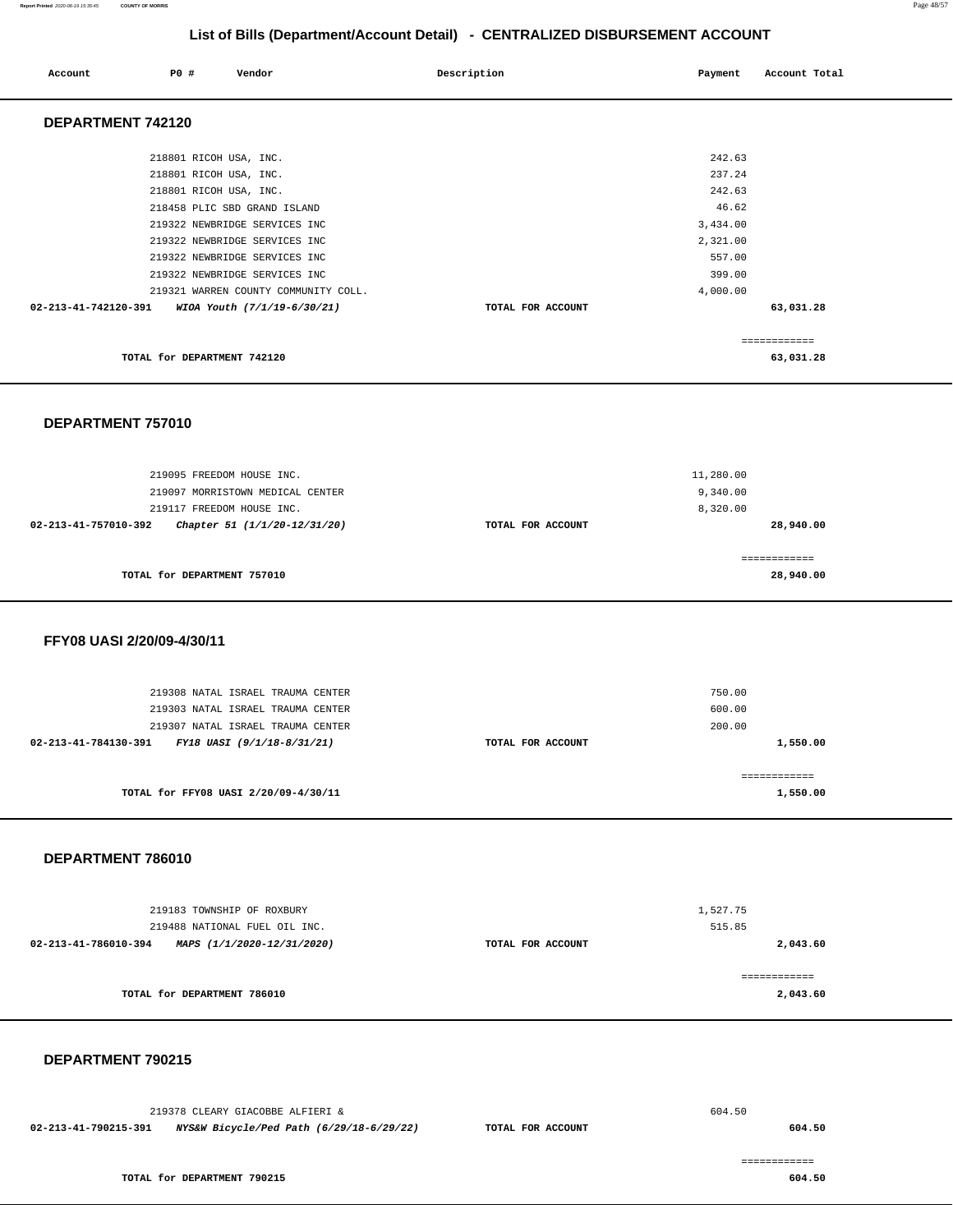## List of Bills (Department/Account Detail) - CENTRALIZED DISBURSEMENT ACCOUNT

| Account | PO # | Vendor | Description | Payment | Account Total |
|---|---|---|---|---|---|

### DEPARTMENT 742120

| Account | PO # | Vendor | Description | Payment | Account Total |
|---|---|---|---|---|---|
| | 218801 | RICOH USA, INC. | | 242.63 | |
| | 218801 | RICOH USA, INC. | | 237.24 | |
| | 218801 | RICOH USA, INC. | | 242.63 | |
| | 218458 | PLIC SBD GRAND ISLAND | | 46.62 | |
| | 219322 | NEWBRIDGE SERVICES INC | | 3,434.00 | |
| | 219322 | NEWBRIDGE SERVICES INC | | 2,321.00 | |
| | 219322 | NEWBRIDGE SERVICES INC | | 557.00 | |
| | 219322 | NEWBRIDGE SERVICES INC | | 399.00 | |
| | 219321 | WARREN COUNTY COMMUNITY COLL. | | 4,000.00 | |
| 02-213-41-742120-391 | | *WIOA Youth (7/1/19-6/30/21)* | TOTAL FOR ACCOUNT | | 63,031.28 |

**TOTAL for DEPARTMENT 742120** ============ **63,031.28**

### DEPARTMENT 757010

| Account | PO # | Vendor | Description | Payment | Account Total |
|---|---|---|---|---|---|
| | 219095 | FREEDOM HOUSE INC. | | 11,280.00 | |
| | 219097 | MORRISTOWN MEDICAL CENTER | | 9,340.00 | |
| | 219117 | FREEDOM HOUSE INC. | | 8,320.00 | |
| 02-213-41-757010-392 | | *Chapter 51 (1/1/20-12/31/20)* | TOTAL FOR ACCOUNT | | 28,940.00 |

**TOTAL for DEPARTMENT 757010** ============ **28,940.00**

### FFY08 UASI 2/20/09-4/30/11

| Account | PO # | Vendor | Description | Payment | Account Total |
|---|---|---|---|---|---|
| | 219308 | NATAL ISRAEL TRAUMA CENTER | | 750.00 | |
| | 219303 | NATAL ISRAEL TRAUMA CENTER | | 600.00 | |
| | 219307 | NATAL ISRAEL TRAUMA CENTER | | 200.00 | |
| 02-213-41-784130-391 | | *FY18 UASI (9/1/18-8/31/21)* | TOTAL FOR ACCOUNT | | 1,550.00 |

**TOTAL for FFY08 UASI 2/20/09-4/30/11** ============ **1,550.00**

### DEPARTMENT 786010

| Account | PO # | Vendor | Description | Payment | Account Total |
|---|---|---|---|---|---|
| | 219183 | TOWNSHIP OF ROXBURY | | 1,527.75 | |
| | 219488 | NATIONAL FUEL OIL INC. | | 515.85 | |
| 02-213-41-786010-394 | | *MAPS (1/1/2020-12/31/2020)* | TOTAL FOR ACCOUNT | | 2,043.60 |

**TOTAL for DEPARTMENT 786010** ============ **2,043.60**

### DEPARTMENT 790215

| Account | PO # | Vendor | Description | Payment | Account Total |
|---|---|---|---|---|---|
| | 219378 | CLEARY GIACOBBE ALFIERI & | | 604.50 | |
| 02-213-41-790215-391 | | *NYS&W Bicycle/Ped Path (6/29/18-6/29/22)* | TOTAL FOR ACCOUNT | | 604.50 |

**TOTAL for DEPARTMENT 790215** ============ **604.50**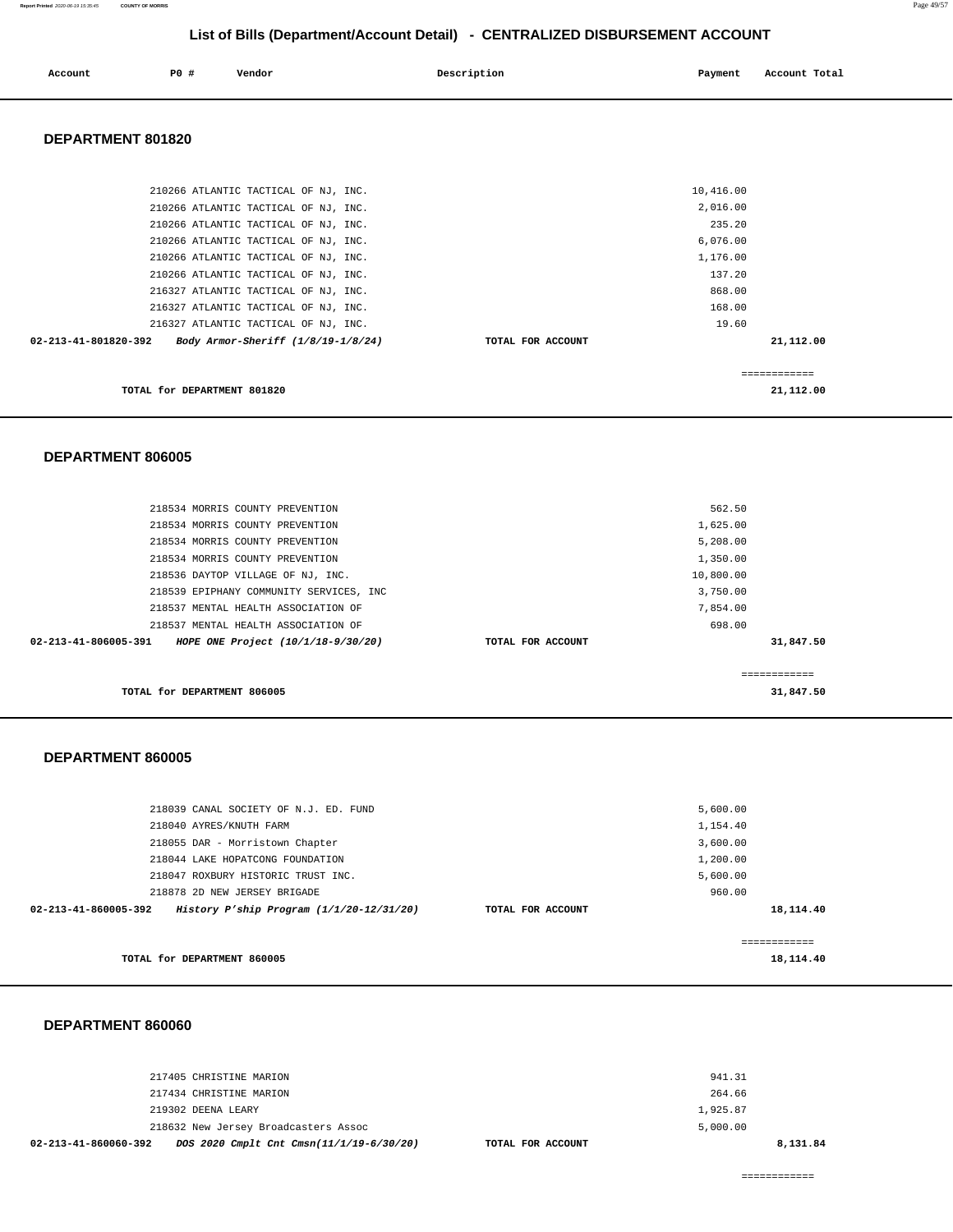## List of Bills (Department/Account Detail) - CENTRALIZED DISBURSEMENT ACCOUNT

| Account | PO # | Vendor | Description | Payment | Account Total |
|---|---|---|---|---|---|

### DEPARTMENT 801820

| Account | PO # | Vendor | Description | Payment | Account Total |
|---|---|---|---|---|---|
| | 210266 | ATLANTIC TACTICAL OF NJ, INC. | | 10,416.00 | |
| | 210266 | ATLANTIC TACTICAL OF NJ, INC. | | 2,016.00 | |
| | 210266 | ATLANTIC TACTICAL OF NJ, INC. | | 235.20 | |
| | 210266 | ATLANTIC TACTICAL OF NJ, INC. | | 6,076.00 | |
| | 210266 | ATLANTIC TACTICAL OF NJ, INC. | | 1,176.00 | |
| | 210266 | ATLANTIC TACTICAL OF NJ, INC. | | 137.20 | |
| | 216327 | ATLANTIC TACTICAL OF NJ, INC. | | 868.00 | |
| | 216327 | ATLANTIC TACTICAL OF NJ, INC. | | 168.00 | |
| | 216327 | ATLANTIC TACTICAL OF NJ, INC. | | 19.60 | |
| **02-213-41-801820-392** | | ***Body Armor-Sheriff (1/8/19-1/8/24)*** | **TOTAL FOR ACCOUNT** | | **21,112.00** |

============

**TOTAL for DEPARTMENT 801820** **21,112.00**

### DEPARTMENT 806005

| Account | PO # | Vendor | Description | Payment | Account Total |
|---|---|---|---|---|---|
| | 218534 | MORRIS COUNTY PREVENTION | | 562.50 | |
| | 218534 | MORRIS COUNTY PREVENTION | | 1,625.00 | |
| | 218534 | MORRIS COUNTY PREVENTION | | 5,208.00 | |
| | 218534 | MORRIS COUNTY PREVENTION | | 1,350.00 | |
| | 218536 | DAYTOP VILLAGE OF NJ, INC. | | 10,800.00 | |
| | 218539 | EPIPHANY COMMUNITY SERVICES, INC | | 3,750.00 | |
| | 218537 | MENTAL HEALTH ASSOCIATION OF | | 7,854.00 | |
| | 218537 | MENTAL HEALTH ASSOCIATION OF | | 698.00 | |
| **02-213-41-806005-391** | | ***HOPE ONE Project (10/1/18-9/30/20)*** | **TOTAL FOR ACCOUNT** | | **31,847.50** |

============

**TOTAL for DEPARTMENT 806005** **31,847.50**

### DEPARTMENT 860005

| Account | PO # | Vendor | Description | Payment | Account Total |
|---|---|---|---|---|---|
| | 218039 | CANAL SOCIETY OF N.J. ED. FUND | | 5,600.00 | |
| | 218040 | AYRES/KNUTH FARM | | 1,154.40 | |
| | 218055 | DAR - Morristown Chapter | | 3,600.00 | |
| | 218044 | LAKE HOPATCONG FOUNDATION | | 1,200.00 | |
| | 218047 | ROXBURY HISTORIC TRUST INC. | | 5,600.00 | |
| | 218878 | 2D NEW JERSEY BRIGADE | | 960.00 | |
| **02-213-41-860005-392** | | ***History P'ship Program (1/1/20-12/31/20)*** | **TOTAL FOR ACCOUNT** | | **18,114.40** |

============

**TOTAL for DEPARTMENT 860005** **18,114.40**

### DEPARTMENT 860060

| Account | PO # | Vendor | Description | Payment | Account Total |
|---|---|---|---|---|---|
| | 217405 | CHRISTINE MARION | | 941.31 | |
| | 217434 | CHRISTINE MARION | | 264.66 | |
| | 219302 | DEENA LEARY | | 1,925.87 | |
| | 218632 | New Jersey Broadcasters Assoc | | 5,000.00 | |
| **02-213-41-860060-392** | | ***DOS 2020 Cmplt Cnt Cmsn(11/1/19-6/30/20)*** | **TOTAL FOR ACCOUNT** | | **8,131.84** |

============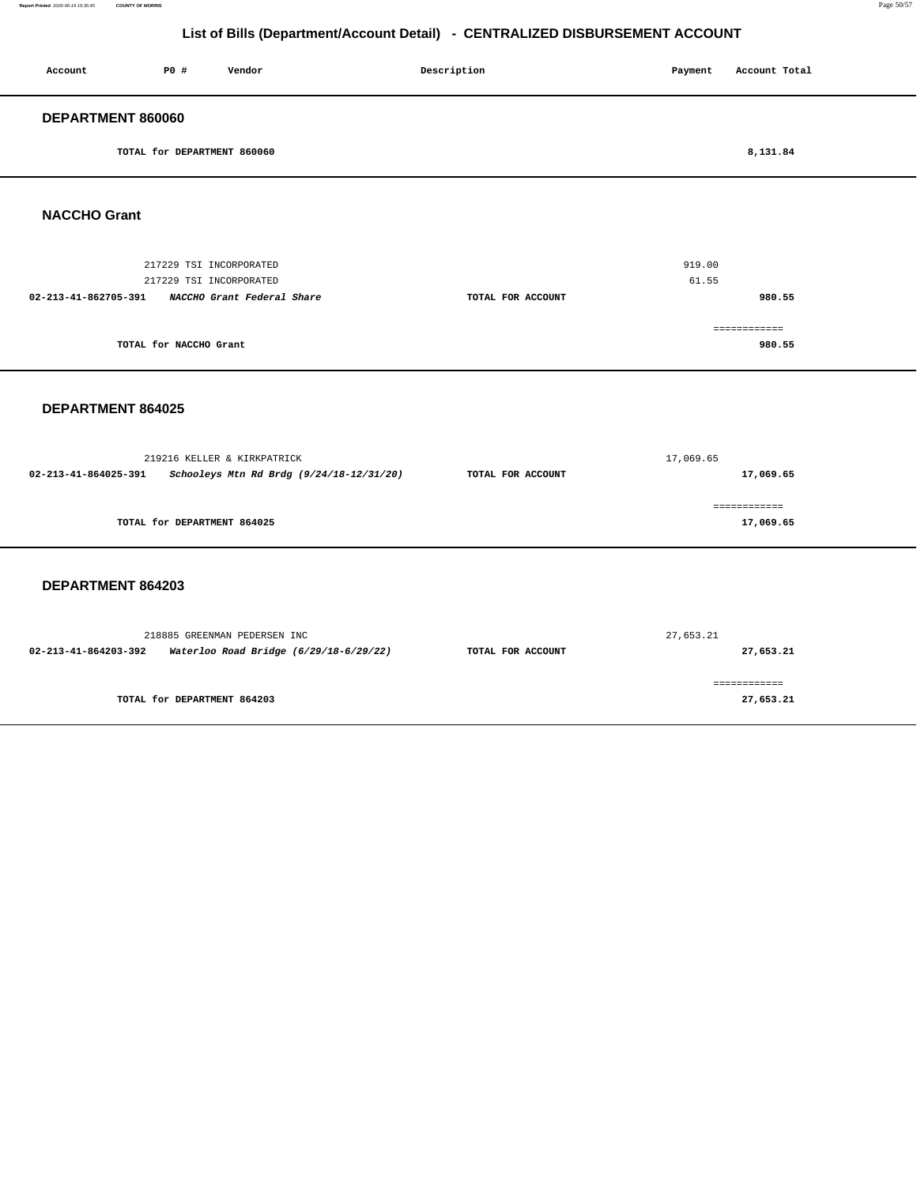# List of Bills (Department/Account Detail) - CENTRALIZED DISBURSEMENT ACCOUNT

| Account | PO # | Vendor | Description | Payment | Account Total |
|---|---|---|---|---|---|

## DEPARTMENT 860060

| | | | |
|---|---|---|---|
| TOTAL for DEPARTMENT 860060 | | | 8,131.84 |

## NACCHO Grant

| Account | PO # / Vendor | Description | Payment | Account Total |
|---|---|---|---|---|
| | 217229 TSI INCORPORATED | | 919.00 | |
| | 217229 TSI INCORPORATED | | 61.55 | |
| **02-213-41-862705-391** | ***NACCHO Grant Federal Share*** | **TOTAL FOR ACCOUNT** | | **980.55** |
| | | | | ============ |
| | **TOTAL for NACCHO Grant** | | | **980.55** |

## DEPARTMENT 864025

| Account | PO # / Vendor | Description | Payment | Account Total |
|---|---|---|---|---|
| | 219216 KELLER & KIRKPATRICK | | 17,069.65 | |
| **02-213-41-864025-391** | ***Schooleys Mtn Rd Brdg (9/24/18-12/31/20)*** | **TOTAL FOR ACCOUNT** | | **17,069.65** |
| | | | | ============ |
| | **TOTAL for DEPARTMENT 864025** | | | **17,069.65** |

## DEPARTMENT 864203

| Account | PO # / Vendor | Description | Payment | Account Total |
|---|---|---|---|---|
| | 218885 GREENMAN PEDERSEN INC | | 27,653.21 | |
| **02-213-41-864203-392** | ***Waterloo Road Bridge (6/29/18-6/29/22)*** | **TOTAL FOR ACCOUNT** | | **27,653.21** |
| | | | | ============ |
| | **TOTAL for DEPARTMENT 864203** | | | **27,653.21** |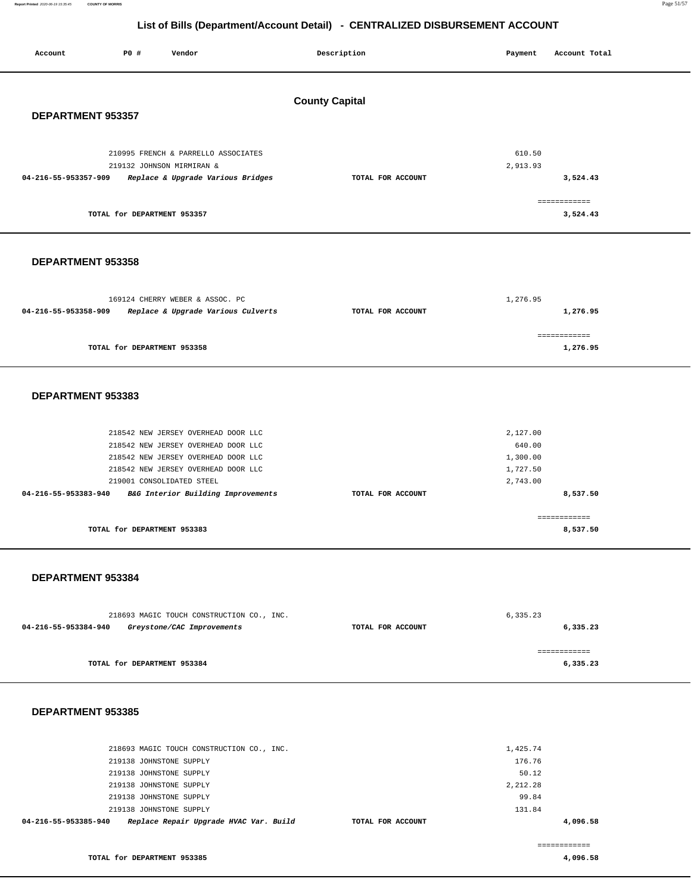# List of Bills (Department/Account Detail) - CENTRALIZED DISBURSEMENT ACCOUNT

| Account | PO # | Vendor | Description | Payment | Account Total |
|---|---|---|---|---|---|

## County Capital

### DEPARTMENT 953357

| Account | PO # | Vendor | Description | Payment | Account Total |
|---|---|---|---|---|---|
| | 210995 | FRENCH & PARRELLO ASSOCIATES | | 610.50 | |
| | 219132 | JOHNSON MIRMIRAN & | | 2,913.93 | |
| 04-216-55-953357-909 | | *Replace & Upgrade Various Bridges* | TOTAL FOR ACCOUNT | | 3,524.43 |
| | | | | | ============ |
| | | TOTAL for DEPARTMENT 953357 | | | 3,524.43 |

### DEPARTMENT 953358

| Account | PO # | Vendor | Description | Payment | Account Total |
|---|---|---|---|---|---|
| | 169124 | CHERRY WEBER & ASSOC. PC | | 1,276.95 | |
| 04-216-55-953358-909 | | *Replace & Upgrade Various Culverts* | TOTAL FOR ACCOUNT | | 1,276.95 |
| | | | | | ============ |
| | | TOTAL for DEPARTMENT 953358 | | | 1,276.95 |

### DEPARTMENT 953383

| Account | PO # | Vendor | Description | Payment | Account Total |
|---|---|---|---|---|---|
| | 218542 | NEW JERSEY OVERHEAD DOOR LLC | | 2,127.00 | |
| | 218542 | NEW JERSEY OVERHEAD DOOR LLC | | 640.00 | |
| | 218542 | NEW JERSEY OVERHEAD DOOR LLC | | 1,300.00 | |
| | 218542 | NEW JERSEY OVERHEAD DOOR LLC | | 1,727.50 | |
| | 219001 | CONSOLIDATED STEEL | | 2,743.00 | |
| 04-216-55-953383-940 | | *B&G Interior Building Improvements* | TOTAL FOR ACCOUNT | | 8,537.50 |
| | | | | | ============ |
| | | TOTAL for DEPARTMENT 953383 | | | 8,537.50 |

### DEPARTMENT 953384

| Account | PO # | Vendor | Description | Payment | Account Total |
|---|---|---|---|---|---|
| | 218693 | MAGIC TOUCH CONSTRUCTION CO., INC. | | 6,335.23 | |
| 04-216-55-953384-940 | | *Greystone/CAC Improvements* | TOTAL FOR ACCOUNT | | 6,335.23 |
| | | | | | ============ |
| | | TOTAL for DEPARTMENT 953384 | | | 6,335.23 |

### DEPARTMENT 953385

| Account | PO # | Vendor | Description | Payment | Account Total |
|---|---|---|---|---|---|
| | 218693 | MAGIC TOUCH CONSTRUCTION CO., INC. | | 1,425.74 | |
| | 219138 | JOHNSTONE SUPPLY | | 176.76 | |
| | 219138 | JOHNSTONE SUPPLY | | 50.12 | |
| | 219138 | JOHNSTONE SUPPLY | | 2,212.28 | |
| | 219138 | JOHNSTONE SUPPLY | | 99.84 | |
| | 219138 | JOHNSTONE SUPPLY | | 131.84 | |
| 04-216-55-953385-940 | | *Replace Repair Upgrade HVAC Var. Build* | TOTAL FOR ACCOUNT | | 4,096.58 |
| | | | | | ============ |
| | | TOTAL for DEPARTMENT 953385 | | | 4,096.58 |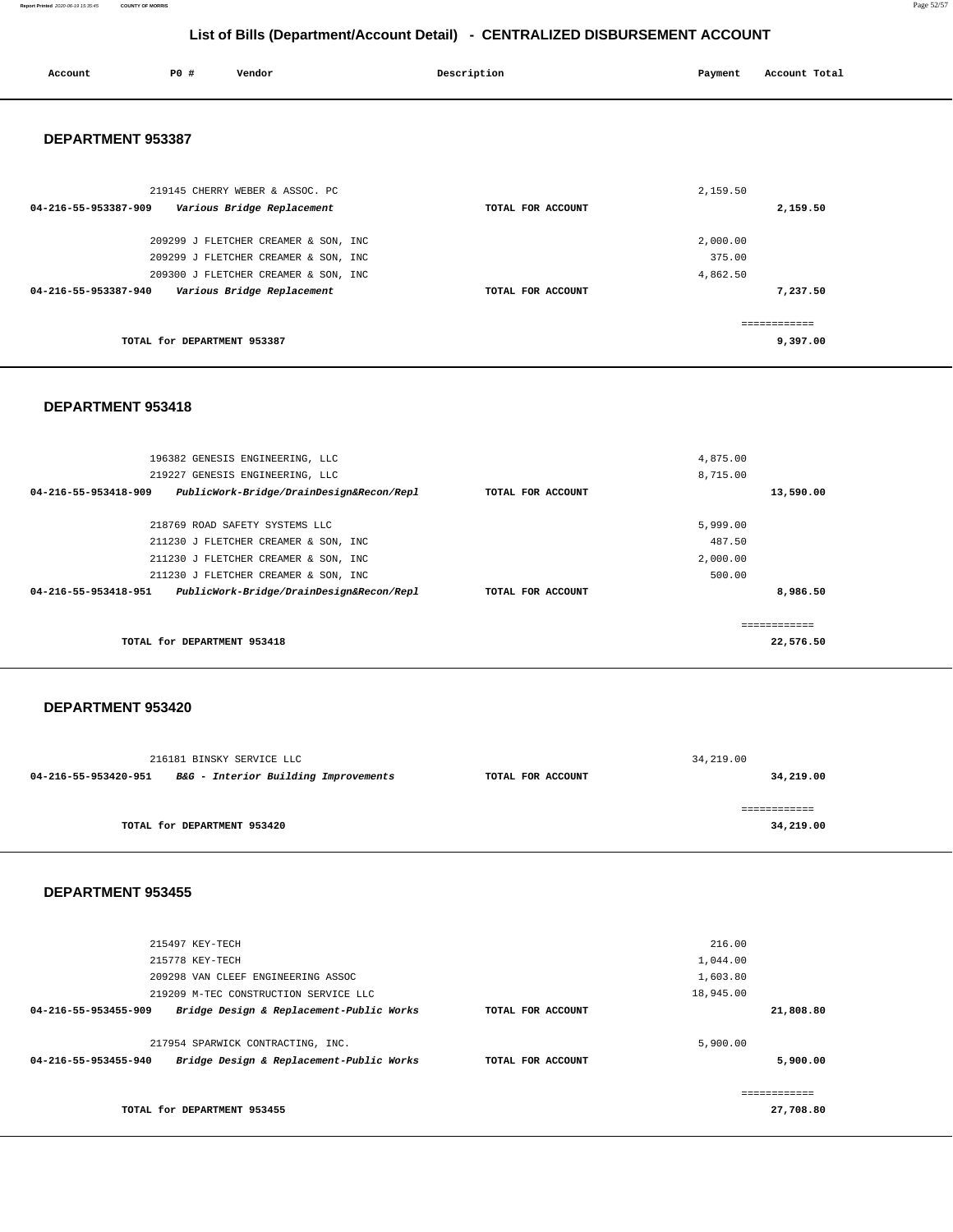# List of Bills (Department/Account Detail) - CENTRALIZED DISBURSEMENT ACCOUNT

| Account | PO # | Vendor | Description | Payment | Account Total |
|---|---|---|---|---|---|

## DEPARTMENT 953387

| Account | PO # | Vendor | Description | Payment | Account Total |
|---|---|---|---|---|---|
| | 219145 | CHERRY WEBER & ASSOC. PC | | 2,159.50 | |
| 04-216-55-953387-909 | | *Various Bridge Replacement* | TOTAL FOR ACCOUNT | | 2,159.50 |
| | 209299 | J FLETCHER CREAMER & SON, INC | | 2,000.00 | |
| | 209299 | J FLETCHER CREAMER & SON, INC | | 375.00 | |
| | 209300 | J FLETCHER CREAMER & SON, INC | | 4,862.50 | |
| 04-216-55-953387-940 | | *Various Bridge Replacement* | TOTAL FOR ACCOUNT | | 7,237.50 |
| | | TOTAL for DEPARTMENT 953387 | | | 9,397.00 |

## DEPARTMENT 953418

| Account | PO # | Vendor | Description | Payment | Account Total |
|---|---|---|---|---|---|
| | 196382 | GENESIS ENGINEERING, LLC | | 4,875.00 | |
| | 219227 | GENESIS ENGINEERING, LLC | | 8,715.00 | |
| 04-216-55-953418-909 | | *PublicWork-Bridge/DrainDesign&Recon/Repl* | TOTAL FOR ACCOUNT | | 13,590.00 |
| | 218769 | ROAD SAFETY SYSTEMS LLC | | 5,999.00 | |
| | 211230 | J FLETCHER CREAMER & SON, INC | | 487.50 | |
| | 211230 | J FLETCHER CREAMER & SON, INC | | 2,000.00 | |
| | 211230 | J FLETCHER CREAMER & SON, INC | | 500.00 | |
| 04-216-55-953418-951 | | *PublicWork-Bridge/DrainDesign&Recon/Repl* | TOTAL FOR ACCOUNT | | 8,986.50 |
| | | TOTAL for DEPARTMENT 953418 | | | 22,576.50 |

## DEPARTMENT 953420

| Account | PO # | Vendor | Description | Payment | Account Total |
|---|---|---|---|---|---|
| | 216181 | BINSKY SERVICE LLC | | 34,219.00 | |
| 04-216-55-953420-951 | | *B&G - Interior Building Improvements* | TOTAL FOR ACCOUNT | | 34,219.00 |
| | | TOTAL for DEPARTMENT 953420 | | | 34,219.00 |

## DEPARTMENT 953455

| Account | PO # | Vendor | Description | Payment | Account Total |
|---|---|---|---|---|---|
| | 215497 | KEY-TECH | | 216.00 | |
| | 215778 | KEY-TECH | | 1,044.00 | |
| | 209298 | VAN CLEEF ENGINEERING ASSOC | | 1,603.80 | |
| | 219209 | M-TEC CONSTRUCTION SERVICE LLC | | 18,945.00 | |
| 04-216-55-953455-909 | | *Bridge Design & Replacement-Public Works* | TOTAL FOR ACCOUNT | | 21,808.80 |
| | 217954 | SPARWICK CONTRACTING, INC. | | 5,900.00 | |
| 04-216-55-953455-940 | | *Bridge Design & Replacement-Public Works* | TOTAL FOR ACCOUNT | | 5,900.00 |
| | | TOTAL for DEPARTMENT 953455 | | | 27,708.80 |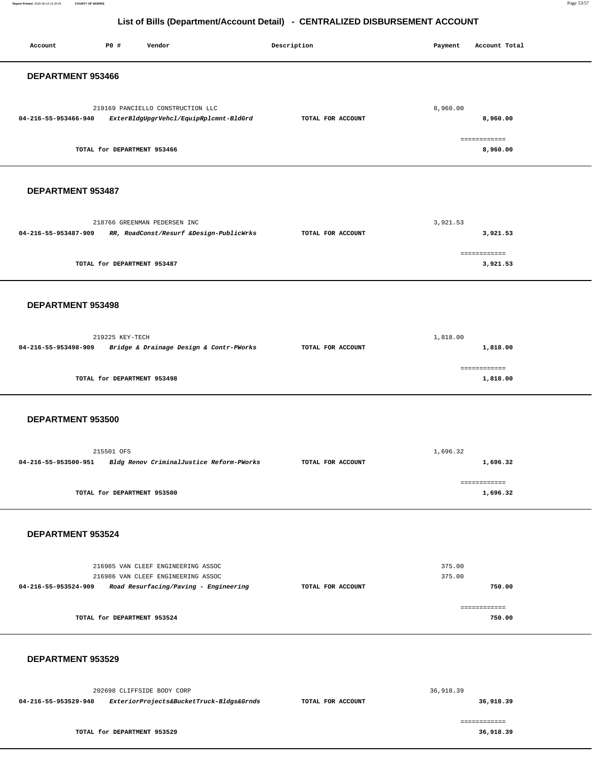## List of Bills (Department/Account Detail) - CENTRALIZED DISBURSEMENT ACCOUNT

| Account | PO # | Vendor | Description | Payment | Account Total |
|---|---|---|---|---|---|

### DEPARTMENT 953466

| Account | PO # | Vendor | Description | Payment | Account Total |
|---|---|---|---|---|---|
| | 219169 | PANCIELLO CONSTRUCTION LLC | | 8,960.00 | |
| **04-216-55-953466-940** | | ***ExterBldgUpgrVehcl/EquipRplcmnt-BldGrd*** | **TOTAL FOR ACCOUNT** | | **8,960.00** |
| | | | | | ============ |
| | | **TOTAL for DEPARTMENT 953466** | | | **8,960.00** |

### DEPARTMENT 953487

| Account | PO # | Vendor | Description | Payment | Account Total |
|---|---|---|---|---|---|
| | 218766 | GREENMAN PEDERSEN INC | | 3,921.53 | |
| **04-216-55-953487-909** | | ***RR, RoadConst/Resurf &Design-PublicWrks*** | **TOTAL FOR ACCOUNT** | | **3,921.53** |
| | | | | | ============ |
| | | **TOTAL for DEPARTMENT 953487** | | | **3,921.53** |

### DEPARTMENT 953498

| Account | PO # | Vendor | Description | Payment | Account Total |
|---|---|---|---|---|---|
| | 219225 | KEY-TECH | | 1,818.00 | |
| **04-216-55-953498-909** | | ***Bridge & Drainage Design & Contr-PWorks*** | **TOTAL FOR ACCOUNT** | | **1,818.00** |
| | | | | | ============ |
| | | **TOTAL for DEPARTMENT 953498** | | | **1,818.00** |

### DEPARTMENT 953500

| Account | PO # | Vendor | Description | Payment | Account Total |
|---|---|---|---|---|---|
| | 215501 | OFS | | 1,696.32 | |
| **04-216-55-953500-951** | | ***Bldg Renov CriminalJustice Reform-PWorks*** | **TOTAL FOR ACCOUNT** | | **1,696.32** |
| | | | | | ============ |
| | | **TOTAL for DEPARTMENT 953500** | | | **1,696.32** |

### DEPARTMENT 953524

| Account | PO # | Vendor | Description | Payment | Account Total |
|---|---|---|---|---|---|
| | 216985 | VAN CLEEF ENGINEERING ASSOC | | 375.00 | |
| | 216986 | VAN CLEEF ENGINEERING ASSOC | | 375.00 | |
| **04-216-55-953524-909** | | ***Road Resurfacing/Paving - Engineering*** | **TOTAL FOR ACCOUNT** | | **750.00** |
| | | | | | ============ |
| | | **TOTAL for DEPARTMENT 953524** | | | **750.00** |

### DEPARTMENT 953529

| Account | PO # | Vendor | Description | Payment | Account Total |
|---|---|---|---|---|---|
| | 202698 | CLIFFSIDE BODY CORP | | 36,918.39 | |
| **04-216-55-953529-940** | | ***ExteriorProjects&BucketTruck-Bldgs&Grnds*** | **TOTAL FOR ACCOUNT** | | **36,918.39** |
| | | | | | ============ |
| | | **TOTAL for DEPARTMENT 953529** | | | **36,918.39** |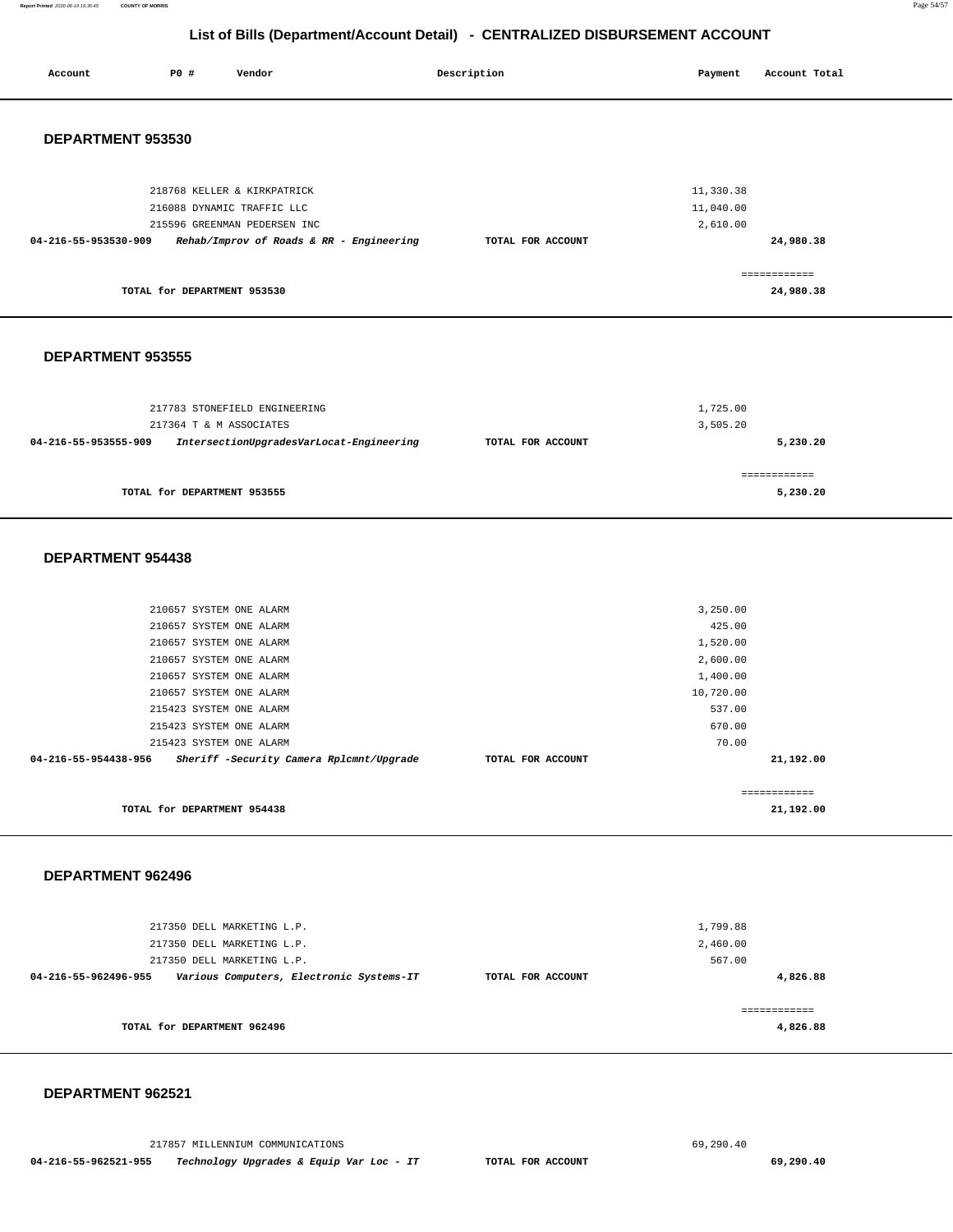## List of Bills (Department/Account Detail) - CENTRALIZED DISBURSEMENT ACCOUNT

| Account | PO # | Vendor | Description | Payment | Account Total |
|---|---|---|---|---|---|

### DEPARTMENT 953530

| Account | PO # | Vendor | Description | Payment | Account Total |
|---|---|---|---|---|---|
| | 218768 | KELLER & KIRKPATRICK | | 11,330.38 | |
| | 216088 | DYNAMIC TRAFFIC LLC | | 11,040.00 | |
| | 215596 | GREENMAN PEDERSEN INC | | 2,610.00 | |
| **04-216-55-953530-909** | | ***Rehab/Improv of Roads & RR - Engineering*** | **TOTAL FOR ACCOUNT** | | **24,980.38** |

| | |
|---|---|
| **TOTAL for DEPARTMENT 953530** | ============ **24,980.38** |

### DEPARTMENT 953555

| Account | PO # | Vendor | Description | Payment | Account Total |
|---|---|---|---|---|---|
| | 217783 | STONEFIELD ENGINEERING | | 1,725.00 | |
| | 217364 | T & M ASSOCIATES | | 3,505.20 | |
| **04-216-55-953555-909** | | ***IntersectionUpgradesVarLocat-Engineering*** | **TOTAL FOR ACCOUNT** | | **5,230.20** |

| | |
|---|---|
| **TOTAL for DEPARTMENT 953555** | ============ **5,230.20** |

### DEPARTMENT 954438

| Account | PO # | Vendor | Description | Payment | Account Total |
|---|---|---|---|---|---|
| | 210657 | SYSTEM ONE ALARM | | 3,250.00 | |
| | 210657 | SYSTEM ONE ALARM | | 425.00 | |
| | 210657 | SYSTEM ONE ALARM | | 1,520.00 | |
| | 210657 | SYSTEM ONE ALARM | | 2,600.00 | |
| | 210657 | SYSTEM ONE ALARM | | 1,400.00 | |
| | 210657 | SYSTEM ONE ALARM | | 10,720.00 | |
| | 215423 | SYSTEM ONE ALARM | | 537.00 | |
| | 215423 | SYSTEM ONE ALARM | | 670.00 | |
| | 215423 | SYSTEM ONE ALARM | | 70.00 | |
| **04-216-55-954438-956** | | ***Sheriff -Security Camera Rplcmnt/Upgrade*** | **TOTAL FOR ACCOUNT** | | **21,192.00** |

| | |
|---|---|
| **TOTAL for DEPARTMENT 954438** | ============ **21,192.00** |

### DEPARTMENT 962496

| Account | PO # | Vendor | Description | Payment | Account Total |
|---|---|---|---|---|---|
| | 217350 | DELL MARKETING L.P. | | 1,799.88 | |
| | 217350 | DELL MARKETING L.P. | | 2,460.00 | |
| | 217350 | DELL MARKETING L.P. | | 567.00 | |
| **04-216-55-962496-955** | | ***Various Computers, Electronic Systems-IT*** | **TOTAL FOR ACCOUNT** | | **4,826.88** |

| | |
|---|---|
| **TOTAL for DEPARTMENT 962496** | ============ **4,826.88** |

### DEPARTMENT 962521

| Account | PO # | Vendor | Description | Payment | Account Total |
|---|---|---|---|---|---|
| | 217857 | MILLENNIUM COMMUNICATIONS | | 69,290.40 | |
| **04-216-55-962521-955** | | ***Technology Upgrades & Equip Var Loc - IT*** | **TOTAL FOR ACCOUNT** | | **69,290.40** |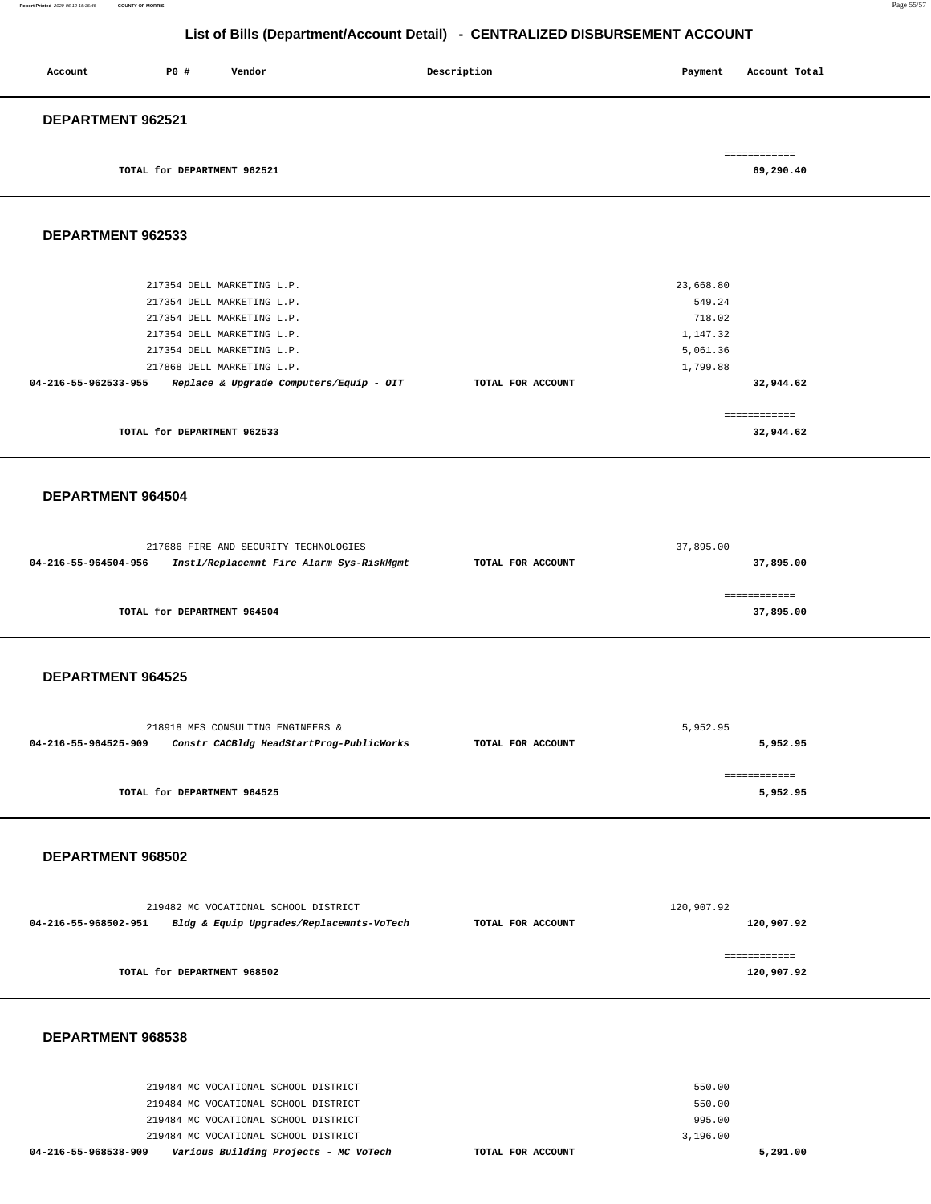# List of Bills (Department/Account Detail) - CENTRALIZED DISBURSEMENT ACCOUNT

| Account | PO # | Vendor | Description | Payment | Account Total |
|---|---|---|---|---|---|

## DEPARTMENT 962521

| | | |
|---|---|---|
| TOTAL for DEPARTMENT 962521 | | 69,290.40 |

## DEPARTMENT 962533

| Account | PO # | Vendor | Description | Payment | Account Total |
|---|---|---|---|---|---|
| | 217354 | DELL MARKETING L.P. | | 23,668.80 | |
| | 217354 | DELL MARKETING L.P. | | 549.24 | |
| | 217354 | DELL MARKETING L.P. | | 718.02 | |
| | 217354 | DELL MARKETING L.P. | | 1,147.32 | |
| | 217354 | DELL MARKETING L.P. | | 5,061.36 | |
| | 217868 | DELL MARKETING L.P. | | 1,799.88 | |
| **04-216-55-962533-955** | | ***Replace & Upgrade Computers/Equip - OIT*** | TOTAL FOR ACCOUNT | | **32,944.62** |

| | | |
|---|---|---|
| TOTAL for DEPARTMENT 962533 | | 32,944.62 |

## DEPARTMENT 964504

| Account | PO # | Vendor | Description | Payment | Account Total |
|---|---|---|---|---|---|
| | 217686 | FIRE AND SECURITY TECHNOLOGIES | | 37,895.00 | |
| **04-216-55-964504-956** | | ***Instl/Replacemnt Fire Alarm Sys-RiskMgmt*** | TOTAL FOR ACCOUNT | | **37,895.00** |

| | | |
|---|---|---|
| TOTAL for DEPARTMENT 964504 | | 37,895.00 |

## DEPARTMENT 964525

| Account | PO # | Vendor | Description | Payment | Account Total |
|---|---|---|---|---|---|
| | 218918 | MFS CONSULTING ENGINEERS & | | 5,952.95 | |
| **04-216-55-964525-909** | | ***Constr CACBldg HeadStartProg-PublicWorks*** | TOTAL FOR ACCOUNT | | **5,952.95** |

| | | |
|---|---|---|
| TOTAL for DEPARTMENT 964525 | | 5,952.95 |

## DEPARTMENT 968502

| Account | PO # | Vendor | Description | Payment | Account Total |
|---|---|---|---|---|---|
| | 219482 | MC VOCATIONAL SCHOOL DISTRICT | | 120,907.92 | |
| **04-216-55-968502-951** | | ***Bldg & Equip Upgrades/Replacemnts-VoTech*** | TOTAL FOR ACCOUNT | | **120,907.92** |

| | | |
|---|---|---|
| TOTAL for DEPARTMENT 968502 | | 120,907.92 |

## DEPARTMENT 968538

| Account | PO # | Vendor | Description | Payment | Account Total |
|---|---|---|---|---|---|
| | 219484 | MC VOCATIONAL SCHOOL DISTRICT | | 550.00 | |
| | 219484 | MC VOCATIONAL SCHOOL DISTRICT | | 550.00 | |
| | 219484 | MC VOCATIONAL SCHOOL DISTRICT | | 995.00 | |
| | 219484 | MC VOCATIONAL SCHOOL DISTRICT | | 3,196.00 | |
| **04-216-55-968538-909** | | ***Various Building Projects - MC VoTech*** | TOTAL FOR ACCOUNT | | **5,291.00** |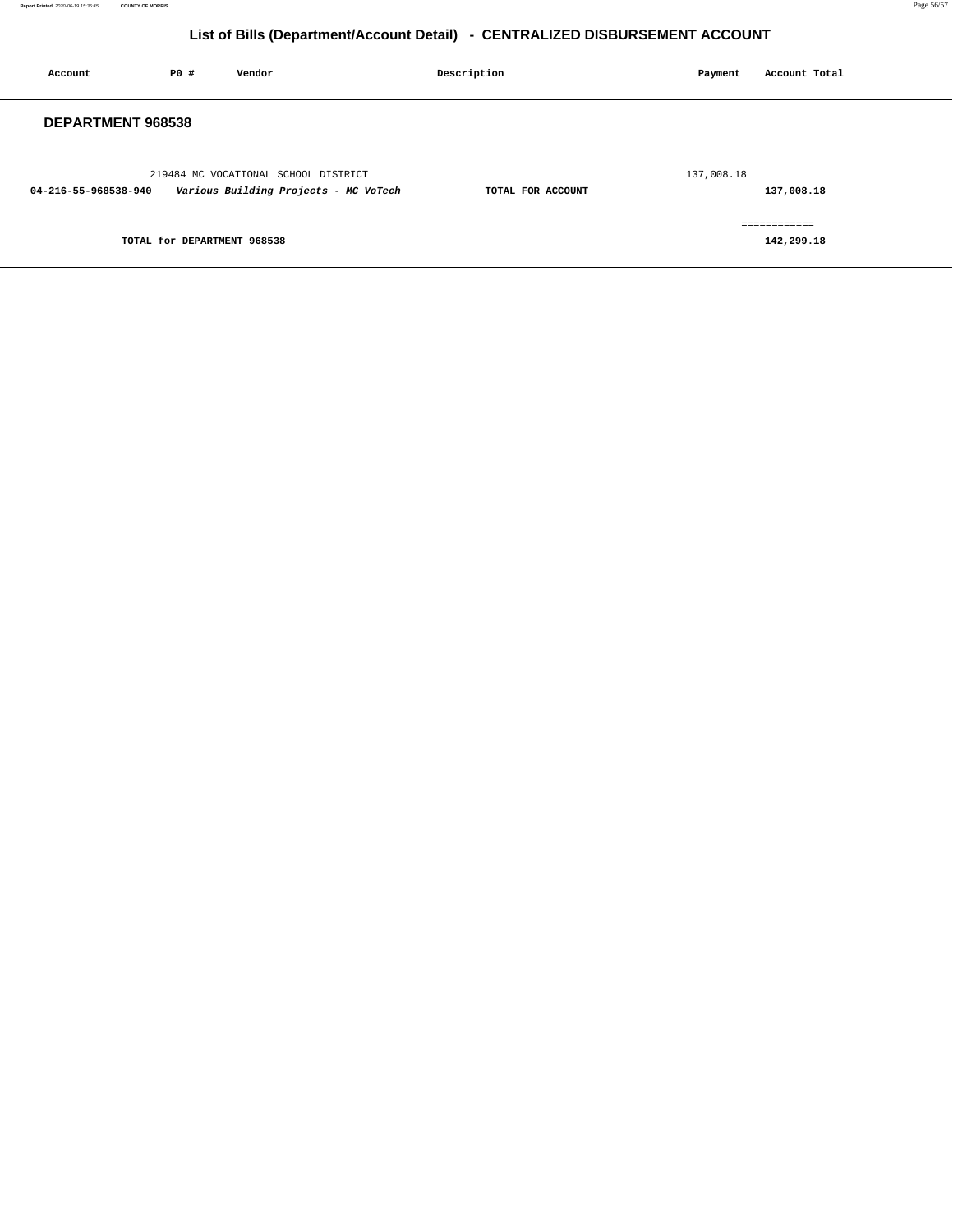## List of Bills (Department/Account Detail) - CENTRALIZED DISBURSEMENT ACCOUNT

| Account | PO # | Vendor | Description | Payment | Account Total |
|---|---|---|---|---|---|

### DEPARTMENT 968538

| Account | PO # | Vendor | Description | Payment | Account Total |
|---|---|---|---|---|---|
| | 219484 | MC VOCATIONAL SCHOOL DISTRICT | | 137,008.18 | |
| **04-216-55-968538-940** | | ***Various Building Projects - MC VoTech*** | **TOTAL FOR ACCOUNT** | | **137,008.18** |
| | | | | | ============ |
| | | **TOTAL for DEPARTMENT 968538** | | | **142,299.18** |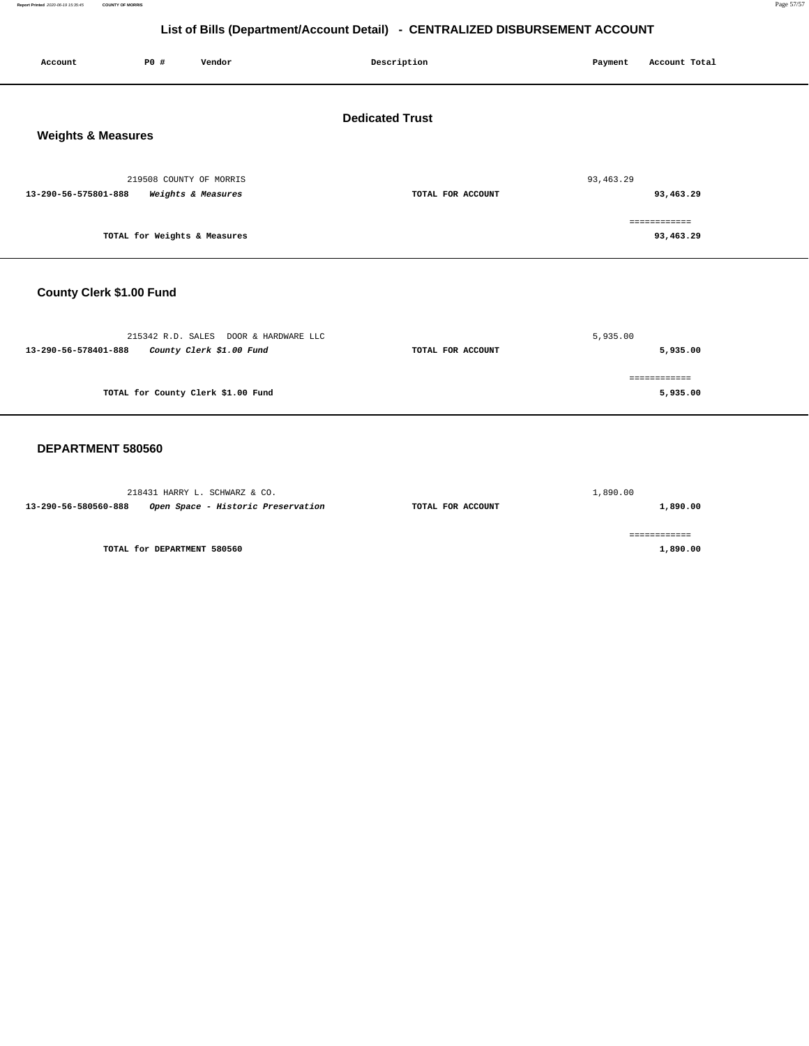## List of Bills (Department/Account Detail) - CENTRALIZED DISBURSEMENT ACCOUNT

| Account | PO # | Vendor | Description | Payment | Account Total |
|---|---|---|---|---|---|

### Dedicated Trust

### Weights & Measures

| Account | PO # | Vendor | Description | Payment | Account Total |
|---|---|---|---|---|---|
| | 219508 | COUNTY OF MORRIS | | 93,463.29 | |
| **13-290-56-575801-888** | | ***Weights & Measures*** | **TOTAL FOR ACCOUNT** | | **93,463.29** |
| | | | | | ============ |
| | | **TOTAL for Weights & Measures** | | | **93,463.29** |

### County Clerk $1.00 Fund

| Account | PO # | Vendor | Description | Payment | Account Total |
|---|---|---|---|---|---|
| | 215342 | R.D. SALES DOOR & HARDWARE LLC | | 5,935.00 | |
| **13-290-56-578401-888** | | ***County Clerk $1.00 Fund*** | **TOTAL FOR ACCOUNT** | | **5,935.00** |
| | | | | | ============ |
| | | **TOTAL for County Clerk $1.00 Fund** | | | **5,935.00** |

### DEPARTMENT 580560

| Account | PO # | Vendor | Description | Payment | Account Total |
|---|---|---|---|---|---|
| | 218431 | HARRY L. SCHWARZ & CO. | | 1,890.00 | |
| **13-290-56-580560-888** | | ***Open Space - Historic Preservation*** | **TOTAL FOR ACCOUNT** | | **1,890.00** |
| | | | | | ============ |
| | | **TOTAL for DEPARTMENT 580560** | | | **1,890.00** |